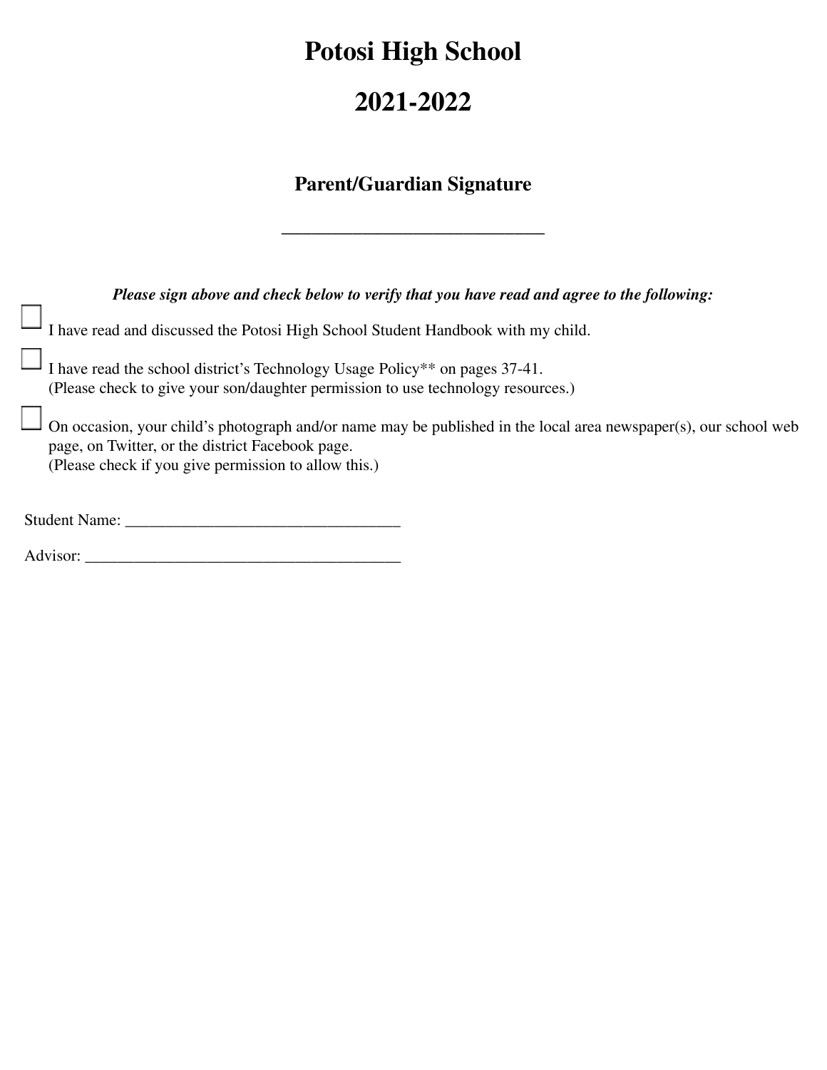# Potosi High School

# 2021-2022

## Parent/Guardian Signature

______________________________

***Please sign above and check below to verify that you have read and agree to the following:***

☐ I have read and discussed the Potosi High School Student Handbook with my child.

☐ I have read the school district's Technology Usage Policy** on pages 37-41.
(Please check to give your son/daughter permission to use technology resources.)

☐ On occasion, your child's photograph and/or name may be published in the local area newspaper(s), our school web page, on Twitter, or the district Facebook page.
(Please check if you give permission to allow this.)

Student Name: ________________________________

Advisor: _____________________________________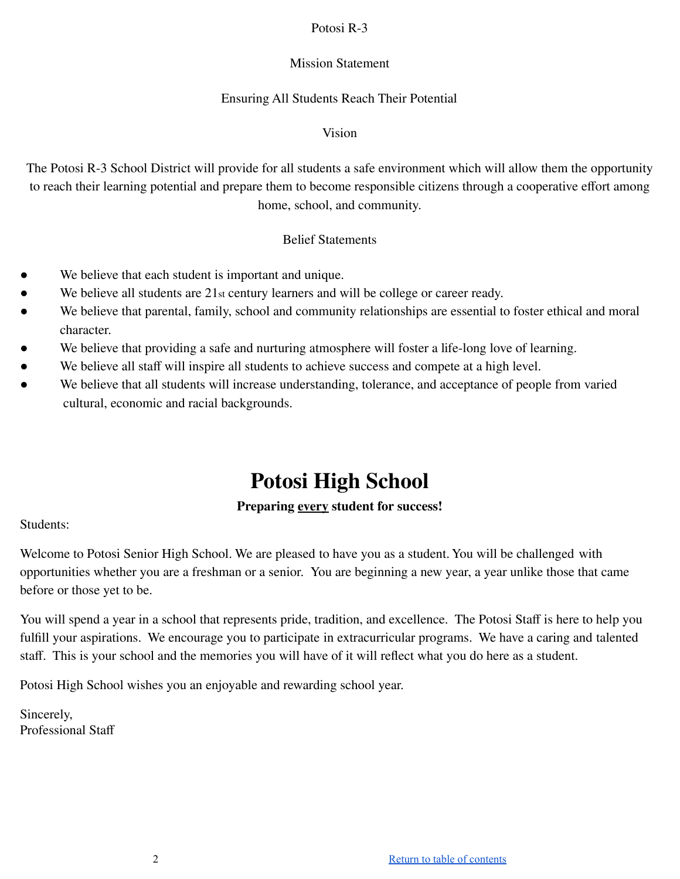Potosi R-3

Mission Statement

Ensuring All Students Reach Their Potential

Vision

The Potosi R-3 School District will provide for all students a safe environment which will allow them the opportunity to reach their learning potential and prepare them to become responsible citizens through a cooperative effort among home, school, and community.

Belief Statements

- We believe that each student is important and unique.
- We believe all students are 21st century learners and will be college or career ready.
- We believe that parental, family, school and community relationships are essential to foster ethical and moral character.
- We believe that providing a safe and nurturing atmosphere will foster a life-long love of learning.
- We believe all staff will inspire all students to achieve success and compete at a high level.
- We believe that all students will increase understanding, tolerance, and acceptance of people from varied cultural, economic and racial backgrounds.

# Potosi High School

**Preparing every student for success!**

Students:

Welcome to Potosi Senior High School. We are pleased to have you as a student. You will be challenged with opportunities whether you are a freshman or a senior. You are beginning a new year, a year unlike those that came before or those yet to be.

You will spend a year in a school that represents pride, tradition, and excellence. The Potosi Staff is here to help you fulfill your aspirations. We encourage you to participate in extracurricular programs. We have a caring and talented staff. This is your school and the memories you will have of it will reflect what you do here as a student.

Potosi High School wishes you an enjoyable and rewarding school year.

Sincerely,
Professional Staff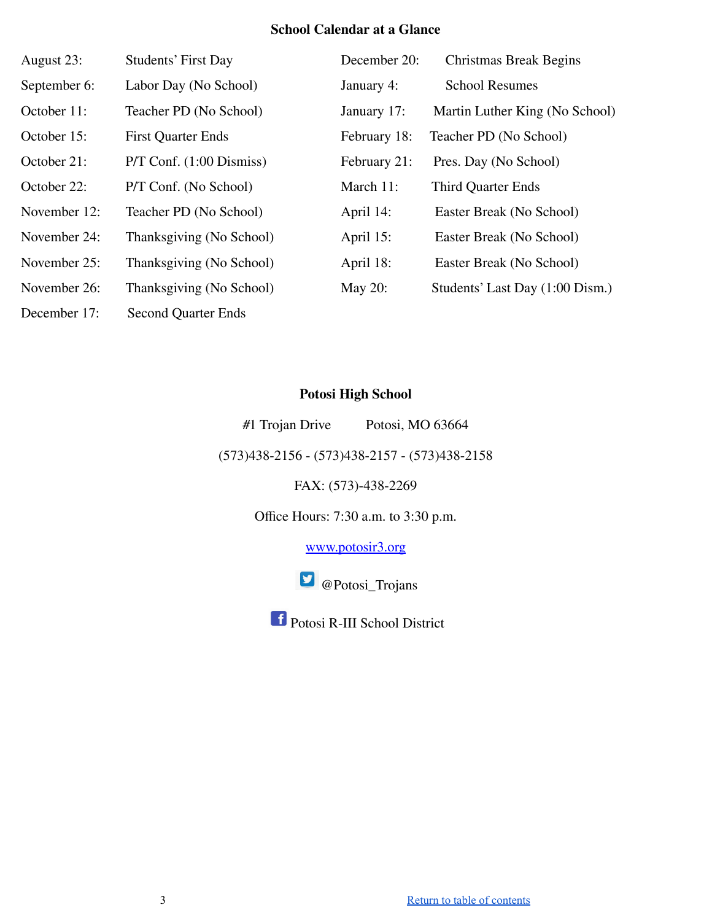## School Calendar at a Glance

| Date | Event |
|---|---|
| August 23: | Students' First Day |
| September 6: | Labor Day (No School) |
| October 11: | Teacher PD (No School) |
| October 15: | First Quarter Ends |
| October 21: | P/T Conf. (1:00 Dismiss) |
| October 22: | P/T Conf. (No School) |
| November 12: | Teacher PD (No School) |
| November 24: | Thanksgiving (No School) |
| November 25: | Thanksgiving (No School) |
| November 26: | Thanksgiving (No School) |
| December 17: | Second Quarter Ends |
| December 20: | Christmas Break Begins |
| January 4: | School Resumes |
| January 17: | Martin Luther King (No School) |
| February 18: | Teacher PD (No School) |
| February 21: | Pres. Day (No School) |
| March 11: | Third Quarter Ends |
| April 14: | Easter Break (No School) |
| April 15: | Easter Break (No School) |
| April 18: | Easter Break (No School) |
| May 20: | Students' Last Day (1:00 Dism.) |

**Potosi High School**

#1 Trojan Drive Potosi, MO 63664

(573)438-2156 - (573)438-2157 - (573)438-2158

FAX: (573)-438-2269

Office Hours: 7:30 a.m. to 3:30 p.m.

[www.potosir3.org](http://www.potosir3.org)

@Potosi_Trojans

Potosi R-III School District

[Return to table of contents]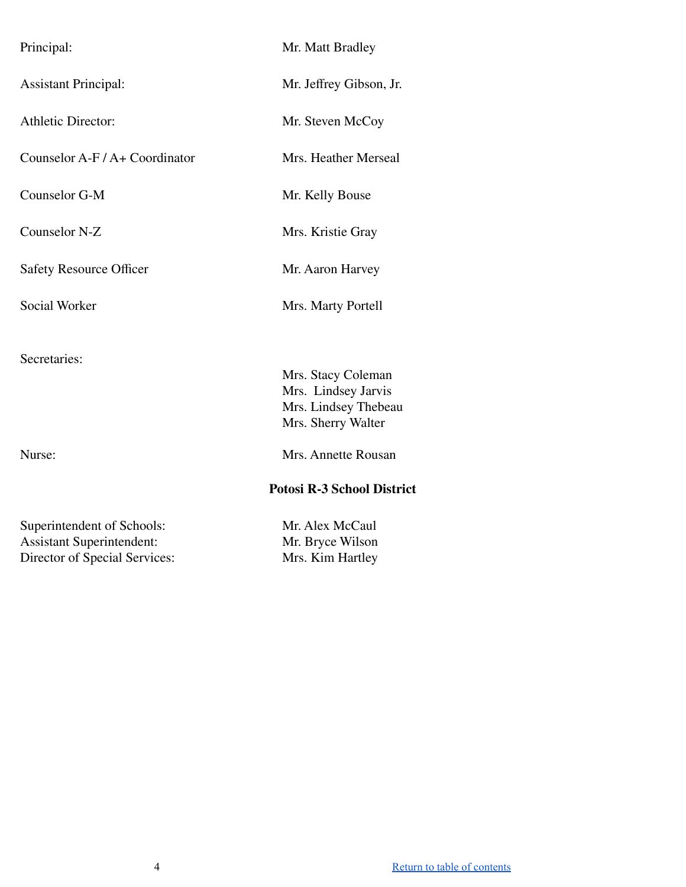| | |
|---|---|
| Principal: | Mr. Matt Bradley |
| Assistant Principal: | Mr. Jeffrey Gibson, Jr. |
| Athletic Director: | Mr. Steven McCoy |
| Counselor A-F / A+ Coordinator | Mrs. Heather Merseal |
| Counselor G-M | Mr. Kelly Bouse |
| Counselor N-Z | Mrs. Kristie Gray |
| Safety Resource Officer | Mr. Aaron Harvey |
| Social Worker | Mrs. Marty Portell |
| Secretaries: | Mrs. Stacy Coleman<br>Mrs. Lindsey Jarvis<br>Mrs. Lindsey Thebeau<br>Mrs. Sherry Walter |
| Nurse: | Mrs. Annette Rousan |

**Potosi R-3 School District**

| | |
|---|---|
| Superintendent of Schools: | Mr. Alex McCaul |
| Assistant Superintendent: | Mr. Bryce Wilson |
| Director of Special Services: | Mrs. Kim Hartley |

Return to table of contents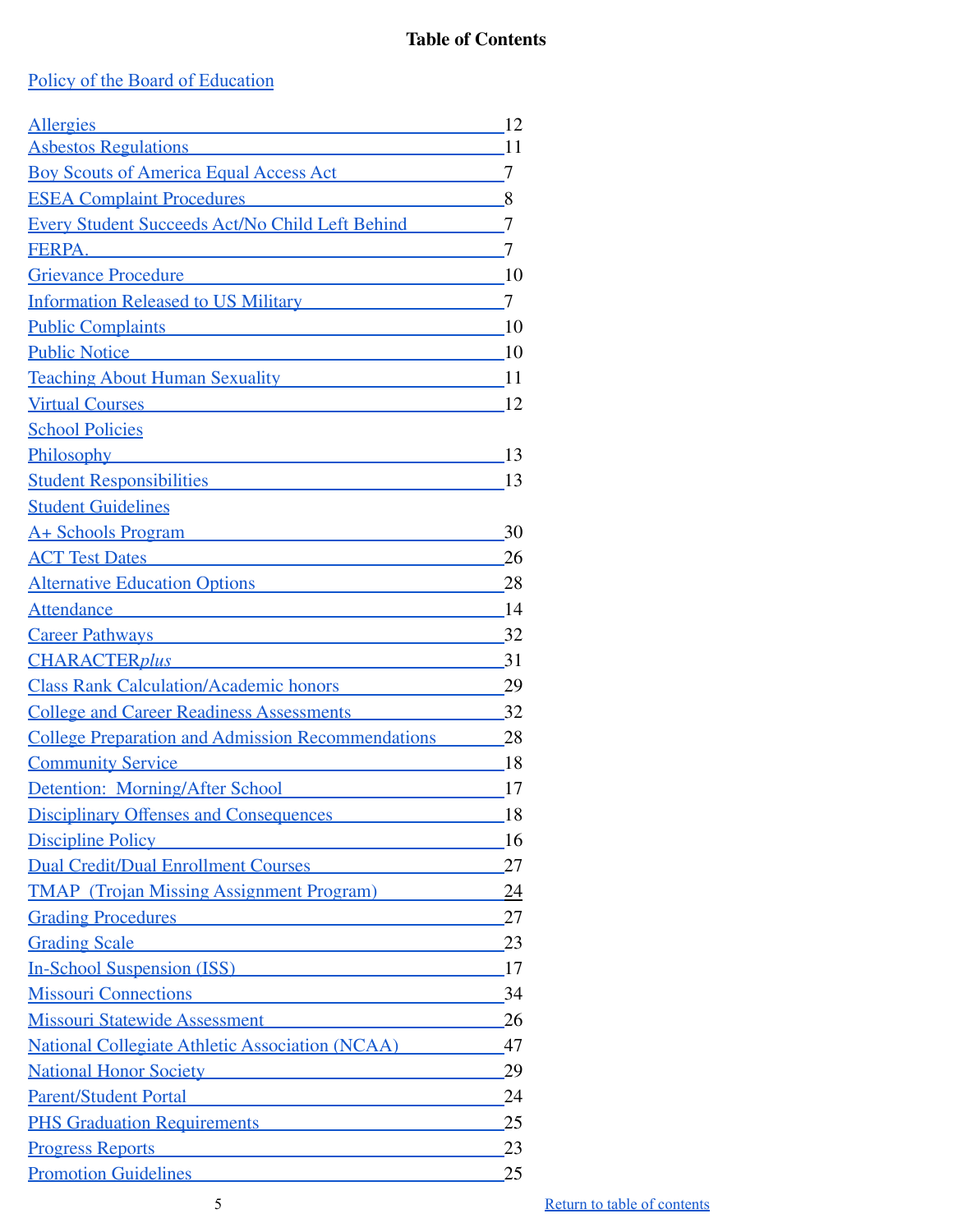# Table of Contents

Policy of the Board of Education

| Section | Page |
|---|---|
| Allergies | 12 |
| Asbestos Regulations | 11 |
| Boy Scouts of America Equal Access Act | 7 |
| ESEA Complaint Procedures | 8 |
| Every Student Succeeds Act/No Child Left Behind | 7 |
| FERPA. | 7 |
| Grievance Procedure | 10 |
| Information Released to US Military | 7 |
| Public Complaints | 10 |
| Public Notice | 10 |
| Teaching About Human Sexuality | 11 |
| Virtual Courses | 12 |
| **School Policies** | |
| Philosophy | 13 |
| Student Responsibilities | 13 |
| **Student Guidelines** | |
| A+ Schools Program | 30 |
| ACT Test Dates | 26 |
| Alternative Education Options | 28 |
| Attendance | 14 |
| Career Pathways | 32 |
| CHARACTER*plus* | 31 |
| Class Rank Calculation/Academic honors | 29 |
| College and Career Readiness Assessments | 32 |
| College Preparation and Admission Recommendations | 28 |
| Community Service | 18 |
| Detention: Morning/After School | 17 |
| Disciplinary Offenses and Consequences | 18 |
| Discipline Policy | 16 |
| Dual Credit/Dual Enrollment Courses | 27 |
| TMAP (Trojan Missing Assignment Program) | 24 |
| Grading Procedures | 27 |
| Grading Scale | 23 |
| In-School Suspension (ISS) | 17 |
| Missouri Connections | 34 |
| Missouri Statewide Assessment | 26 |
| National Collegiate Athletic Association (NCAA) | 47 |
| National Honor Society | 29 |
| Parent/Student Portal | 24 |
| PHS Graduation Requirements | 25 |
| Progress Reports | 23 |
| Promotion Guidelines | 25 |

Return to table of contents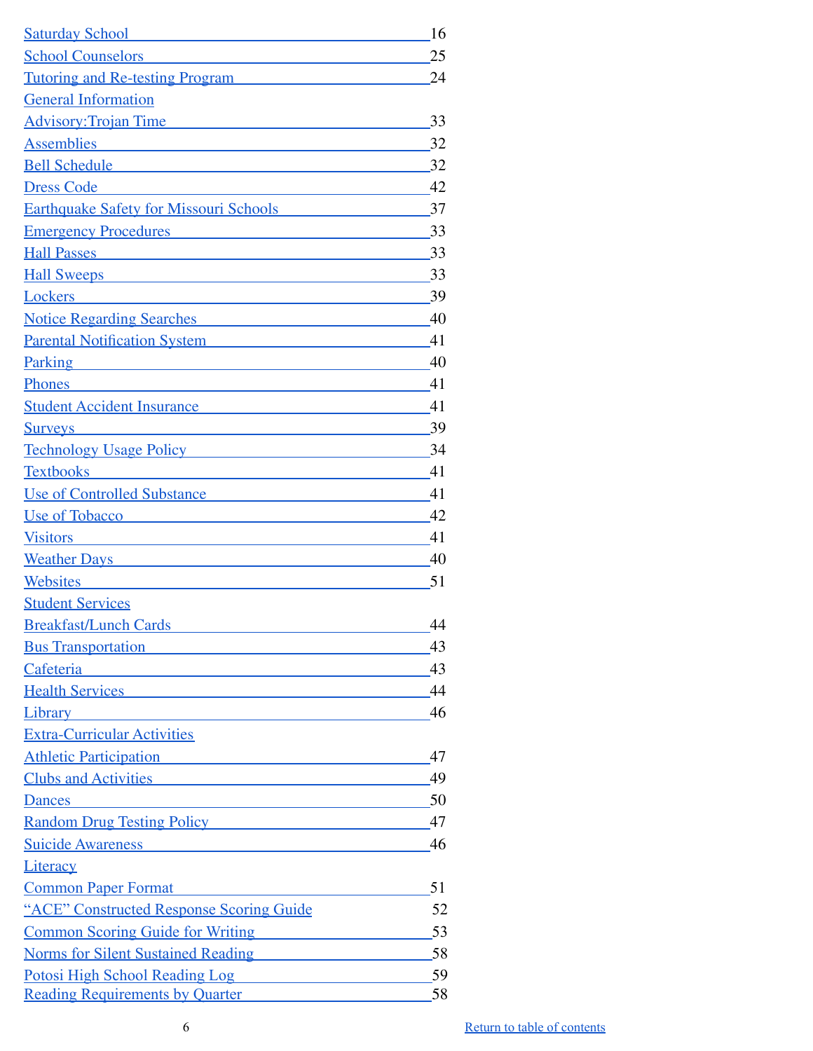Saturday School 16
School Counselors 25
Tutoring and Re-testing Program 24

General Information

Advisory:Trojan Time 33
Assemblies 32
Bell Schedule 32
Dress Code 42
Earthquake Safety for Missouri Schools 37
Emergency Procedures 33
Hall Passes 33
Hall Sweeps 33
Lockers 39
Notice Regarding Searches 40
Parental Notification System 41
Parking 40
Phones 41
Student Accident Insurance 41
Surveys 39
Technology Usage Policy 34
Textbooks 41
Use of Controlled Substance 41
Use of Tobacco 42
Visitors 41
Weather Days 40
Websites 51

Student Services

Breakfast/Lunch Cards 44
Bus Transportation 43
Cafeteria 43
Health Services 44
Library 46

Extra-Curricular Activities

Athletic Participation 47
Clubs and Activities 49
Dances 50
Random Drug Testing Policy 47
Suicide Awareness 46

Literacy

Common Paper Format 51
"ACE" Constructed Response Scoring Guide 52
Common Scoring Guide for Writing 53
Norms for Silent Sustained Reading 58
Potosi High School Reading Log 59
Reading Requirements by Quarter 58

Return to table of contents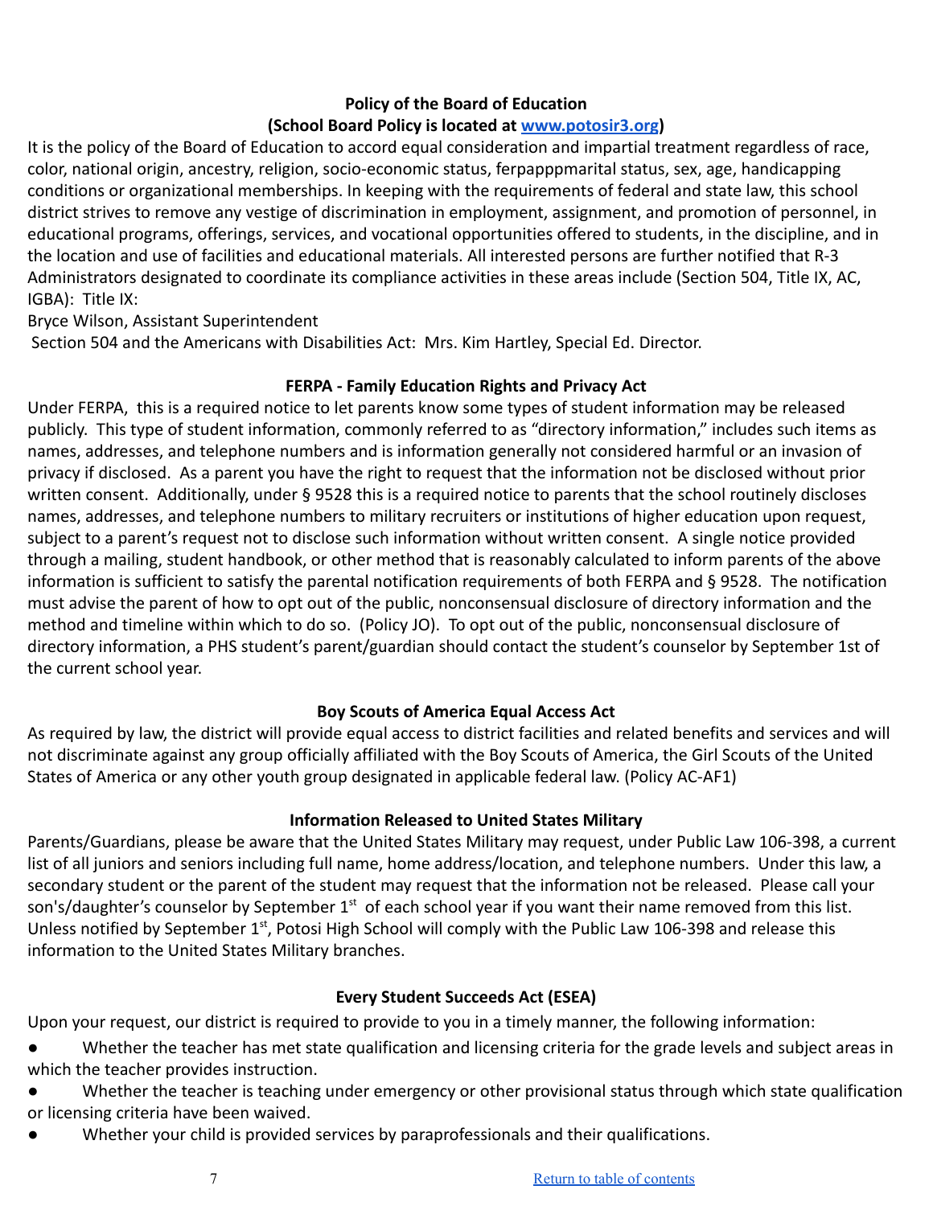**Policy of the Board of Education**
**(School Board Policy is located at [www.potosir3.org](www.potosir3.org))**

It is the policy of the Board of Education to accord equal consideration and impartial treatment regardless of race, color, national origin, ancestry, religion, socio-economic status, ferpapppmarital status, sex, age, handicapping conditions or organizational memberships. In keeping with the requirements of federal and state law, this school district strives to remove any vestige of discrimination in employment, assignment, and promotion of personnel, in educational programs, offerings, services, and vocational opportunities offered to students, in the discipline, and in the location and use of facilities and educational materials. All interested persons are further notified that R-3 Administrators designated to coordinate its compliance activities in these areas include (Section 504, Title IX, AC, IGBA): Title IX:

Bryce Wilson, Assistant Superintendent

Section 504 and the Americans with Disabilities Act: Mrs. Kim Hartley, Special Ed. Director.

**FERPA - Family Education Rights and Privacy Act**

Under FERPA, this is a required notice to let parents know some types of student information may be released publicly. This type of student information, commonly referred to as "directory information," includes such items as names, addresses, and telephone numbers and is information generally not considered harmful or an invasion of privacy if disclosed. As a parent you have the right to request that the information not be disclosed without prior written consent. Additionally, under § 9528 this is a required notice to parents that the school routinely discloses names, addresses, and telephone numbers to military recruiters or institutions of higher education upon request, subject to a parent's request not to disclose such information without written consent. A single notice provided through a mailing, student handbook, or other method that is reasonably calculated to inform parents of the above information is sufficient to satisfy the parental notification requirements of both FERPA and § 9528. The notification must advise the parent of how to opt out of the public, nonconsensual disclosure of directory information and the method and timeline within which to do so. (Policy JO). To opt out of the public, nonconsensual disclosure of directory information, a PHS student's parent/guardian should contact the student's counselor by September 1st of the current school year.

**Boy Scouts of America Equal Access Act**

As required by law, the district will provide equal access to district facilities and related benefits and services and will not discriminate against any group officially affiliated with the Boy Scouts of America, the Girl Scouts of the United States of America or any other youth group designated in applicable federal law. (Policy AC-AF1)

**Information Released to United States Military**

Parents/Guardians, please be aware that the United States Military may request, under Public Law 106-398, a current list of all juniors and seniors including full name, home address/location, and telephone numbers. Under this law, a secondary student or the parent of the student may request that the information not be released. Please call your son's/daughter's counselor by September 1st of each school year if you want their name removed from this list. Unless notified by September 1st, Potosi High School will comply with the Public Law 106-398 and release this information to the United States Military branches.

**Every Student Succeeds Act (ESEA)**

Upon your request, our district is required to provide to you in a timely manner, the following information:

- Whether the teacher has met state qualification and licensing criteria for the grade levels and subject areas in which the teacher provides instruction.
- Whether the teacher is teaching under emergency or other provisional status through which state qualification or licensing criteria have been waived.
- Whether your child is provided services by paraprofessionals and their qualifications.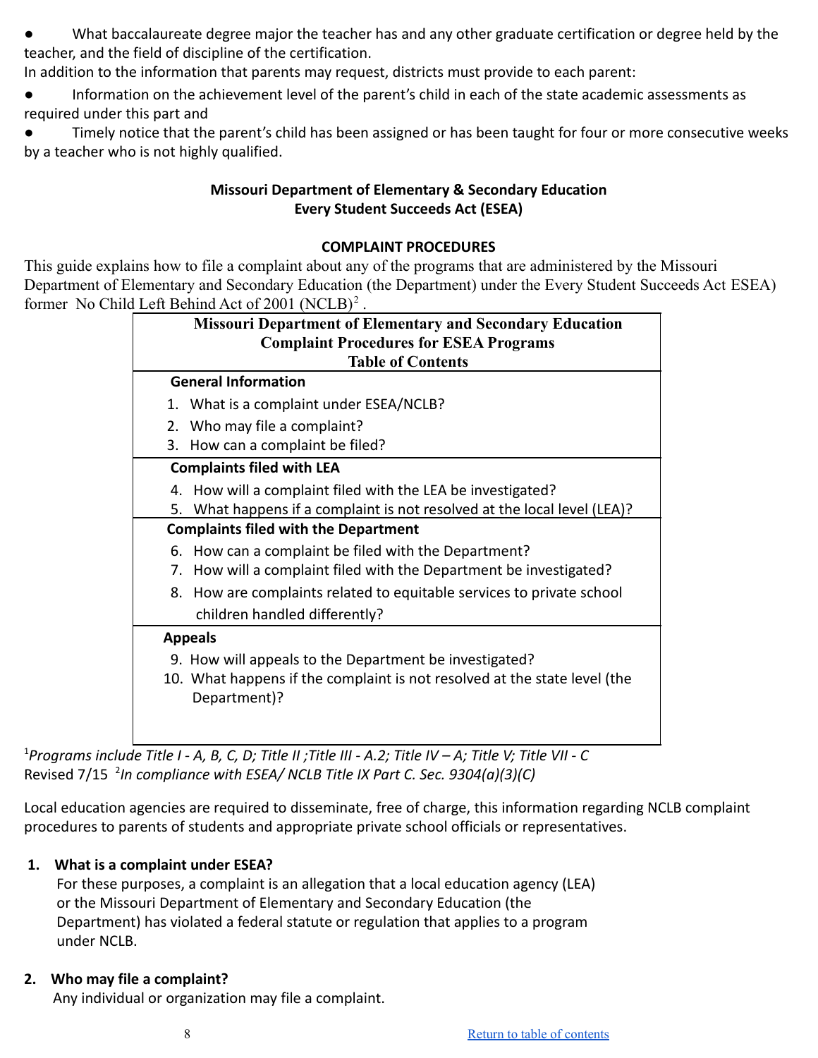- What baccalaureate degree major the teacher has and any other graduate certification or degree held by the teacher, and the field of discipline of the certification.

In addition to the information that parents may request, districts must provide to each parent:

- Information on the achievement level of the parent's child in each of the state academic assessments as required under this part and
- Timely notice that the parent's child has been assigned or has been taught for four or more consecutive weeks by a teacher who is not highly qualified.

**Missouri Department of Elementary & Secondary Education**
**Every Student Succeeds Act (ESEA)**

**COMPLAINT PROCEDURES**

This guide explains how to file a complaint about any of the programs that are administered by the Missouri Department of Elementary and Secondary Education (the Department) under the Every Student Succeeds Act ESEA) former No Child Left Behind Act of 2001 (NCLB)[2].

| **Missouri Department of Elementary and Secondary Education Complaint Procedures for ESEA Programs Table of Contents** |
|---|
| **General Information**<br>1. What is a complaint under ESEA/NCLB?<br>2. Who may file a complaint?<br>3. How can a complaint be filed? |
| **Complaints filed with LEA**<br>4. How will a complaint filed with the LEA be investigated?<br>5. What happens if a complaint is not resolved at the local level (LEA)? |
| **Complaints filed with the Department**<br>6. How can a complaint be filed with the Department?<br>7. How will a complaint filed with the Department be investigated?<br>8. How are complaints related to equitable services to private school children handled differently? |
| **Appeals**<br>9. How will appeals to the Department be investigated?<br>10. What happens if the complaint is not resolved at the state level (the Department)? |

[1]*Programs include Title I - A, B, C, D; Title II ;Title III - A.2; Title IV – A; Title V; Title VII - C*
Revised 7/15 [2]*In compliance with ESEA/ NCLB Title IX Part C. Sec. 9304(a)(3)(C)*

Local education agencies are required to disseminate, free of charge, this information regarding NCLB complaint procedures to parents of students and appropriate private school officials or representatives.

**1. What is a complaint under ESEA?**

For these purposes, a complaint is an allegation that a local education agency (LEA) or the Missouri Department of Elementary and Secondary Education (the Department) has violated a federal statute or regulation that applies to a program under NCLB.

**2. Who may file a complaint?**

Any individual or organization may file a complaint.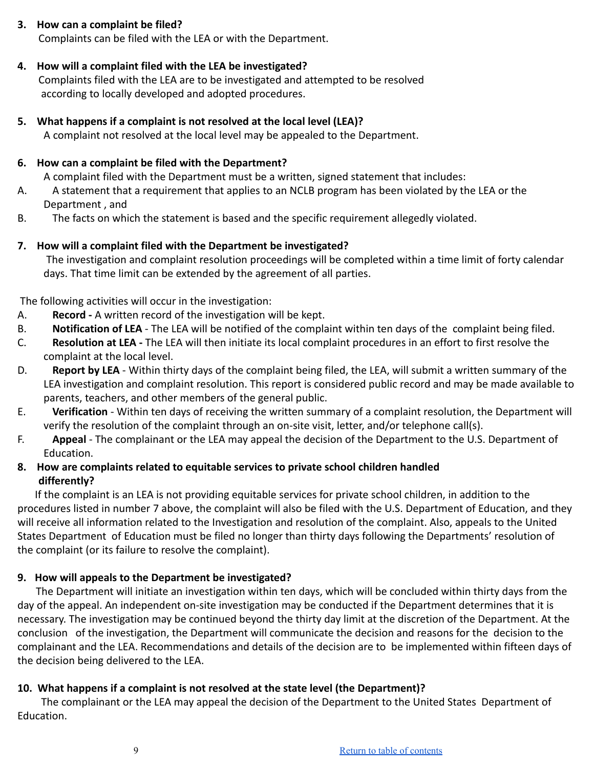**3. How can a complaint be filed?**

Complaints can be filed with the LEA or with the Department.

**4. How will a complaint filed with the LEA be investigated?**

Complaints filed with the LEA are to be investigated and attempted to be resolved according to locally developed and adopted procedures.

**5. What happens if a complaint is not resolved at the local level (LEA)?**

A complaint not resolved at the local level may be appealed to the Department.

**6. How can a complaint be filed with the Department?**

A complaint filed with the Department must be a written, signed statement that includes:

A. A statement that a requirement that applies to an NCLB program has been violated by the LEA or the Department , and

B. The facts on which the statement is based and the specific requirement allegedly violated.

**7. How will a complaint filed with the Department be investigated?**

The investigation and complaint resolution proceedings will be completed within a time limit of forty calendar days. That time limit can be extended by the agreement of all parties.

The following activities will occur in the investigation:

A. **Record -** A written record of the investigation will be kept.

B. **Notification of LEA** - The LEA will be notified of the complaint within ten days of the complaint being filed.

C. **Resolution at LEA -** The LEA will then initiate its local complaint procedures in an effort to first resolve the complaint at the local level.

D. **Report by LEA** - Within thirty days of the complaint being filed, the LEA, will submit a written summary of the LEA investigation and complaint resolution. This report is considered public record and may be made available to parents, teachers, and other members of the general public.

E. **Verification** - Within ten days of receiving the written summary of a complaint resolution, the Department will verify the resolution of the complaint through an on-site visit, letter, and/or telephone call(s).

F. **Appeal** - The complainant or the LEA may appeal the decision of the Department to the U.S. Department of Education.

**8. How are complaints related to equitable services to private school children handled differently?**

If the complaint is an LEA is not providing equitable services for private school children, in addition to the procedures listed in number 7 above, the complaint will also be filed with the U.S. Department of Education, and they will receive all information related to the Investigation and resolution of the complaint. Also, appeals to the United States Department of Education must be filed no longer than thirty days following the Departments' resolution of the complaint (or its failure to resolve the complaint).

**9. How will appeals to the Department be investigated?**

The Department will initiate an investigation within ten days, which will be concluded within thirty days from the day of the appeal. An independent on-site investigation may be conducted if the Department determines that it is necessary. The investigation may be continued beyond the thirty day limit at the discretion of the Department. At the conclusion of the investigation, the Department will communicate the decision and reasons for the decision to the complainant and the LEA. Recommendations and details of the decision are to be implemented within fifteen days of the decision being delivered to the LEA.

**10. What happens if a complaint is not resolved at the state level (the Department)?**

The complainant or the LEA may appeal the decision of the Department to the United States Department of Education.

Return to table of contents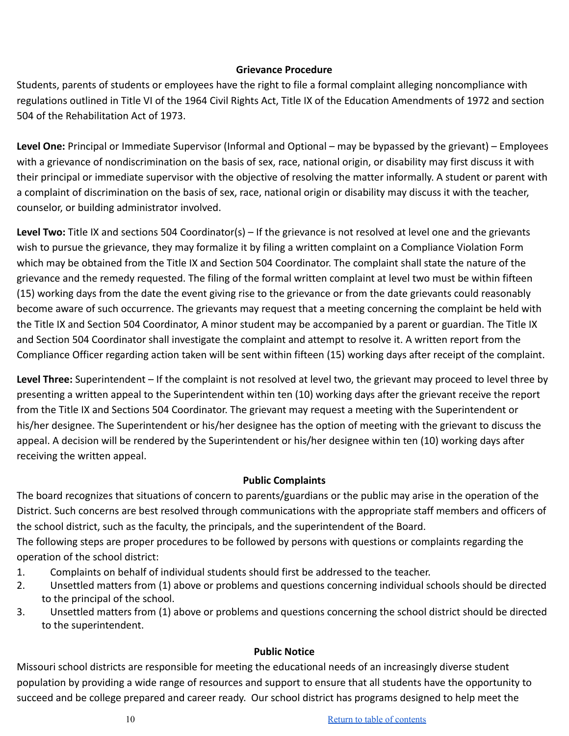## Grievance Procedure

Students, parents of students or employees have the right to file a formal complaint alleging noncompliance with regulations outlined in Title VI of the 1964 Civil Rights Act, Title IX of the Education Amendments of 1972 and section 504 of the Rehabilitation Act of 1973.

**Level One:** Principal or Immediate Supervisor (Informal and Optional – may be bypassed by the grievant) – Employees with a grievance of nondiscrimination on the basis of sex, race, national origin, or disability may first discuss it with their principal or immediate supervisor with the objective of resolving the matter informally. A student or parent with a complaint of discrimination on the basis of sex, race, national origin or disability may discuss it with the teacher, counselor, or building administrator involved.

**Level Two:** Title IX and sections 504 Coordinator(s) – If the grievance is not resolved at level one and the grievants wish to pursue the grievance, they may formalize it by filing a written complaint on a Compliance Violation Form which may be obtained from the Title IX and Section 504 Coordinator. The complaint shall state the nature of the grievance and the remedy requested. The filing of the formal written complaint at level two must be within fifteen (15) working days from the date the event giving rise to the grievance or from the date grievants could reasonably become aware of such occurrence. The grievants may request that a meeting concerning the complaint be held with the Title IX and Section 504 Coordinator, A minor student may be accompanied by a parent or guardian. The Title IX and Section 504 Coordinator shall investigate the complaint and attempt to resolve it. A written report from the Compliance Officer regarding action taken will be sent within fifteen (15) working days after receipt of the complaint.

**Level Three:** Superintendent – If the complaint is not resolved at level two, the grievant may proceed to level three by presenting a written appeal to the Superintendent within ten (10) working days after the grievant receive the report from the Title IX and Sections 504 Coordinator. The grievant may request a meeting with the Superintendent or his/her designee. The Superintendent or his/her designee has the option of meeting with the grievant to discuss the appeal. A decision will be rendered by the Superintendent or his/her designee within ten (10) working days after receiving the written appeal.

## Public Complaints

The board recognizes that situations of concern to parents/guardians or the public may arise in the operation of the District. Such concerns are best resolved through communications with the appropriate staff members and officers of the school district, such as the faculty, the principals, and the superintendent of the Board.

The following steps are proper procedures to be followed by persons with questions or complaints regarding the operation of the school district:

1. Complaints on behalf of individual students should first be addressed to the teacher.
2. Unsettled matters from (1) above or problems and questions concerning individual schools should be directed to the principal of the school.
3. Unsettled matters from (1) above or problems and questions concerning the school district should be directed to the superintendent.

## Public Notice

Missouri school districts are responsible for meeting the educational needs of an increasingly diverse student population by providing a wide range of resources and support to ensure that all students have the opportunity to succeed and be college prepared and career ready. Our school district has programs designed to help meet the

[Return to table of contents]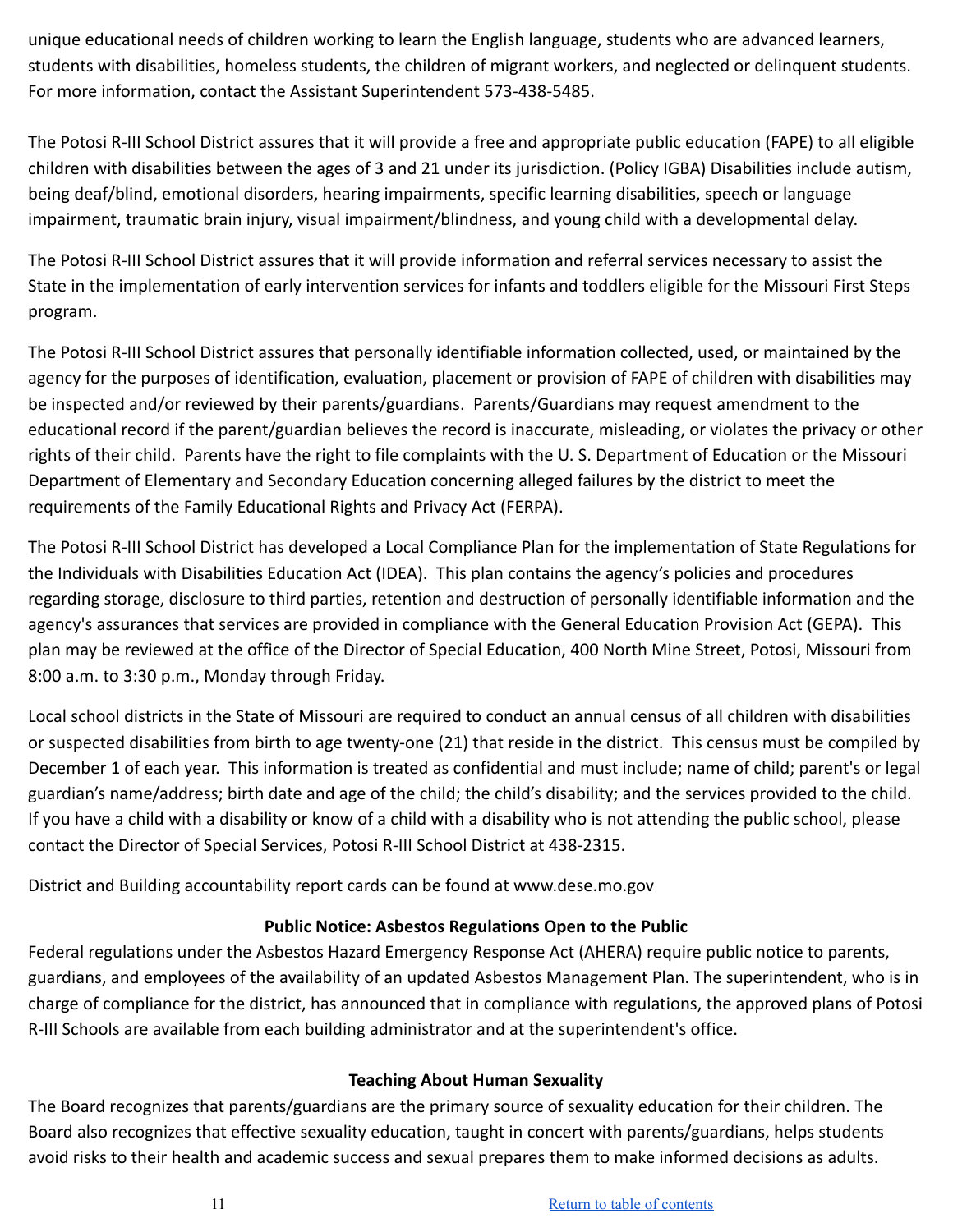unique educational needs of children working to learn the English language, students who are advanced learners, students with disabilities, homeless students, the children of migrant workers, and neglected or delinquent students. For more information, contact the Assistant Superintendent 573-438-5485.

The Potosi R-III School District assures that it will provide a free and appropriate public education (FAPE) to all eligible children with disabilities between the ages of 3 and 21 under its jurisdiction. (Policy IGBA) Disabilities include autism, being deaf/blind, emotional disorders, hearing impairments, specific learning disabilities, speech or language impairment, traumatic brain injury, visual impairment/blindness, and young child with a developmental delay.

The Potosi R-III School District assures that it will provide information and referral services necessary to assist the State in the implementation of early intervention services for infants and toddlers eligible for the Missouri First Steps program.

The Potosi R-III School District assures that personally identifiable information collected, used, or maintained by the agency for the purposes of identification, evaluation, placement or provision of FAPE of children with disabilities may be inspected and/or reviewed by their parents/guardians. Parents/Guardians may request amendment to the educational record if the parent/guardian believes the record is inaccurate, misleading, or violates the privacy or other rights of their child. Parents have the right to file complaints with the U. S. Department of Education or the Missouri Department of Elementary and Secondary Education concerning alleged failures by the district to meet the requirements of the Family Educational Rights and Privacy Act (FERPA).

The Potosi R-III School District has developed a Local Compliance Plan for the implementation of State Regulations for the Individuals with Disabilities Education Act (IDEA). This plan contains the agency's policies and procedures regarding storage, disclosure to third parties, retention and destruction of personally identifiable information and the agency's assurances that services are provided in compliance with the General Education Provision Act (GEPA). This plan may be reviewed at the office of the Director of Special Education, 400 North Mine Street, Potosi, Missouri from 8:00 a.m. to 3:30 p.m., Monday through Friday.

Local school districts in the State of Missouri are required to conduct an annual census of all children with disabilities or suspected disabilities from birth to age twenty-one (21) that reside in the district. This census must be compiled by December 1 of each year. This information is treated as confidential and must include; name of child; parent's or legal guardian's name/address; birth date and age of the child; the child's disability; and the services provided to the child. If you have a child with a disability or know of a child with a disability who is not attending the public school, please contact the Director of Special Services, Potosi R-III School District at 438-2315.

District and Building accountability report cards can be found at www.dese.mo.gov

**Public Notice: Asbestos Regulations Open to the Public**

Federal regulations under the Asbestos Hazard Emergency Response Act (AHERA) require public notice to parents, guardians, and employees of the availability of an updated Asbestos Management Plan. The superintendent, who is in charge of compliance for the district, has announced that in compliance with regulations, the approved plans of Potosi R-III Schools are available from each building administrator and at the superintendent's office.

**Teaching About Human Sexuality**

The Board recognizes that parents/guardians are the primary source of sexuality education for their children. The Board also recognizes that effective sexuality education, taught in concert with parents/guardians, helps students avoid risks to their health and academic success and sexual prepares them to make informed decisions as adults.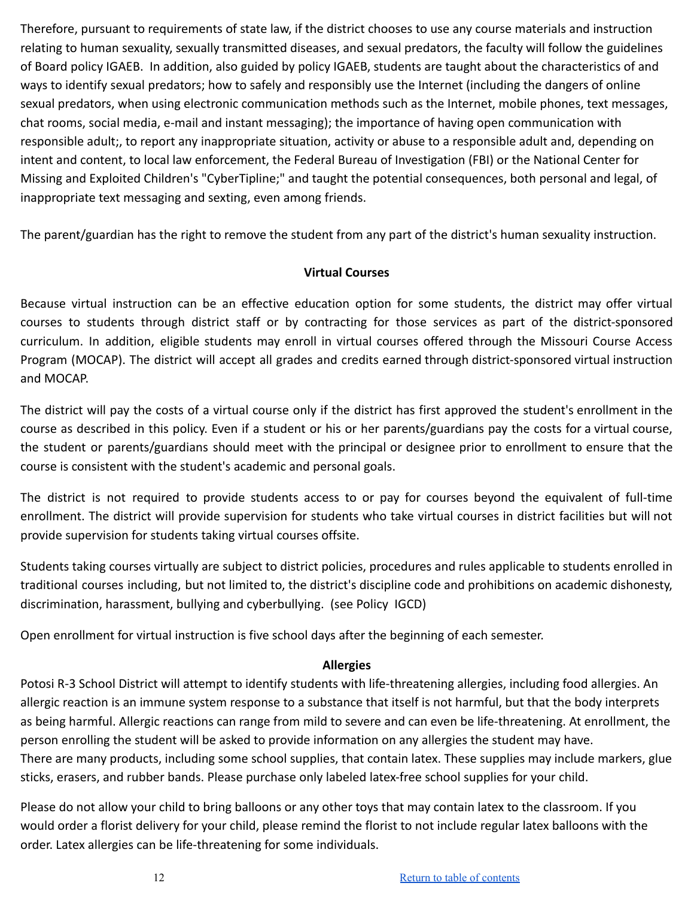Therefore, pursuant to requirements of state law, if the district chooses to use any course materials and instruction relating to human sexuality, sexually transmitted diseases, and sexual predators, the faculty will follow the guidelines of Board policy IGAEB. In addition, also guided by policy IGAEB, students are taught about the characteristics of and ways to identify sexual predators; how to safely and responsibly use the Internet (including the dangers of online sexual predators, when using electronic communication methods such as the Internet, mobile phones, text messages, chat rooms, social media, e-mail and instant messaging); the importance of having open communication with responsible adult;, to report any inappropriate situation, activity or abuse to a responsible adult and, depending on intent and content, to local law enforcement, the Federal Bureau of Investigation (FBI) or the National Center for Missing and Exploited Children's "CyberTipline;" and taught the potential consequences, both personal and legal, of inappropriate text messaging and sexting, even among friends.

The parent/guardian has the right to remove the student from any part of the district's human sexuality instruction.

**Virtual Courses**

Because virtual instruction can be an effective education option for some students, the district may offer virtual courses to students through district staff or by contracting for those services as part of the district-sponsored curriculum. In addition, eligible students may enroll in virtual courses offered through the Missouri Course Access Program (MOCAP). The district will accept all grades and credits earned through district-sponsored virtual instruction and MOCAP.

The district will pay the costs of a virtual course only if the district has first approved the student's enrollment in the course as described in this policy. Even if a student or his or her parents/guardians pay the costs for a virtual course, the student or parents/guardians should meet with the principal or designee prior to enrollment to ensure that the course is consistent with the student's academic and personal goals.

The district is not required to provide students access to or pay for courses beyond the equivalent of full-time enrollment. The district will provide supervision for students who take virtual courses in district facilities but will not provide supervision for students taking virtual courses offsite.

Students taking courses virtually are subject to district policies, procedures and rules applicable to students enrolled in traditional courses including, but not limited to, the district's discipline code and prohibitions on academic dishonesty, discrimination, harassment, bullying and cyberbullying. (see Policy IGCD)

Open enrollment for virtual instruction is five school days after the beginning of each semester.

**Allergies**

Potosi R-3 School District will attempt to identify students with life-threatening allergies, including food allergies. An allergic reaction is an immune system response to a substance that itself is not harmful, but that the body interprets as being harmful. Allergic reactions can range from mild to severe and can even be life-threatening. At enrollment, the person enrolling the student will be asked to provide information on any allergies the student may have.
There are many products, including some school supplies, that contain latex. These supplies may include markers, glue sticks, erasers, and rubber bands. Please purchase only labeled latex-free school supplies for your child.

Please do not allow your child to bring balloons or any other toys that may contain latex to the classroom. If you would order a florist delivery for your child, please remind the florist to not include regular latex balloons with the order. Latex allergies can be life-threatening for some individuals.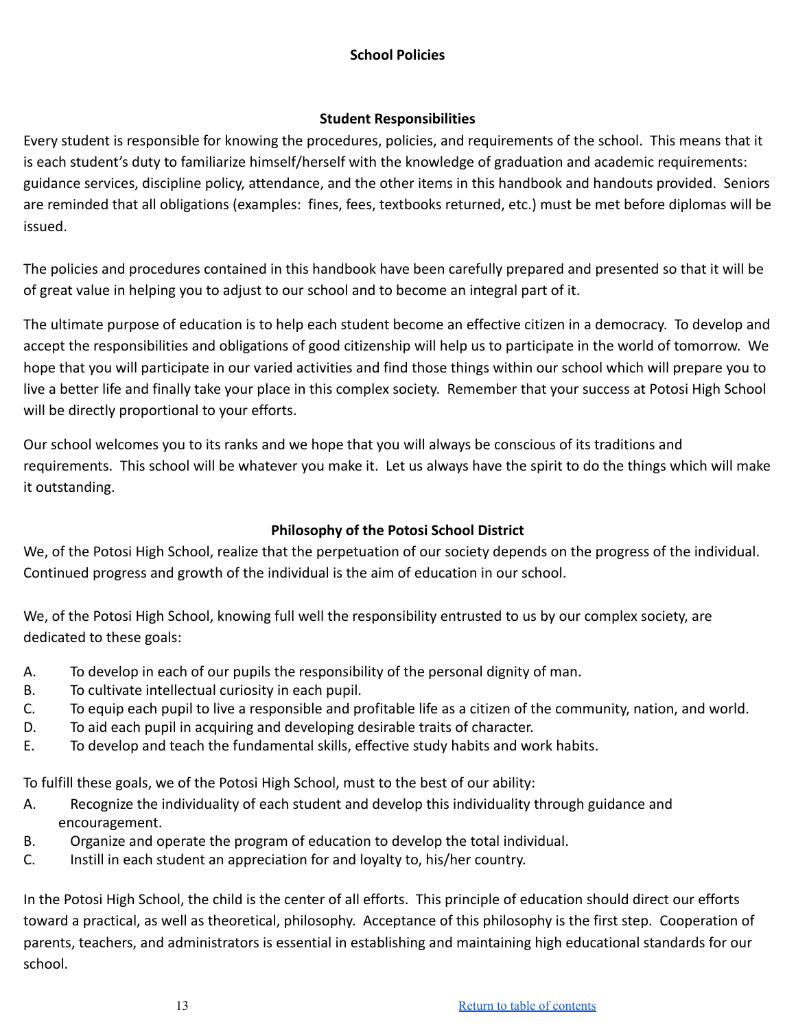# School Policies

## Student Responsibilities

Every student is responsible for knowing the procedures, policies, and requirements of the school. This means that it is each student's duty to familiarize himself/herself with the knowledge of graduation and academic requirements: guidance services, discipline policy, attendance, and the other items in this handbook and handouts provided. Seniors are reminded that all obligations (examples: fines, fees, textbooks returned, etc.) must be met before diplomas will be issued.

The policies and procedures contained in this handbook have been carefully prepared and presented so that it will be of great value in helping you to adjust to our school and to become an integral part of it.

The ultimate purpose of education is to help each student become an effective citizen in a democracy. To develop and accept the responsibilities and obligations of good citizenship will help us to participate in the world of tomorrow. We hope that you will participate in our varied activities and find those things within our school which will prepare you to live a better life and finally take your place in this complex society. Remember that your success at Potosi High School will be directly proportional to your efforts.

Our school welcomes you to its ranks and we hope that you will always be conscious of its traditions and requirements. This school will be whatever you make it. Let us always have the spirit to do the things which will make it outstanding.

## Philosophy of the Potosi School District

We, of the Potosi High School, realize that the perpetuation of our society depends on the progress of the individual. Continued progress and growth of the individual is the aim of education in our school.

We, of the Potosi High School, knowing full well the responsibility entrusted to us by our complex society, are dedicated to these goals:

A. To develop in each of our pupils the responsibility of the personal dignity of man.
B. To cultivate intellectual curiosity in each pupil.
C. To equip each pupil to live a responsible and profitable life as a citizen of the community, nation, and world.
D. To aid each pupil in acquiring and developing desirable traits of character.
E. To develop and teach the fundamental skills, effective study habits and work habits.

To fulfill these goals, we of the Potosi High School, must to the best of our ability:

A. Recognize the individuality of each student and develop this individuality through guidance and encouragement.
B. Organize and operate the program of education to develop the total individual.
C. Instill in each student an appreciation for and loyalty to, his/her country.

In the Potosi High School, the child is the center of all efforts. This principle of education should direct our efforts toward a practical, as well as theoretical, philosophy. Acceptance of this philosophy is the first step. Cooperation of parents, teachers, and administrators is essential in establishing and maintaining high educational standards for our school.

[Return to table of contents]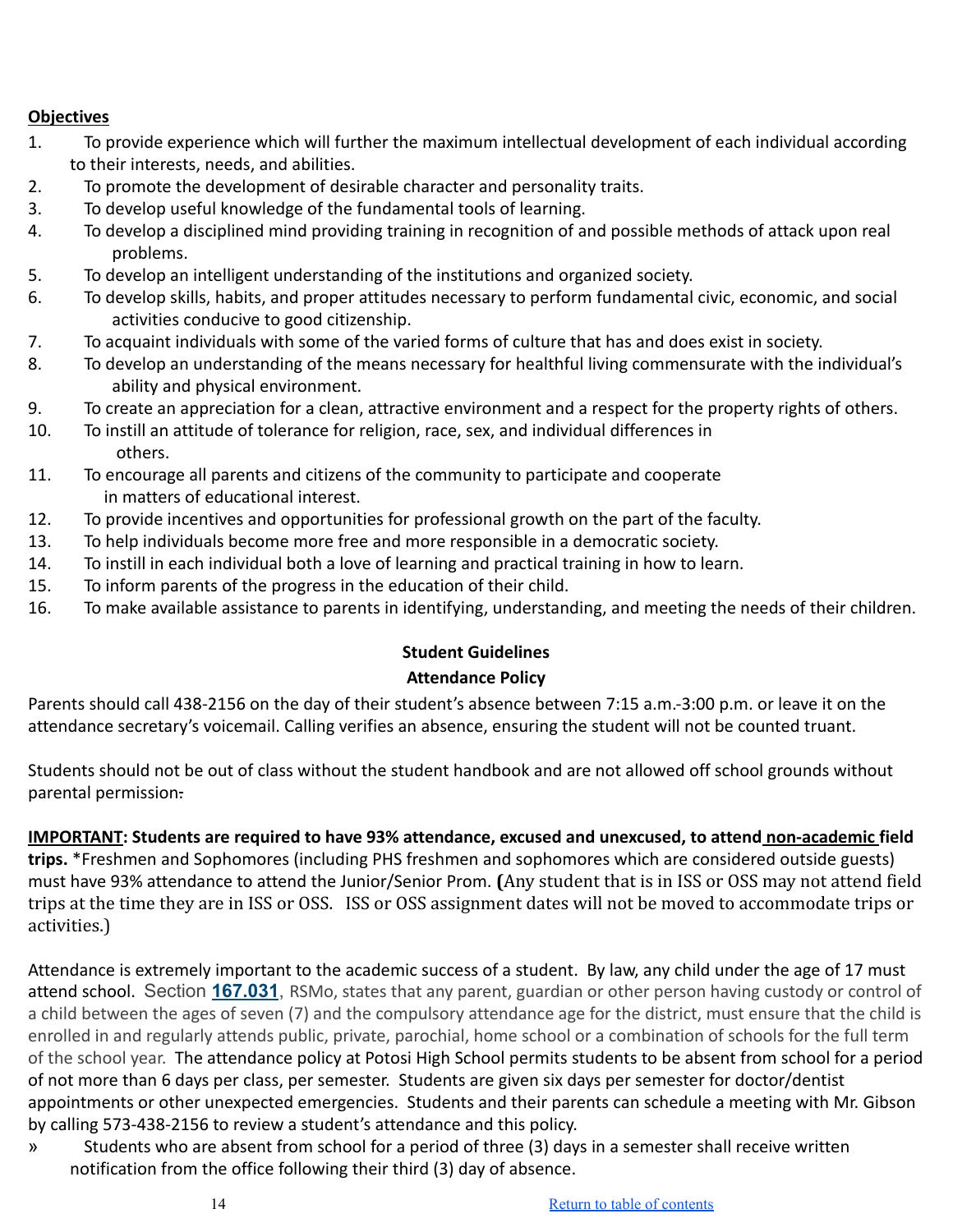**Objectives**

1. To provide experience which will further the maximum intellectual development of each individual according to their interests, needs, and abilities.
2. To promote the development of desirable character and personality traits.
3. To develop useful knowledge of the fundamental tools of learning.
4. To develop a disciplined mind providing training in recognition of and possible methods of attack upon real problems.
5. To develop an intelligent understanding of the institutions and organized society.
6. To develop skills, habits, and proper attitudes necessary to perform fundamental civic, economic, and social activities conducive to good citizenship.
7. To acquaint individuals with some of the varied forms of culture that has and does exist in society.
8. To develop an understanding of the means necessary for healthful living commensurate with the individual's ability and physical environment.
9. To create an appreciation for a clean, attractive environment and a respect for the property rights of others.
10. To instill an attitude of tolerance for religion, race, sex, and individual differences in others.
11. To encourage all parents and citizens of the community to participate and cooperate in matters of educational interest.
12. To provide incentives and opportunities for professional growth on the part of the faculty.
13. To help individuals become more free and more responsible in a democratic society.
14. To instill in each individual both a love of learning and practical training in how to learn.
15. To inform parents of the progress in the education of their child.
16. To make available assistance to parents in identifying, understanding, and meeting the needs of their children.

## Student Guidelines

### Attendance Policy

Parents should call 438-2156 on the day of their student's absence between 7:15 a.m.-3:00 p.m. or leave it on the attendance secretary's voicemail. Calling verifies an absence, ensuring the student will not be counted truant.

Students should not be out of class without the student handbook and are not allowed off school grounds without parental permission.

**IMPORTANT: Students are required to have 93% attendance, excused and unexcused, to attend non-academic field trips.** *Freshmen and Sophomores (including PHS freshmen and sophomores which are considered outside guests) must have 93% attendance to attend the Junior/Senior Prom. **(**Any student that is in ISS or OSS may not attend field trips at the time they are in ISS or OSS. ISS or OSS assignment dates will not be moved to accommodate trips or activities.)

Attendance is extremely important to the academic success of a student. By law, any child under the age of 17 must attend school. Section **167.031**, RSMo, states that any parent, guardian or other person having custody or control of a child between the ages of seven (7) and the compulsory attendance age for the district, must ensure that the child is enrolled in and regularly attends public, private, parochial, home school or a combination of schools for the full term of the school year. The attendance policy at Potosi High School permits students to be absent from school for a period of not more than 6 days per class, per semester. Students are given six days per semester for doctor/dentist appointments or other unexpected emergencies. Students and their parents can schedule a meeting with Mr. Gibson by calling 573-438-2156 to review a student's attendance and this policy.

» Students who are absent from school for a period of three (3) days in a semester shall receive written notification from the office following their third (3) day of absence.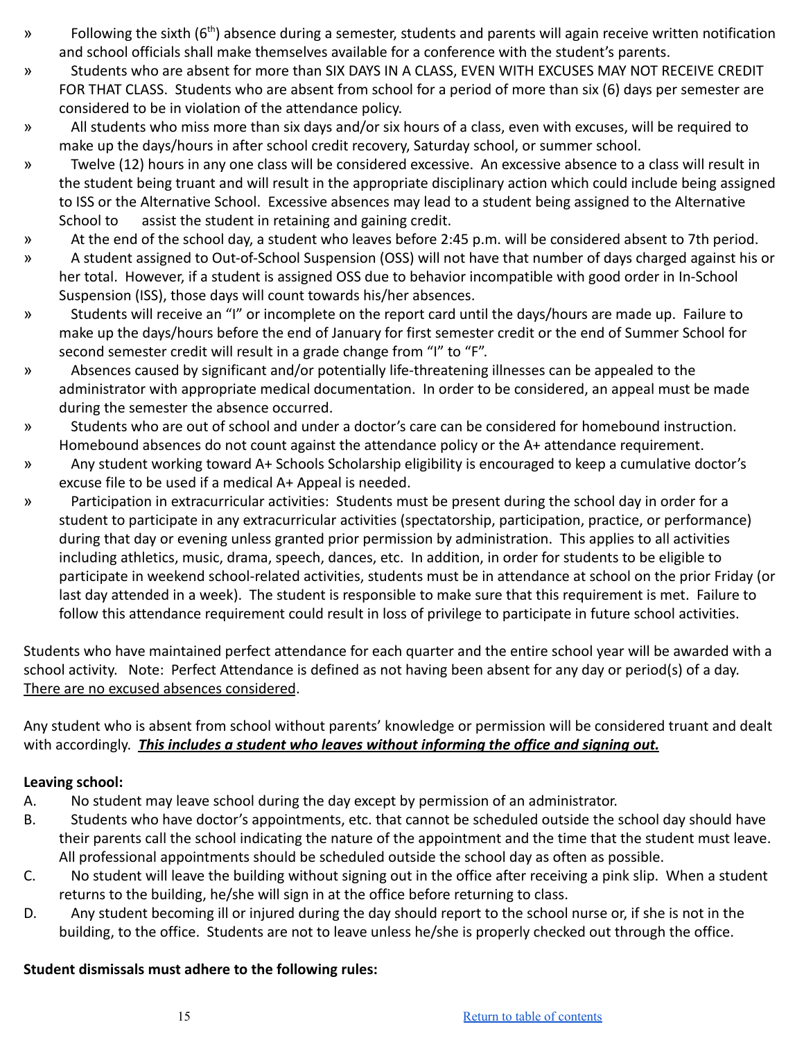- Following the sixth (6th) absence during a semester, students and parents will again receive written notification and school officials shall make themselves available for a conference with the student's parents.
- Students who are absent for more than SIX DAYS IN A CLASS, EVEN WITH EXCUSES MAY NOT RECEIVE CREDIT FOR THAT CLASS. Students who are absent from school for a period of more than six (6) days per semester are considered to be in violation of the attendance policy.
- All students who miss more than six days and/or six hours of a class, even with excuses, will be required to make up the days/hours in after school credit recovery, Saturday school, or summer school.
- Twelve (12) hours in any one class will be considered excessive. An excessive absence to a class will result in the student being truant and will result in the appropriate disciplinary action which could include being assigned to ISS or the Alternative School. Excessive absences may lead to a student being assigned to the Alternative School to assist the student in retaining and gaining credit.
- At the end of the school day, a student who leaves before 2:45 p.m. will be considered absent to 7th period.
- A student assigned to Out-of-School Suspension (OSS) will not have that number of days charged against his or her total. However, if a student is assigned OSS due to behavior incompatible with good order in In-School Suspension (ISS), those days will count towards his/her absences.
- Students will receive an "I" or incomplete on the report card until the days/hours are made up. Failure to make up the days/hours before the end of January for first semester credit or the end of Summer School for second semester credit will result in a grade change from "I" to "F".
- Absences caused by significant and/or potentially life-threatening illnesses can be appealed to the administrator with appropriate medical documentation. In order to be considered, an appeal must be made during the semester the absence occurred.
- Students who are out of school and under a doctor's care can be considered for homebound instruction. Homebound absences do not count against the attendance policy or the A+ attendance requirement.
- Any student working toward A+ Schools Scholarship eligibility is encouraged to keep a cumulative doctor's excuse file to be used if a medical A+ Appeal is needed.
- Participation in extracurricular activities: Students must be present during the school day in order for a student to participate in any extracurricular activities (spectatorship, participation, practice, or performance) during that day or evening unless granted prior permission by administration. This applies to all activities including athletics, music, drama, speech, dances, etc. In addition, in order for students to be eligible to participate in weekend school-related activities, students must be in attendance at school on the prior Friday (or last day attended in a week). The student is responsible to make sure that this requirement is met. Failure to follow this attendance requirement could result in loss of privilege to participate in future school activities.

Students who have maintained perfect attendance for each quarter and the entire school year will be awarded with a school activity. Note: Perfect Attendance is defined as not having been absent for any day or period(s) of a day. <u>There are no excused absences considered</u>.

Any student who is absent from school without parents' knowledge or permission will be considered truant and dealt with accordingly. ***<u>This includes a student who leaves without informing the office and signing out.</u>***

**Leaving school:**

A. No student may leave school during the day except by permission of an administrator.

B. Students who have doctor's appointments, etc. that cannot be scheduled outside the school day should have their parents call the school indicating the nature of the appointment and the time that the student must leave. All professional appointments should be scheduled outside the school day as often as possible.

C. No student will leave the building without signing out in the office after receiving a pink slip. When a student returns to the building, he/she will sign in at the office before returning to class.

D. Any student becoming ill or injured during the day should report to the school nurse or, if she is not in the building, to the office. Students are not to leave unless he/she is properly checked out through the office.

**Student dismissals must adhere to the following rules:**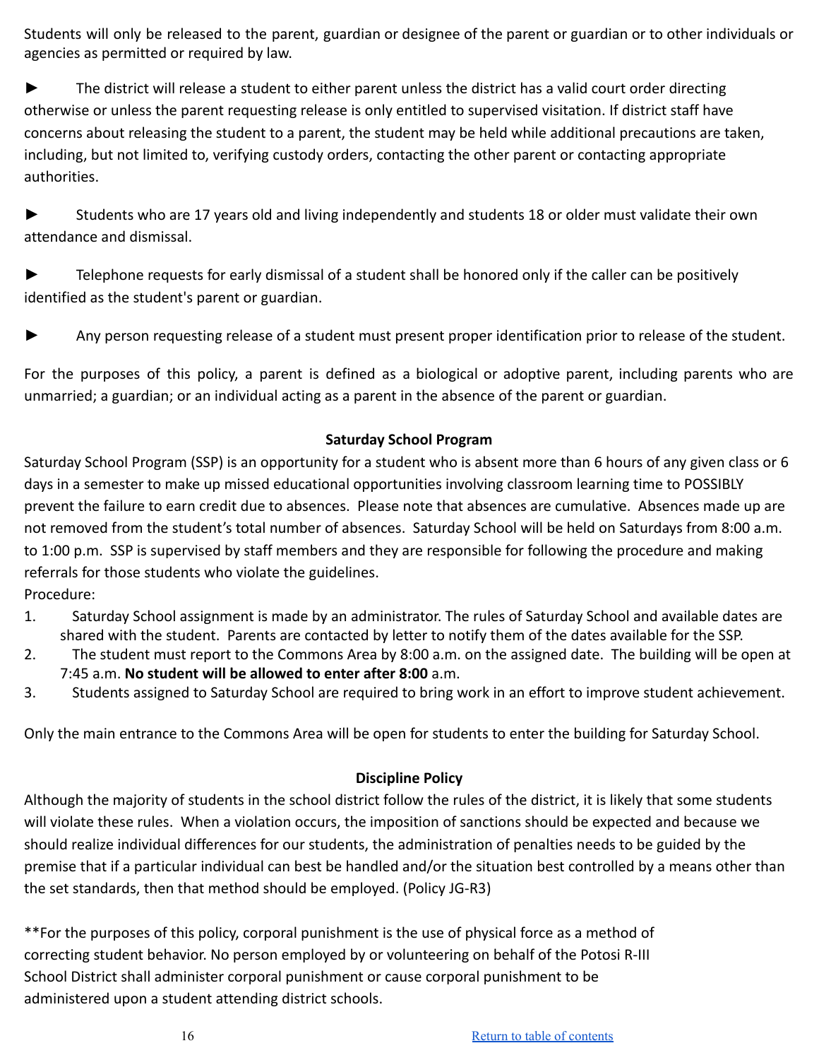Students will only be released to the parent, guardian or designee of the parent or guardian or to other individuals or agencies as permitted or required by law.

► The district will release a student to either parent unless the district has a valid court order directing otherwise or unless the parent requesting release is only entitled to supervised visitation. If district staff have concerns about releasing the student to a parent, the student may be held while additional precautions are taken, including, but not limited to, verifying custody orders, contacting the other parent or contacting appropriate authorities.

► Students who are 17 years old and living independently and students 18 or older must validate their own attendance and dismissal.

► Telephone requests for early dismissal of a student shall be honored only if the caller can be positively identified as the student's parent or guardian.

► Any person requesting release of a student must present proper identification prior to release of the student.

For the purposes of this policy, a parent is defined as a biological or adoptive parent, including parents who are unmarried; a guardian; or an individual acting as a parent in the absence of the parent or guardian.

## Saturday School Program

Saturday School Program (SSP) is an opportunity for a student who is absent more than 6 hours of any given class or 6 days in a semester to make up missed educational opportunities involving classroom learning time to POSSIBLY prevent the failure to earn credit due to absences. Please note that absences are cumulative. Absences made up are not removed from the student's total number of absences. Saturday School will be held on Saturdays from 8:00 a.m. to 1:00 p.m. SSP is supervised by staff members and they are responsible for following the procedure and making referrals for those students who violate the guidelines.

Procedure:

1. Saturday School assignment is made by an administrator. The rules of Saturday School and available dates are shared with the student. Parents are contacted by letter to notify them of the dates available for the SSP.
2. The student must report to the Commons Area by 8:00 a.m. on the assigned date. The building will be open at 7:45 a.m. **No student will be allowed to enter after 8:00** a.m.
3. Students assigned to Saturday School are required to bring work in an effort to improve student achievement.

Only the main entrance to the Commons Area will be open for students to enter the building for Saturday School.

## Discipline Policy

Although the majority of students in the school district follow the rules of the district, it is likely that some students will violate these rules. When a violation occurs, the imposition of sanctions should be expected and because we should realize individual differences for our students, the administration of penalties needs to be guided by the premise that if a particular individual can best be handled and/or the situation best controlled by a means other than the set standards, then that method should be employed. (Policy JG-R3)

**For the purposes of this policy, corporal punishment is the use of physical force as a method of correcting student behavior. No person employed by or volunteering on behalf of the Potosi R-III School District shall administer corporal punishment or cause corporal punishment to be administered upon a student attending district schools.

[Return to table of contents]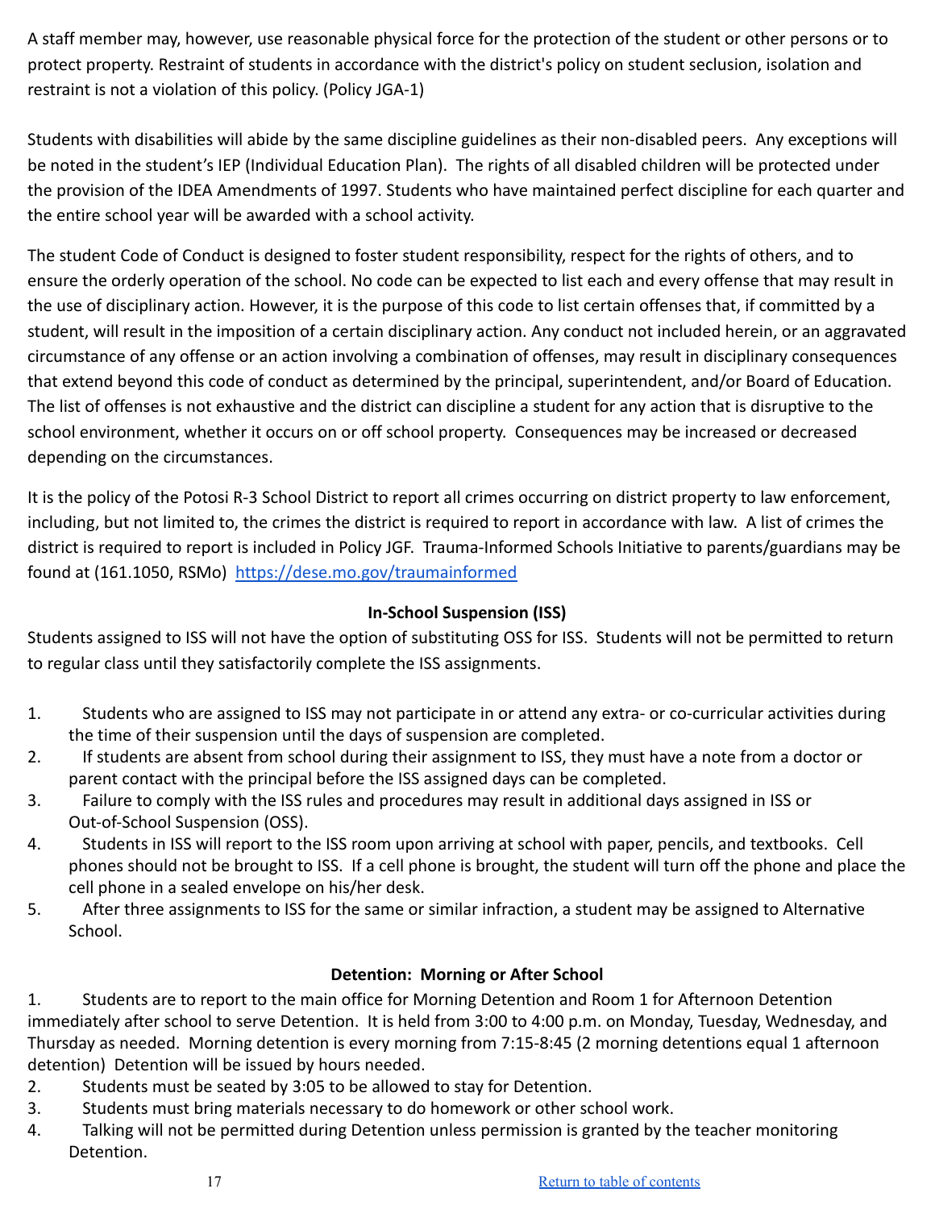A staff member may, however, use reasonable physical force for the protection of the student or other persons or to protect property. Restraint of students in accordance with the district's policy on student seclusion, isolation and restraint is not a violation of this policy. (Policy JGA-1)

Students with disabilities will abide by the same discipline guidelines as their non-disabled peers. Any exceptions will be noted in the student's IEP (Individual Education Plan). The rights of all disabled children will be protected under the provision of the IDEA Amendments of 1997. Students who have maintained perfect discipline for each quarter and the entire school year will be awarded with a school activity.

The student Code of Conduct is designed to foster student responsibility, respect for the rights of others, and to ensure the orderly operation of the school. No code can be expected to list each and every offense that may result in the use of disciplinary action. However, it is the purpose of this code to list certain offenses that, if committed by a student, will result in the imposition of a certain disciplinary action. Any conduct not included herein, or an aggravated circumstance of any offense or an action involving a combination of offenses, may result in disciplinary consequences that extend beyond this code of conduct as determined by the principal, superintendent, and/or Board of Education. The list of offenses is not exhaustive and the district can discipline a student for any action that is disruptive to the school environment, whether it occurs on or off school property. Consequences may be increased or decreased depending on the circumstances.

It is the policy of the Potosi R-3 School District to report all crimes occurring on district property to law enforcement, including, but not limited to, the crimes the district is required to report in accordance with law. A list of crimes the district is required to report is included in Policy JGF. Trauma-Informed Schools Initiative to parents/guardians may be found at (161.1050, RSMo) https://dese.mo.gov/traumainformed

### In-School Suspension (ISS)

Students assigned to ISS will not have the option of substituting OSS for ISS. Students will not be permitted to return to regular class until they satisfactorily complete the ISS assignments.

1. Students who are assigned to ISS may not participate in or attend any extra- or co-curricular activities during the time of their suspension until the days of suspension are completed.
2. If students are absent from school during their assignment to ISS, they must have a note from a doctor or parent contact with the principal before the ISS assigned days can be completed.
3. Failure to comply with the ISS rules and procedures may result in additional days assigned in ISS or Out-of-School Suspension (OSS).
4. Students in ISS will report to the ISS room upon arriving at school with paper, pencils, and textbooks. Cell phones should not be brought to ISS. If a cell phone is brought, the student will turn off the phone and place the cell phone in a sealed envelope on his/her desk.
5. After three assignments to ISS for the same or similar infraction, a student may be assigned to Alternative School.

### Detention: Morning or After School

1. Students are to report to the main office for Morning Detention and Room 1 for Afternoon Detention immediately after school to serve Detention. It is held from 3:00 to 4:00 p.m. on Monday, Tuesday, Wednesday, and Thursday as needed. Morning detention is every morning from 7:15-8:45 (2 morning detentions equal 1 afternoon detention) Detention will be issued by hours needed.
2. Students must be seated by 3:05 to be allowed to stay for Detention.
3. Students must bring materials necessary to do homework or other school work.
4. Talking will not be permitted during Detention unless permission is granted by the teacher monitoring Detention.

Return to table of contents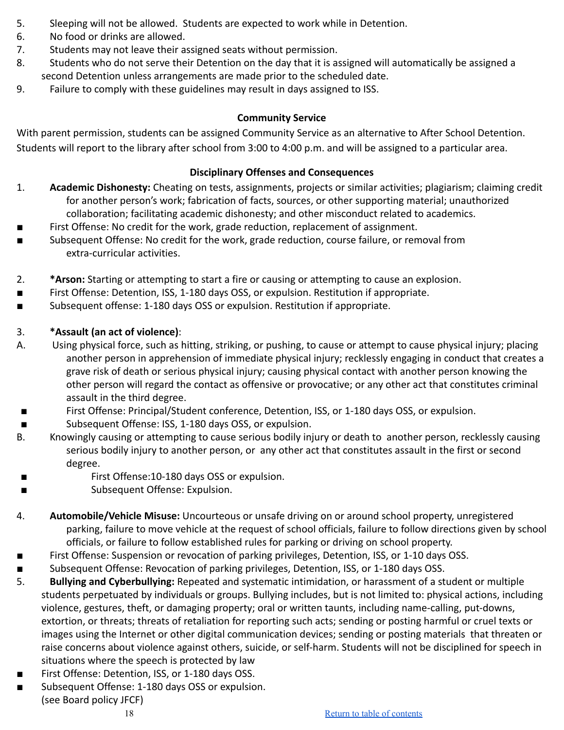5. Sleeping will not be allowed. Students are expected to work while in Detention.
6. No food or drinks are allowed.
7. Students may not leave their assigned seats without permission.
8. Students who do not serve their Detention on the day that it is assigned will automatically be assigned a second Detention unless arrangements are made prior to the scheduled date.
9. Failure to comply with these guidelines may result in days assigned to ISS.

**Community Service**

With parent permission, students can be assigned Community Service as an alternative to After School Detention. Students will report to the library after school from 3:00 to 4:00 p.m. and will be assigned to a particular area.

**Disciplinary Offenses and Consequences**

1. **Academic Dishonesty:** Cheating on tests, assignments, projects or similar activities; plagiarism; claiming credit for another person's work; fabrication of facts, sources, or other supporting material; unauthorized collaboration; facilitating academic dishonesty; and other misconduct related to academics.
   - First Offense: No credit for the work, grade reduction, replacement of assignment.
   - Subsequent Offense: No credit for the work, grade reduction, course failure, or removal from extra-curricular activities.

2. ***Arson:** Starting or attempting to start a fire or causing or attempting to cause an explosion.
   - First Offense: Detention, ISS, 1-180 days OSS, or expulsion. Restitution if appropriate.
   - Subsequent offense: 1-180 days OSS or expulsion. Restitution if appropriate.

3. ***Assault (an act of violence)**:

A. Using physical force, such as hitting, striking, or pushing, to cause or attempt to cause physical injury; placing another person in apprehension of immediate physical injury; recklessly engaging in conduct that creates a grave risk of death or serious physical injury; causing physical contact with another person knowing the other person will regard the contact as offensive or provocative; or any other act that constitutes criminal assault in the third degree.
   - First Offense: Principal/Student conference, Detention, ISS, or 1-180 days OSS, or expulsion.
   - Subsequent Offense: ISS, 1-180 days OSS, or expulsion.

B. Knowingly causing or attempting to cause serious bodily injury or death to another person, recklessly causing serious bodily injury to another person, or any other act that constitutes assault in the first or second degree.
   - First Offense:10-180 days OSS or expulsion.
   - Subsequent Offense: Expulsion.

4. **Automobile/Vehicle Misuse:** Uncourteous or unsafe driving on or around school property, unregistered parking, failure to move vehicle at the request of school officials, failure to follow directions given by school officials, or failure to follow established rules for parking or driving on school property.
   - First Offense: Suspension or revocation of parking privileges, Detention, ISS, or 1-10 days OSS.
   - Subsequent Offense: Revocation of parking privileges, Detention, ISS, or 1-180 days OSS.

5. **Bullying and Cyberbullying:** Repeated and systematic intimidation, or harassment of a student or multiple students perpetuated by individuals or groups. Bullying includes, but is not limited to: physical actions, including violence, gestures, theft, or damaging property; oral or written taunts, including name-calling, put-downs, extortion, or threats; threats of retaliation for reporting such acts; sending or posting harmful or cruel texts or images using the Internet or other digital communication devices; sending or posting materials that threaten or raise concerns about violence against others, suicide, or self-harm. Students will not be disciplined for speech in situations where the speech is protected by law
   - First Offense: Detention, ISS, or 1-180 days OSS.
   - Subsequent Offense: 1-180 days OSS or expulsion.

   (see Board policy JFCF)

[Return to table of contents]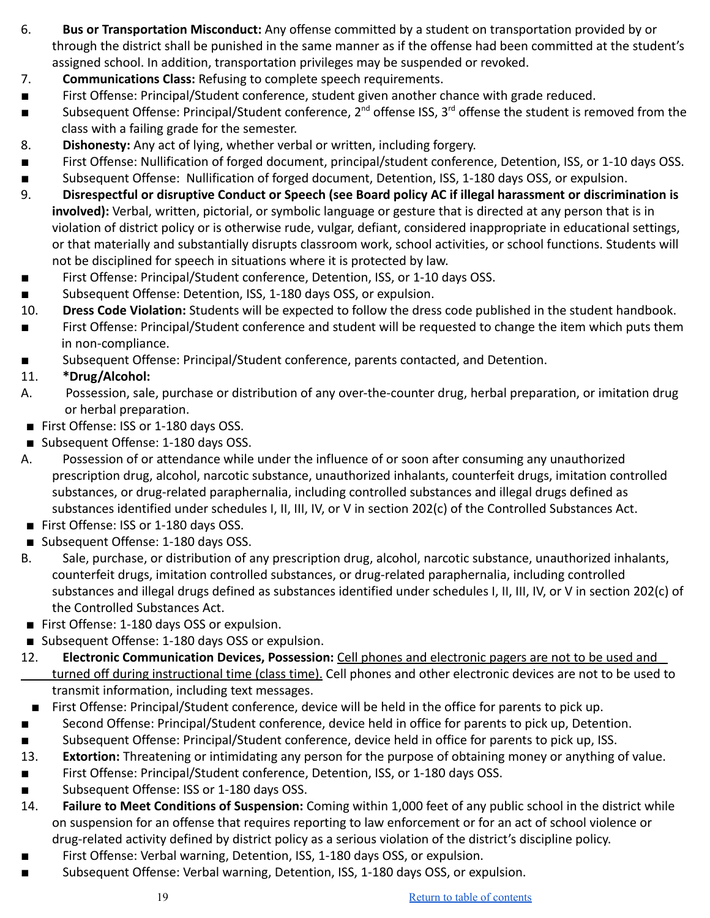6. **Bus or Transportation Misconduct:** Any offense committed by a student on transportation provided by or through the district shall be punished in the same manner as if the offense had been committed at the student's assigned school. In addition, transportation privileges may be suspended or revoked.
7. **Communications Class:** Refusing to complete speech requirements.
   - First Offense: Principal/Student conference, student given another chance with grade reduced.
   - Subsequent Offense: Principal/Student conference, 2nd offense ISS, 3rd offense the student is removed from the class with a failing grade for the semester.
8. **Dishonesty:** Any act of lying, whether verbal or written, including forgery.
   - First Offense: Nullification of forged document, principal/student conference, Detention, ISS, or 1-10 days OSS.
   - Subsequent Offense: Nullification of forged document, Detention, ISS, 1-180 days OSS, or expulsion.
9. **Disrespectful or disruptive Conduct or Speech (see Board policy AC if illegal harassment or discrimination is involved):** Verbal, written, pictorial, or symbolic language or gesture that is directed at any person that is in violation of district policy or is otherwise rude, vulgar, defiant, considered inappropriate in educational settings, or that materially and substantially disrupts classroom work, school activities, or school functions. Students will not be disciplined for speech in situations where it is protected by law.
   - First Offense: Principal/Student conference, Detention, ISS, or 1-10 days OSS.
   - Subsequent Offense: Detention, ISS, 1-180 days OSS, or expulsion.
10. **Dress Code Violation:** Students will be expected to follow the dress code published in the student handbook.
    - First Offense: Principal/Student conference and student will be requested to change the item which puts them in non-compliance.
    - Subsequent Offense: Principal/Student conference, parents contacted, and Detention.
11. ***Drug/Alcohol:**

A. Possession, sale, purchase or distribution of any over-the-counter drug, herbal preparation, or imitation drug or herbal preparation.
   - First Offense: ISS or 1-180 days OSS.
   - Subsequent Offense: 1-180 days OSS.

A. Possession of or attendance while under the influence of or soon after consuming any unauthorized prescription drug, alcohol, narcotic substance, unauthorized inhalants, counterfeit drugs, imitation controlled substances, or drug-related paraphernalia, including controlled substances and illegal drugs defined as substances identified under schedules I, II, III, IV, or V in section 202(c) of the Controlled Substances Act.
   - First Offense: ISS or 1-180 days OSS.
   - Subsequent Offense: 1-180 days OSS.

B. Sale, purchase, or distribution of any prescription drug, alcohol, narcotic substance, unauthorized inhalants, counterfeit drugs, imitation controlled substances, or drug-related paraphernalia, including controlled substances and illegal drugs defined as substances identified under schedules I, II, III, IV, or V in section 202(c) of the Controlled Substances Act.
   - First Offense: 1-180 days OSS or expulsion.
   - Subsequent Offense: 1-180 days OSS or expulsion.

12. **Electronic Communication Devices, Possession:** <u>Cell phones and electronic pagers are not to be used and turned off during instructional time (class time).</u> Cell phones and other electronic devices are not to be used to transmit information, including text messages.
    - First Offense: Principal/Student conference, device will be held in the office for parents to pick up.
    - Second Offense: Principal/Student conference, device held in office for parents to pick up, Detention.
    - Subsequent Offense: Principal/Student conference, device held in office for parents to pick up, ISS.
13. **Extortion:** Threatening or intimidating any person for the purpose of obtaining money or anything of value.
    - First Offense: Principal/Student conference, Detention, ISS, or 1-180 days OSS.
    - Subsequent Offense: ISS or 1-180 days OSS.
14. **Failure to Meet Conditions of Suspension:** Coming within 1,000 feet of any public school in the district while on suspension for an offense that requires reporting to law enforcement or for an act of school violence or drug-related activity defined by district policy as a serious violation of the district's discipline policy.
    - First Offense: Verbal warning, Detention, ISS, 1-180 days OSS, or expulsion.
    - Subsequent Offense: Verbal warning, Detention, ISS, 1-180 days OSS, or expulsion.

[Return to table of contents]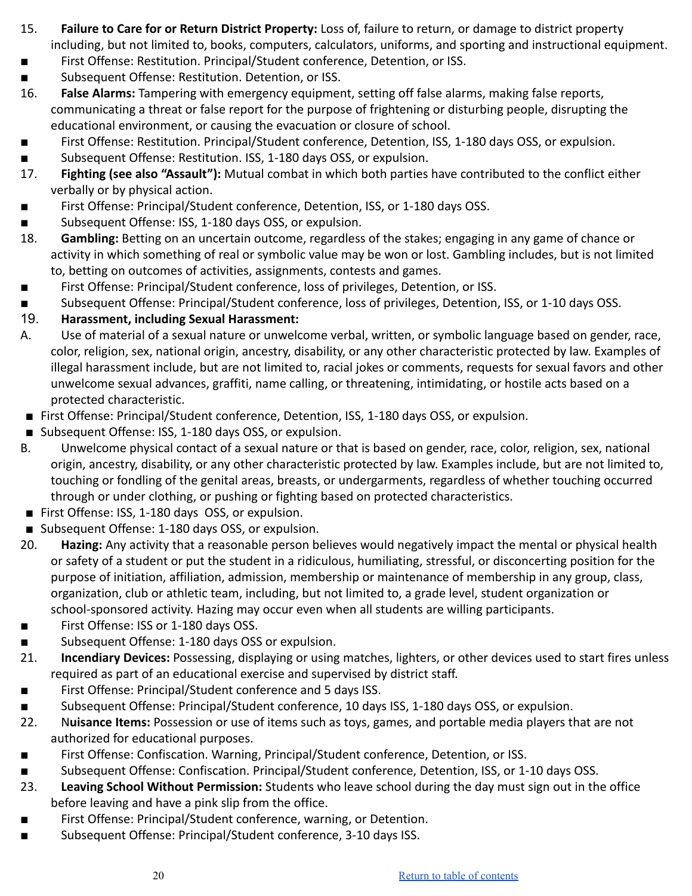15. **Failure to Care for or Return District Property:** Loss of, failure to return, or damage to district property including, but not limited to, books, computers, calculators, uniforms, and sporting and instructional equipment.

- First Offense: Restitution. Principal/Student conference, Detention, or ISS.
- Subsequent Offense: Restitution. Detention, or ISS.

16. **False Alarms:** Tampering with emergency equipment, setting off false alarms, making false reports, communicating a threat or false report for the purpose of frightening or disturbing people, disrupting the educational environment, or causing the evacuation or closure of school.

- First Offense: Restitution. Principal/Student conference, Detention, ISS, 1-180 days OSS, or expulsion.
- Subsequent Offense: Restitution. ISS, 1-180 days OSS, or expulsion.

17. **Fighting (see also "Assault"):** Mutual combat in which both parties have contributed to the conflict either verbally or by physical action.

- First Offense: Principal/Student conference, Detention, ISS, or 1-180 days OSS.
- Subsequent Offense: ISS, 1-180 days OSS, or expulsion.

18. **Gambling:** Betting on an uncertain outcome, regardless of the stakes; engaging in any game of chance or activity in which something of real or symbolic value may be won or lost. Gambling includes, but is not limited to, betting on outcomes of activities, assignments, contests and games.

- First Offense: Principal/Student conference, loss of privileges, Detention, or ISS.
- Subsequent Offense: Principal/Student conference, loss of privileges, Detention, ISS, or 1-10 days OSS.

19. **Harassment, including Sexual Harassment:**

A. Use of material of a sexual nature or unwelcome verbal, written, or symbolic language based on gender, race, color, religion, sex, national origin, ancestry, disability, or any other characteristic protected by law. Examples of illegal harassment include, but are not limited to, racial jokes or comments, requests for sexual favors and other unwelcome sexual advances, graffiti, name calling, or threatening, intimidating, or hostile acts based on a protected characteristic.

- First Offense: Principal/Student conference, Detention, ISS, 1-180 days OSS, or expulsion.
- Subsequent Offense: ISS, 1-180 days OSS, or expulsion.

B. Unwelcome physical contact of a sexual nature or that is based on gender, race, color, religion, sex, national origin, ancestry, disability, or any other characteristic protected by law. Examples include, but are not limited to, touching or fondling of the genital areas, breasts, or undergarments, regardless of whether touching occurred through or under clothing, or pushing or fighting based on protected characteristics.

- First Offense: ISS, 1-180 days OSS, or expulsion.
- Subsequent Offense: 1-180 days OSS, or expulsion.

20. **Hazing:** Any activity that a reasonable person believes would negatively impact the mental or physical health or safety of a student or put the student in a ridiculous, humiliating, stressful, or disconcerting position for the purpose of initiation, affiliation, admission, membership or maintenance of membership in any group, class, organization, club or athletic team, including, but not limited to, a grade level, student organization or school-sponsored activity. Hazing may occur even when all students are willing participants.

- First Offense: ISS or 1-180 days OSS.
- Subsequent Offense: 1-180 days OSS or expulsion.

21. **Incendiary Devices:** Possessing, displaying or using matches, lighters, or other devices used to start fires unless required as part of an educational exercise and supervised by district staff.

- First Offense: Principal/Student conference and 5 days ISS.
- Subsequent Offense: Principal/Student conference, 10 days ISS, 1-180 days OSS, or expulsion.

22. N**uisance Items:** Possession or use of items such as toys, games, and portable media players that are not authorized for educational purposes.

- First Offense: Confiscation. Warning, Principal/Student conference, Detention, or ISS.
- Subsequent Offense: Confiscation. Principal/Student conference, Detention, ISS, or 1-10 days OSS.

23. **Leaving School Without Permission:** Students who leave school during the day must sign out in the office before leaving and have a pink slip from the office.

- First Offense: Principal/Student conference, warning, or Detention.
- Subsequent Offense: Principal/Student conference, 3-10 days ISS.

[Return to table of contents]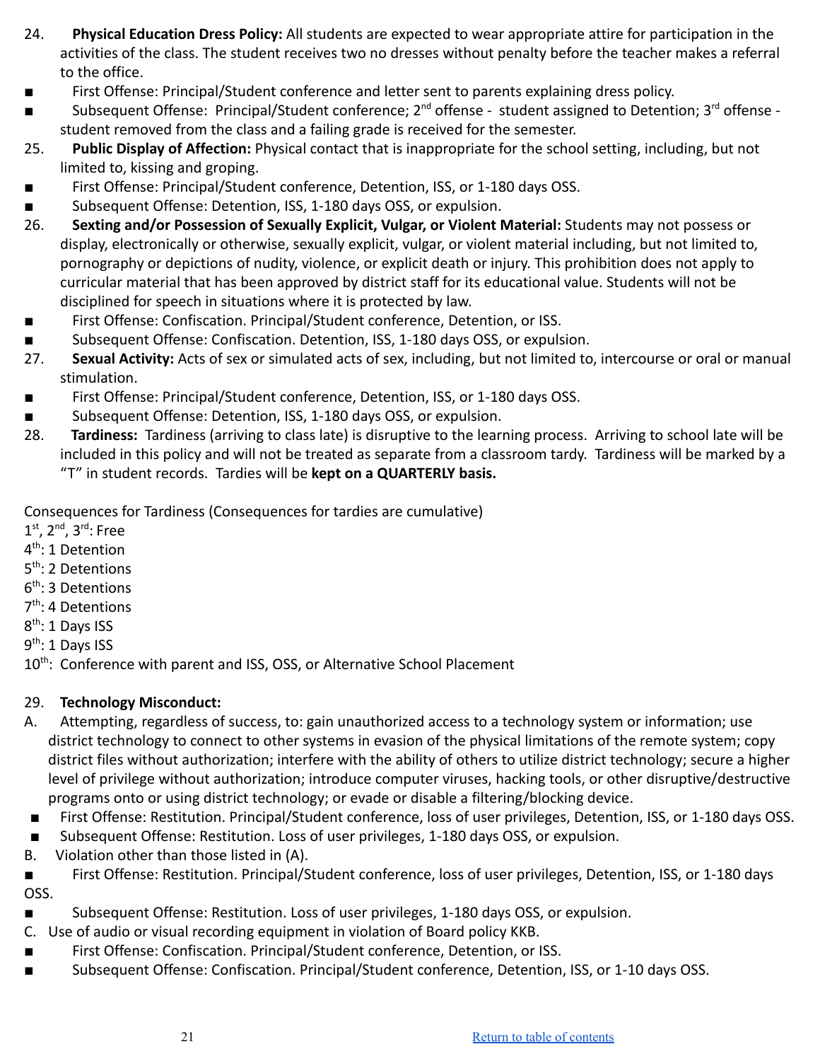24. **Physical Education Dress Policy:** All students are expected to wear appropriate attire for participation in the activities of the class. The student receives two no dresses without penalty before the teacher makes a referral to the office.

- First Offense: Principal/Student conference and letter sent to parents explaining dress policy.
- Subsequent Offense: Principal/Student conference; 2nd offense - student assigned to Detention; 3rd offense - student removed from the class and a failing grade is received for the semester.

25. **Public Display of Affection:** Physical contact that is inappropriate for the school setting, including, but not limited to, kissing and groping.

- First Offense: Principal/Student conference, Detention, ISS, or 1-180 days OSS.
- Subsequent Offense: Detention, ISS, 1-180 days OSS, or expulsion.

26. **Sexting and/or Possession of Sexually Explicit, Vulgar, or Violent Material:** Students may not possess or display, electronically or otherwise, sexually explicit, vulgar, or violent material including, but not limited to, pornography or depictions of nudity, violence, or explicit death or injury. This prohibition does not apply to curricular material that has been approved by district staff for its educational value. Students will not be disciplined for speech in situations where it is protected by law.

- First Offense: Confiscation. Principal/Student conference, Detention, or ISS.
- Subsequent Offense: Confiscation. Detention, ISS, 1-180 days OSS, or expulsion.

27. **Sexual Activity:** Acts of sex or simulated acts of sex, including, but not limited to, intercourse or oral or manual stimulation.

- First Offense: Principal/Student conference, Detention, ISS, or 1-180 days OSS.
- Subsequent Offense: Detention, ISS, 1-180 days OSS, or expulsion.

28. **Tardiness:** Tardiness (arriving to class late) is disruptive to the learning process. Arriving to school late will be included in this policy and will not be treated as separate from a classroom tardy. Tardiness will be marked by a "T" in student records. Tardies will be **kept on a QUARTERLY basis.**

Consequences for Tardiness (Consequences for tardies are cumulative)

1st, 2nd, 3rd: Free
4th: 1 Detention
5th: 2 Detentions
6th: 3 Detentions
7th: 4 Detentions
8th: 1 Days ISS
9th: 1 Days ISS
10th: Conference with parent and ISS, OSS, or Alternative School Placement

29. **Technology Misconduct:**

A. Attempting, regardless of success, to: gain unauthorized access to a technology system or information; use district technology to connect to other systems in evasion of the physical limitations of the remote system; copy district files without authorization; interfere with the ability of others to utilize district technology; secure a higher level of privilege without authorization; introduce computer viruses, hacking tools, or other disruptive/destructive programs onto or using district technology; or evade or disable a filtering/blocking device.

- First Offense: Restitution. Principal/Student conference, loss of user privileges, Detention, ISS, or 1-180 days OSS.
- Subsequent Offense: Restitution. Loss of user privileges, 1-180 days OSS, or expulsion.

B. Violation other than those listed in (A).

- First Offense: Restitution. Principal/Student conference, loss of user privileges, Detention, ISS, or 1-180 days OSS.
- Subsequent Offense: Restitution. Loss of user privileges, 1-180 days OSS, or expulsion.

C. Use of audio or visual recording equipment in violation of Board policy KKB.

- First Offense: Confiscation. Principal/Student conference, Detention, or ISS.
- Subsequent Offense: Confiscation. Principal/Student conference, Detention, ISS, or 1-10 days OSS.

[Return to table of contents]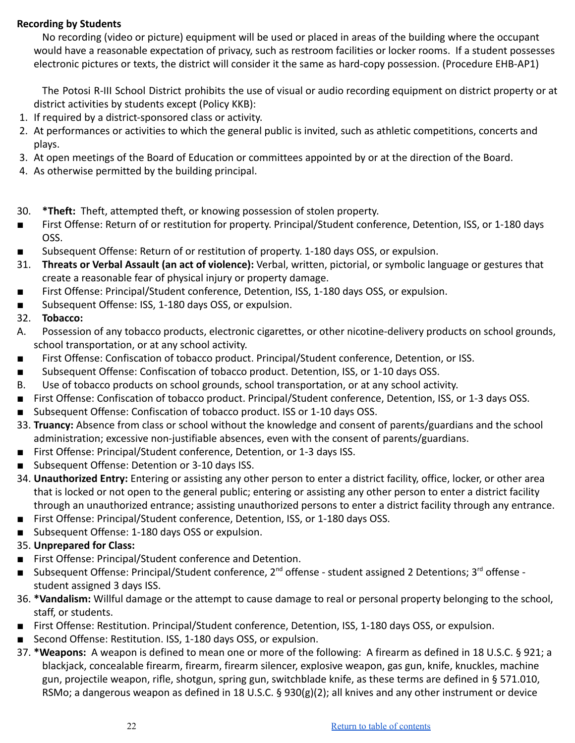**Recording by Students**

No recording (video or picture) equipment will be used or placed in areas of the building where the occupant would have a reasonable expectation of privacy, such as restroom facilities or locker rooms. If a student possesses electronic pictures or texts, the district will consider it the same as hard-copy possession. (Procedure EHB-AP1)

The Potosi R-III School District prohibits the use of visual or audio recording equipment on district property or at district activities by students except (Policy KKB):

1. If required by a district-sponsored class or activity.
2. At performances or activities to which the general public is invited, such as athletic competitions, concerts and plays.
3. At open meetings of the Board of Education or committees appointed by or at the direction of the Board.
4. As otherwise permitted by the building principal.

30. ***Theft:** Theft, attempted theft, or knowing possession of stolen property.
    - First Offense: Return of or restitution for property. Principal/Student conference, Detention, ISS, or 1-180 days OSS.
    - Subsequent Offense: Return of or restitution of property. 1-180 days OSS, or expulsion.
31. **Threats or Verbal Assault (an act of violence):** Verbal, written, pictorial, or symbolic language or gestures that create a reasonable fear of physical injury or property damage.
    - First Offense: Principal/Student conference, Detention, ISS, 1-180 days OSS, or expulsion.
    - Subsequent Offense: ISS, 1-180 days OSS, or expulsion.
32. **Tobacco:**
    
    A. Possession of any tobacco products, electronic cigarettes, or other nicotine-delivery products on school grounds, school transportation, or at any school activity.
    - First Offense: Confiscation of tobacco product. Principal/Student conference, Detention, or ISS.
    - Subsequent Offense: Confiscation of tobacco product. Detention, ISS, or 1-10 days OSS.
    
    B. Use of tobacco products on school grounds, school transportation, or at any school activity.
    - First Offense: Confiscation of tobacco product. Principal/Student conference, Detention, ISS, or 1-3 days OSS.
    - Subsequent Offense: Confiscation of tobacco product. ISS or 1-10 days OSS.
33. **Truancy:** Absence from class or school without the knowledge and consent of parents/guardians and the school administration; excessive non-justifiable absences, even with the consent of parents/guardians.
    - First Offense: Principal/Student conference, Detention, or 1-3 days ISS.
    - Subsequent Offense: Detention or 3-10 days ISS.
34. **Unauthorized Entry:** Entering or assisting any other person to enter a district facility, office, locker, or other area that is locked or not open to the general public; entering or assisting any other person to enter a district facility through an unauthorized entrance; assisting unauthorized persons to enter a district facility through any entrance.
    - First Offense: Principal/Student conference, Detention, ISS, or 1-180 days OSS.
    - Subsequent Offense: 1-180 days OSS or expulsion.
35. **Unprepared for Class:**
    - First Offense: Principal/Student conference and Detention.
    - Subsequent Offense: Principal/Student conference, 2nd offense - student assigned 2 Detentions; 3rd offense - student assigned 3 days ISS.
36. ***Vandalism:** Willful damage or the attempt to cause damage to real or personal property belonging to the school, staff, or students.
    - First Offense: Restitution. Principal/Student conference, Detention, ISS, 1-180 days OSS, or expulsion.
    - Second Offense: Restitution. ISS, 1-180 days OSS, or expulsion.
37. ***Weapons:** A weapon is defined to mean one or more of the following: A firearm as defined in 18 U.S.C. § 921; a blackjack, concealable firearm, firearm, firearm silencer, explosive weapon, gas gun, knife, knuckles, machine gun, projectile weapon, rifle, shotgun, spring gun, switchblade knife, as these terms are defined in § 571.010, RSMo; a dangerous weapon as defined in 18 U.S.C. § 930(g)(2); all knives and any other instrument or device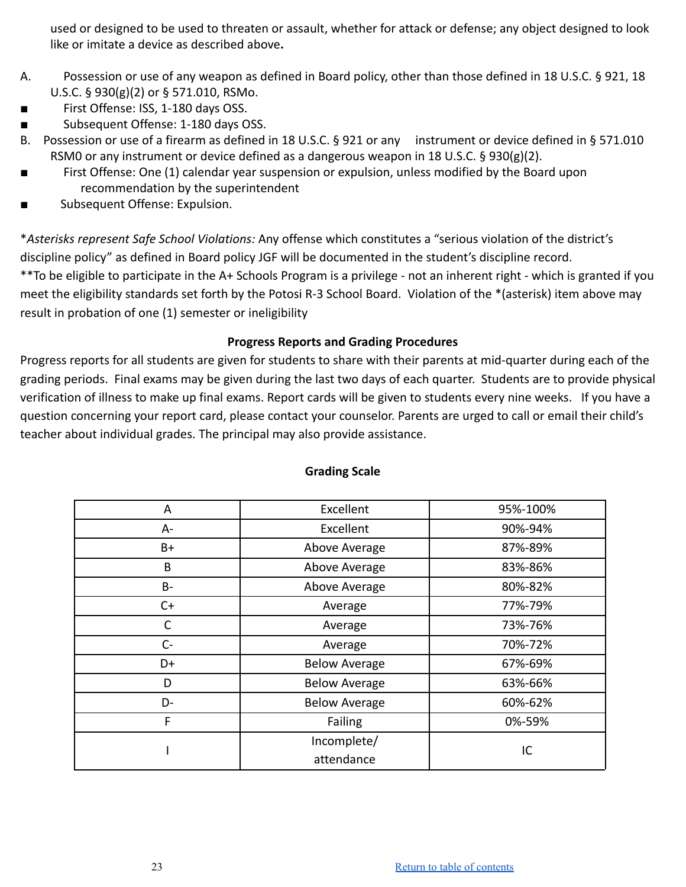used or designed to be used to threaten or assault, whether for attack or defense; any object designed to look like or imitate a device as described above**.**

A. Possession or use of any weapon as defined in Board policy, other than those defined in 18 U.S.C. § 921, 18 U.S.C. § 930(g)(2) or § 571.010, RSMo.

- First Offense: ISS, 1-180 days OSS.
- Subsequent Offense: 1-180 days OSS.

B. Possession or use of a firearm as defined in 18 U.S.C. § 921 or any instrument or device defined in § 571.010 RSM0 or any instrument or device defined as a dangerous weapon in 18 U.S.C. § 930(g)(2).

- First Offense: One (1) calendar year suspension or expulsion, unless modified by the Board upon recommendation by the superintendent
- Subsequent Offense: Expulsion.

**Asterisks represent Safe School Violations:* Any offense which constitutes a "serious violation of the district's discipline policy" as defined in Board policy JGF will be documented in the student's discipline record.
**To be eligible to participate in the A+ Schools Program is a privilege - not an inherent right - which is granted if you meet the eligibility standards set forth by the Potosi R-3 School Board. Violation of the *(asterisk) item above may result in probation of one (1) semester or ineligibility

**Progress Reports and Grading Procedures**

Progress reports for all students are given for students to share with their parents at mid-quarter during each of the grading periods. Final exams may be given during the last two days of each quarter. Students are to provide physical verification of illness to make up final exams. Report cards will be given to students every nine weeks. If you have a question concerning your report card, please contact your counselor. Parents are urged to call or email their child's teacher about individual grades. The principal may also provide assistance.

**Grading Scale**

| A | Excellent | 95%-100% |
|---|---|---|
| A- | Excellent | 90%-94% |
| B+ | Above Average | 87%-89% |
| B | Above Average | 83%-86% |
| B- | Above Average | 80%-82% |
| C+ | Average | 77%-79% |
| C | Average | 73%-76% |
| C- | Average | 70%-72% |
| D+ | Below Average | 67%-69% |
| D | Below Average | 63%-66% |
| D- | Below Average | 60%-62% |
| F | Failing | 0%-59% |
| I | Incomplete/ attendance | IC |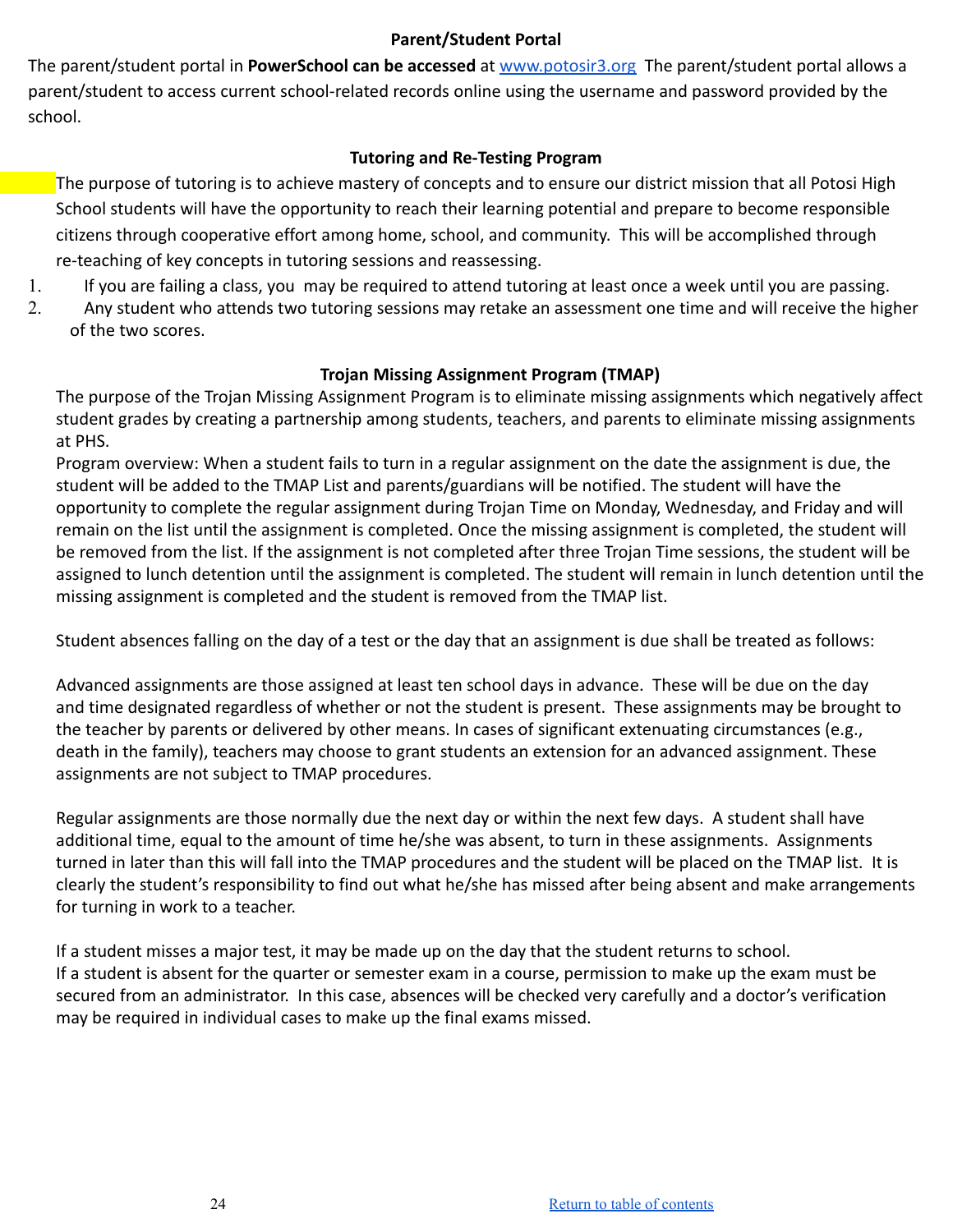## Parent/Student Portal

The parent/student portal in **PowerSchool can be accessed** at www.potosir3.org The parent/student portal allows a parent/student to access current school-related records online using the username and password provided by the school.

## Tutoring and Re-Testing Program

The purpose of tutoring is to achieve mastery of concepts and to ensure our district mission that all Potosi High School students will have the opportunity to reach their learning potential and prepare to become responsible citizens through cooperative effort among home, school, and community. This will be accomplished through re-teaching of key concepts in tutoring sessions and reassessing.

1. If you are failing a class, you may be required to attend tutoring at least once a week until you are passing.
2. Any student who attends two tutoring sessions may retake an assessment one time and will receive the higher of the two scores.

## Trojan Missing Assignment Program (TMAP)

The purpose of the Trojan Missing Assignment Program is to eliminate missing assignments which negatively affect student grades by creating a partnership among students, teachers, and parents to eliminate missing assignments at PHS.

Program overview: When a student fails to turn in a regular assignment on the date the assignment is due, the student will be added to the TMAP List and parents/guardians will be notified. The student will have the opportunity to complete the regular assignment during Trojan Time on Monday, Wednesday, and Friday and will remain on the list until the assignment is completed. Once the missing assignment is completed, the student will be removed from the list. If the assignment is not completed after three Trojan Time sessions, the student will be assigned to lunch detention until the assignment is completed. The student will remain in lunch detention until the missing assignment is completed and the student is removed from the TMAP list.

Student absences falling on the day of a test or the day that an assignment is due shall be treated as follows:

Advanced assignments are those assigned at least ten school days in advance. These will be due on the day and time designated regardless of whether or not the student is present. These assignments may be brought to the teacher by parents or delivered by other means. In cases of significant extenuating circumstances (e.g., death in the family), teachers may choose to grant students an extension for an advanced assignment. These assignments are not subject to TMAP procedures.

Regular assignments are those normally due the next day or within the next few days. A student shall have additional time, equal to the amount of time he/she was absent, to turn in these assignments. Assignments turned in later than this will fall into the TMAP procedures and the student will be placed on the TMAP list. It is clearly the student's responsibility to find out what he/she has missed after being absent and make arrangements for turning in work to a teacher.

If a student misses a major test, it may be made up on the day that the student returns to school.
If a student is absent for the quarter or semester exam in a course, permission to make up the exam must be secured from an administrator. In this case, absences will be checked very carefully and a doctor's verification may be required in individual cases to make up the final exams missed.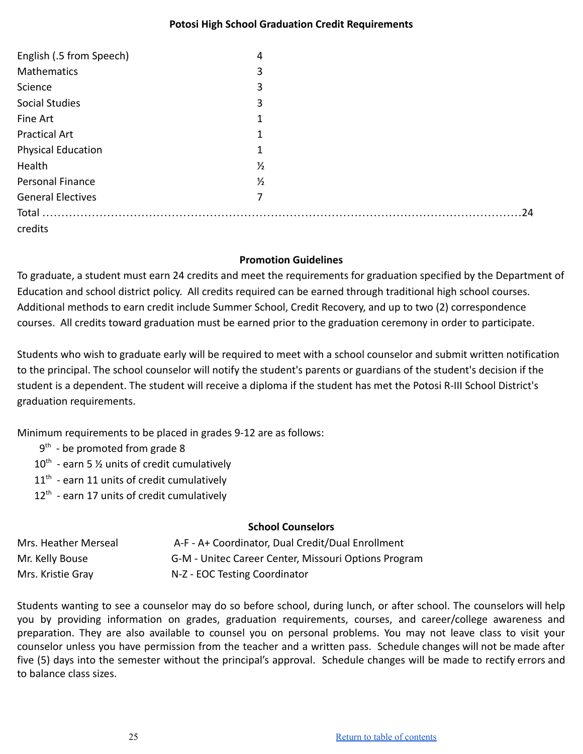**Potosi High School Graduation Credit Requirements**

| | |
|---|---|
| English (.5 from Speech) | 4 |
| Mathematics | 3 |
| Science | 3 |
| Social Studies | 3 |
| Fine Art | 1 |
| Practical Art | 1 |
| Physical Education | 1 |
| Health | ½ |
| Personal Finance | ½ |
| General Electives | 7 |

Total ............................................................................................................................24 credits

**Promotion Guidelines**

To graduate, a student must earn 24 credits and meet the requirements for graduation specified by the Department of Education and school district policy. All credits required can be earned through traditional high school courses. Additional methods to earn credit include Summer School, Credit Recovery, and up to two (2) correspondence courses. All credits toward graduation must be earned prior to the graduation ceremony in order to participate.

Students who wish to graduate early will be required to meet with a school counselor and submit written notification to the principal. The school counselor will notify the student's parents or guardians of the student's decision if the student is a dependent. The student will receive a diploma if the student has met the Potosi R-III School District's graduation requirements.

Minimum requirements to be placed in grades 9-12 are as follows:

- 9th - be promoted from grade 8
- 10th - earn 5 ½ units of credit cumulatively
- 11th - earn 11 units of credit cumulatively
- 12th - earn 17 units of credit cumulatively

**School Counselors**

| | |
|---|---|
| Mrs. Heather Merseal | A-F - A+ Coordinator, Dual Credit/Dual Enrollment |
| Mr. Kelly Bouse | G-M - Unitec Career Center, Missouri Options Program |
| Mrs. Kristie Gray | N-Z - EOC Testing Coordinator |

Students wanting to see a counselor may do so before school, during lunch, or after school. The counselors will help you by providing information on grades, graduation requirements, courses, and career/college awareness and preparation. They are also available to counsel you on personal problems. You may not leave class to visit your counselor unless you have permission from the teacher and a written pass. Schedule changes will not be made after five (5) days into the semester without the principal's approval. Schedule changes will be made to rectify errors and to balance class sizes.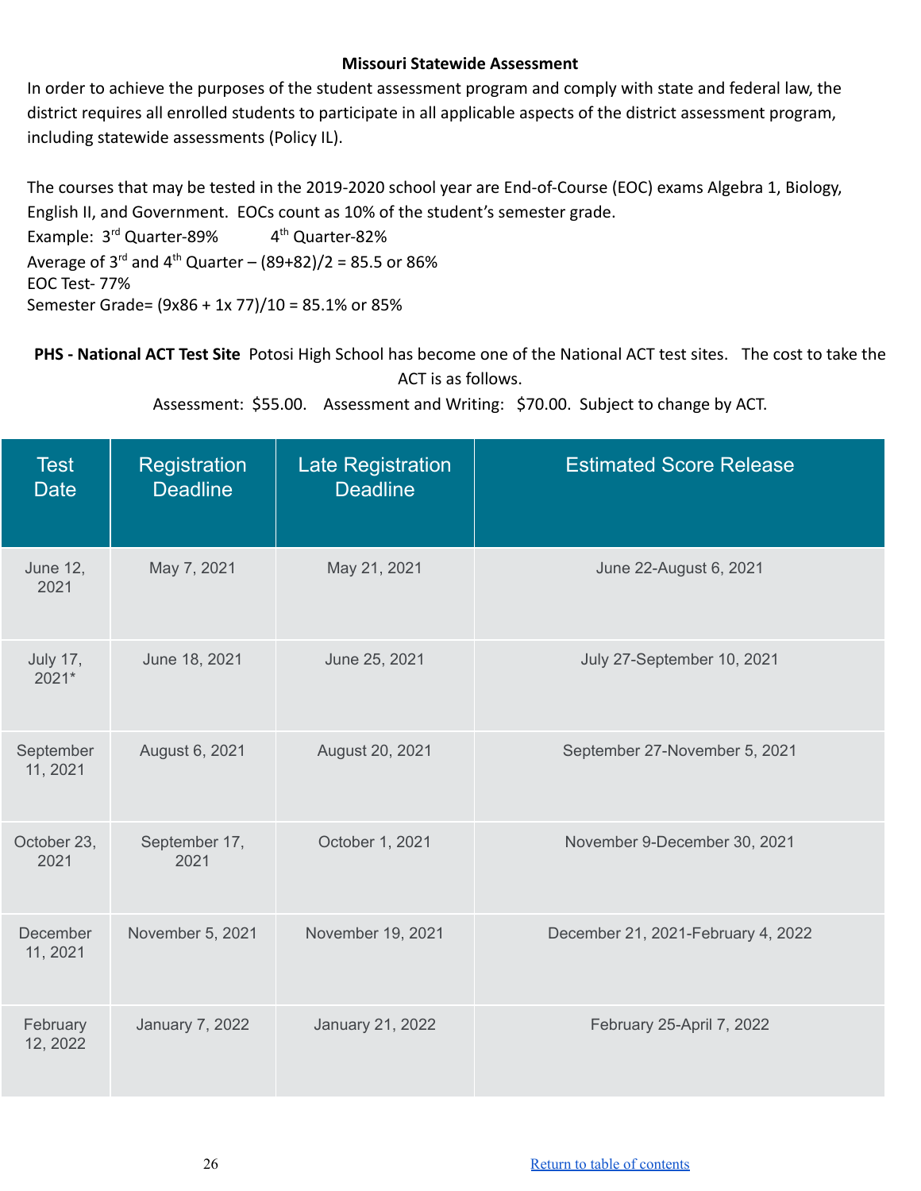**Missouri Statewide Assessment**

In order to achieve the purposes of the student assessment program and comply with state and federal law, the district requires all enrolled students to participate in all applicable aspects of the district assessment program, including statewide assessments (Policy IL).

The courses that may be tested in the 2019-2020 school year are End-of-Course (EOC) exams Algebra 1, Biology, English II, and Government. EOCs count as 10% of the student's semester grade.

Example: 3rd Quarter-89% 4th Quarter-82%

Average of 3rd and 4th Quarter – (89+82)/2 = 85.5 or 86%

EOC Test- 77%

Semester Grade= (9x86 + 1x 77)/10 = 85.1% or 85%

**PHS - National ACT Test Site** Potosi High School has become one of the National ACT test sites. The cost to take the ACT is as follows.

Assessment: $55.00. Assessment and Writing: $70.00. Subject to change by ACT.

| Test Date | Registration Deadline | Late Registration Deadline | Estimated Score Release |
|---|---|---|---|
| June 12, 2021 | May 7, 2021 | May 21, 2021 | June 22-August 6, 2021 |
| July 17, 2021* | June 18, 2021 | June 25, 2021 | July 27-September 10, 2021 |
| September 11, 2021 | August 6, 2021 | August 20, 2021 | September 27-November 5, 2021 |
| October 23, 2021 | September 17, 2021 | October 1, 2021 | November 9-December 30, 2021 |
| December 11, 2021 | November 5, 2021 | November 19, 2021 | December 21, 2021-February 4, 2022 |
| February 12, 2022 | January 7, 2022 | January 21, 2022 | February 25-April 7, 2022 |

Return to table of contents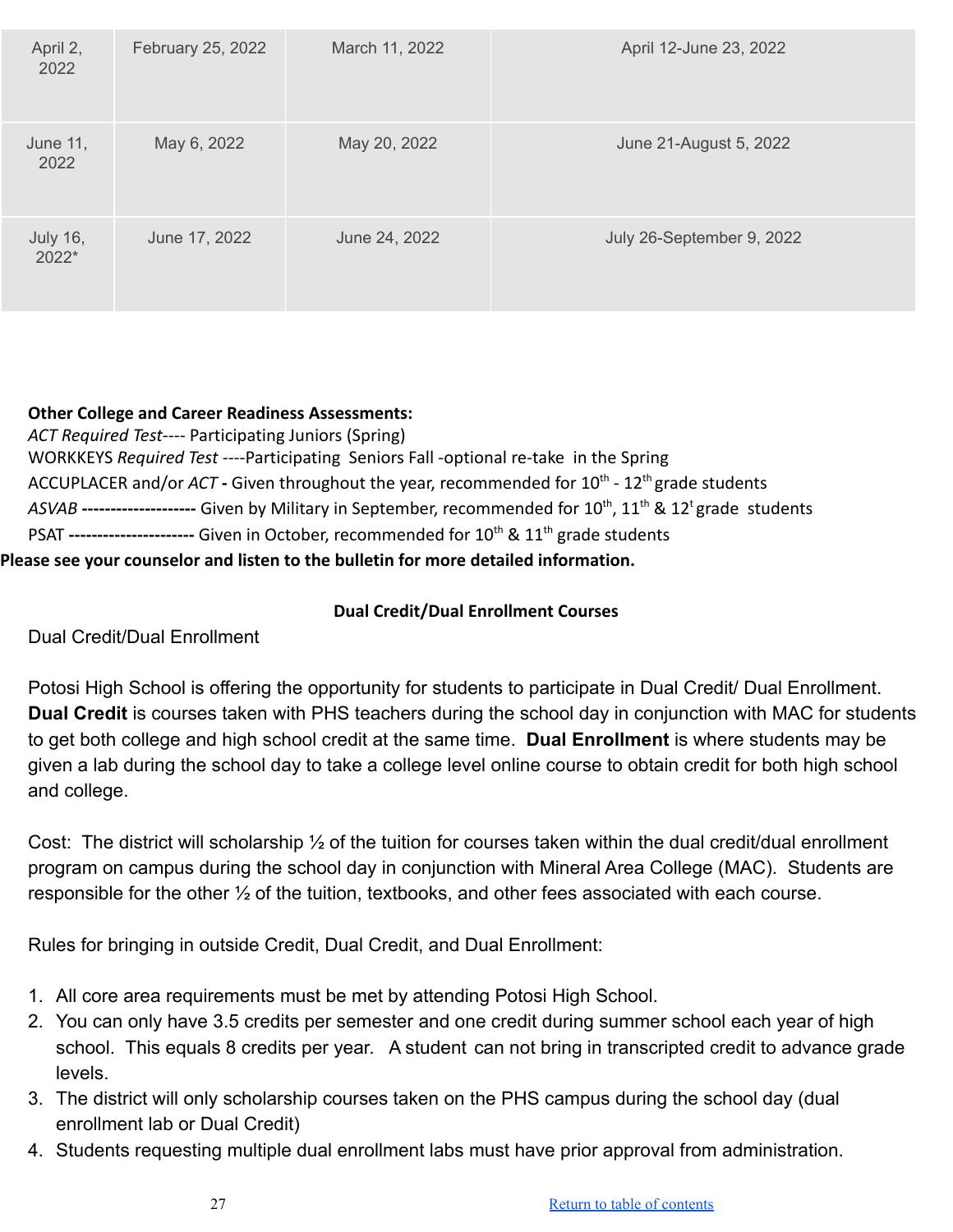| | | | |
|---|---|---|---|
| April 2, 2022 | February 25, 2022 | March 11, 2022 | April 12-June 23, 2022 |
| June 11, 2022 | May 6, 2022 | May 20, 2022 | June 21-August 5, 2022 |
| July 16, 2022* | June 17, 2022 | June 24, 2022 | July 26-September 9, 2022 |

**Other College and Career Readiness Assessments:**

*ACT Required Test*---- Participating Juniors (Spring)

WORKKEYS *Required Test* ----Participating Seniors Fall -optional re-take in the Spring

ACCUPLACER and/or *ACT* **-** Given throughout the year, recommended for 10th - 12th grade students

*ASVAB* **--------------------** Given by Military in September, recommended for 10th, 11th & 12t grade students

PSAT **----------------------** Given in October, recommended for 10th & 11th grade students

**Please see your counselor and listen to the bulletin for more detailed information.**

**Dual Credit/Dual Enrollment Courses**

Dual Credit/Dual Enrollment

Potosi High School is offering the opportunity for students to participate in Dual Credit/ Dual Enrollment. **Dual Credit** is courses taken with PHS teachers during the school day in conjunction with MAC for students to get both college and high school credit at the same time. **Dual Enrollment** is where students may be given a lab during the school day to take a college level online course to obtain credit for both high school and college.

Cost: The district will scholarship ½ of the tuition for courses taken within the dual credit/dual enrollment program on campus during the school day in conjunction with Mineral Area College (MAC). Students are responsible for the other ½ of the tuition, textbooks, and other fees associated with each course.

Rules for bringing in outside Credit, Dual Credit, and Dual Enrollment:

1. All core area requirements must be met by attending Potosi High School.
2. You can only have 3.5 credits per semester and one credit during summer school each year of high school. This equals 8 credits per year. A student can not bring in transcripted credit to advance grade levels.
3. The district will only scholarship courses taken on the PHS campus during the school day (dual enrollment lab or Dual Credit)
4. Students requesting multiple dual enrollment labs must have prior approval from administration.

Return to table of contents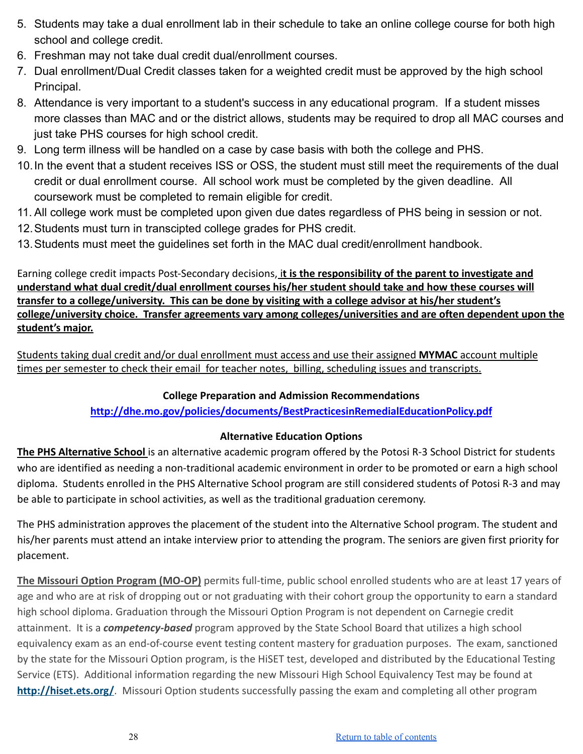5. Students may take a dual enrollment lab in their schedule to take an online college course for both high school and college credit.
6. Freshman may not take dual credit dual/enrollment courses.
7. Dual enrollment/Dual Credit classes taken for a weighted credit must be approved by the high school Principal.
8. Attendance is very important to a student's success in any educational program. If a student misses more classes than MAC and or the district allows, students may be required to drop all MAC courses and just take PHS courses for high school credit.
9. Long term illness will be handled on a case by case basis with both the college and PHS.
10. In the event that a student receives ISS or OSS, the student must still meet the requirements of the dual credit or dual enrollment course. All school work must be completed by the given deadline. All coursework must be completed to remain eligible for credit.
11. All college work must be completed upon given due dates regardless of PHS being in session or not.
12. Students must turn in transcipted college grades for PHS credit.
13. Students must meet the guidelines set forth in the MAC dual credit/enrollment handbook.

Earning college credit impacts Post-Secondary decisions, **it is the responsibility of the parent to investigate and understand what dual credit/dual enrollment courses his/her student should take and how these courses will transfer to a college/university. This can be done by visiting with a college advisor at his/her student's college/university choice. Transfer agreements vary among colleges/universities and are often dependent upon the student's major.**

Students taking dual credit and/or dual enrollment must access and use their assigned **MYMAC** account multiple times per semester to check their email for teacher notes, billing, scheduling issues and transcripts.

**College Preparation and Admission Recommendations**

**http://dhe.mo.gov/policies/documents/BestPracticesinRemedialEducationPolicy.pdf**

**Alternative Education Options**

**The PHS Alternative School** is an alternative academic program offered by the Potosi R-3 School District for students who are identified as needing a non-traditional academic environment in order to be promoted or earn a high school diploma. Students enrolled in the PHS Alternative School program are still considered students of Potosi R-3 and may be able to participate in school activities, as well as the traditional graduation ceremony.

The PHS administration approves the placement of the student into the Alternative School program. The student and his/her parents must attend an intake interview prior to attending the program. The seniors are given first priority for placement.

**The Missouri Option Program (MO-OP)** permits full-time, public school enrolled students who are at least 17 years of age and who are at risk of dropping out or not graduating with their cohort group the opportunity to earn a standard high school diploma. Graduation through the Missouri Option Program is not dependent on Carnegie credit attainment. It is a ***competency-based*** program approved by the State School Board that utilizes a high school equivalency exam as an end-of-course event testing content mastery for graduation purposes. The exam, sanctioned by the state for the Missouri Option program, is the HiSET test, developed and distributed by the Educational Testing Service (ETS). Additional information regarding the new Missouri High School Equivalency Test may be found at **http://hiset.ets.org/**. Missouri Option students successfully passing the exam and completing all other program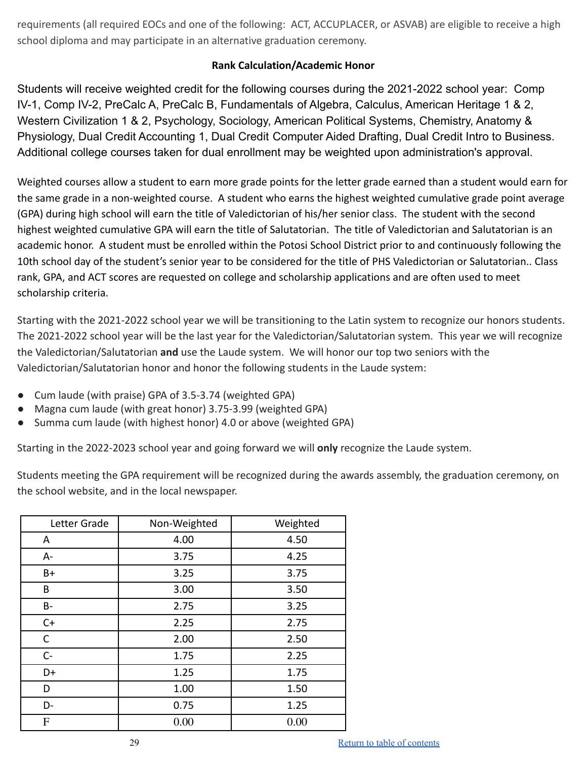requirements (all required EOCs and one of the following: ACT, ACCUPLACER, or ASVAB) are eligible to receive a high school diploma and may participate in an alternative graduation ceremony.

**Rank Calculation/Academic Honor**

Students will receive weighted credit for the following courses during the 2021-2022 school year: Comp IV-1, Comp IV-2, PreCalc A, PreCalc B, Fundamentals of Algebra, Calculus, American Heritage 1 & 2, Western Civilization 1 & 2, Psychology, Sociology, American Political Systems, Chemistry, Anatomy & Physiology, Dual Credit Accounting 1, Dual Credit Computer Aided Drafting, Dual Credit Intro to Business. Additional college courses taken for dual enrollment may be weighted upon administration's approval.

Weighted courses allow a student to earn more grade points for the letter grade earned than a student would earn for the same grade in a non-weighted course. A student who earns the highest weighted cumulative grade point average (GPA) during high school will earn the title of Valedictorian of his/her senior class. The student with the second highest weighted cumulative GPA will earn the title of Salutatorian. The title of Valedictorian and Salutatorian is an academic honor. A student must be enrolled within the Potosi School District prior to and continuously following the 10th school day of the student's senior year to be considered for the title of PHS Valedictorian or Salutatorian.. Class rank, GPA, and ACT scores are requested on college and scholarship applications and are often used to meet scholarship criteria.

Starting with the 2021-2022 school year we will be transitioning to the Latin system to recognize our honors students. The 2021-2022 school year will be the last year for the Valedictorian/Salutatorian system. This year we will recognize the Valedictorian/Salutatorian **and** use the Laude system. We will honor our top two seniors with the Valedictorian/Salutatorian honor and honor the following students in the Laude system:

- Cum laude (with praise) GPA of 3.5-3.74 (weighted GPA)
- Magna cum laude (with great honor) 3.75-3.99 (weighted GPA)
- Summa cum laude (with highest honor) 4.0 or above (weighted GPA)

Starting in the 2022-2023 school year and going forward we will **only** recognize the Laude system.

Students meeting the GPA requirement will be recognized during the awards assembly, the graduation ceremony, on the school website, and in the local newspaper.

| Letter Grade | Non-Weighted | Weighted |
|---|---|---|
| A | 4.00 | 4.50 |
| A- | 3.75 | 4.25 |
| B+ | 3.25 | 3.75 |
| B | 3.00 | 3.50 |
| B- | 2.75 | 3.25 |
| C+ | 2.25 | 2.75 |
| C | 2.00 | 2.50 |
| C- | 1.75 | 2.25 |
| D+ | 1.25 | 1.75 |
| D | 1.00 | 1.50 |
| D- | 0.75 | 1.25 |
| F | 0.00 | 0.00 |

Return to table of contents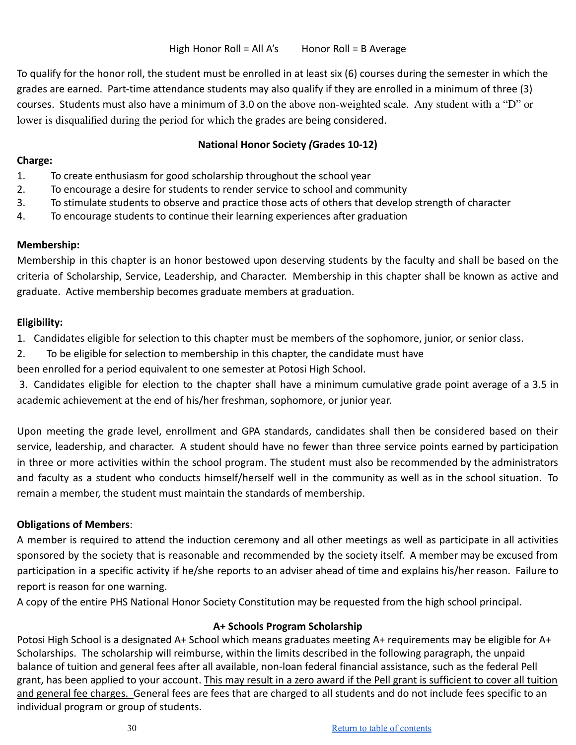High Honor Roll = All A's        Honor Roll = B Average

To qualify for the honor roll, the student must be enrolled in at least six (6) courses during the semester in which the grades are earned. Part-time attendance students may also qualify if they are enrolled in a minimum of three (3) courses. Students must also have a minimum of 3.0 on the above non-weighted scale. Any student with a "D" or lower is disqualified during the period for which the grades are being considered.

## National Honor Society *(*Grades 10-12)

**Charge:**

1. To create enthusiasm for good scholarship throughout the school year
2. To encourage a desire for students to render service to school and community
3. To stimulate students to observe and practice those acts of others that develop strength of character
4. To encourage students to continue their learning experiences after graduation

**Membership:**

Membership in this chapter is an honor bestowed upon deserving students by the faculty and shall be based on the criteria of Scholarship, Service, Leadership, and Character. Membership in this chapter shall be known as active and graduate. Active membership becomes graduate members at graduation.

**Eligibility:**

1. Candidates eligible for selection to this chapter must be members of the sophomore, junior, or senior class.
2. To be eligible for selection to membership in this chapter, the candidate must have been enrolled for a period equivalent to one semester at Potosi High School.
3. Candidates eligible for election to the chapter shall have a minimum cumulative grade point average of a 3.5 in academic achievement at the end of his/her freshman, sophomore, or junior year.

Upon meeting the grade level, enrollment and GPA standards, candidates shall then be considered based on their service, leadership, and character. A student should have no fewer than three service points earned by participation in three or more activities within the school program. The student must also be recommended by the administrators and faculty as a student who conducts himself/herself well in the community as well as in the school situation. To remain a member, the student must maintain the standards of membership.

**Obligations of Members**:

A member is required to attend the induction ceremony and all other meetings as well as participate in all activities sponsored by the society that is reasonable and recommended by the society itself. A member may be excused from participation in a specific activity if he/she reports to an adviser ahead of time and explains his/her reason. Failure to report is reason for one warning.

A copy of the entire PHS National Honor Society Constitution may be requested from the high school principal.

## A+ Schools Program Scholarship

Potosi High School is a designated A+ School which means graduates meeting A+ requirements may be eligible for A+ Scholarships. The scholarship will reimburse, within the limits described in the following paragraph, the unpaid balance of tuition and general fees after all available, non-loan federal financial assistance, such as the federal Pell grant, has been applied to your account. <u>This may result in a zero award if the Pell grant is sufficient to cover all tuition and general fee charges.</u> General fees are fees that are charged to all students and do not include fees specific to an individual program or group of students.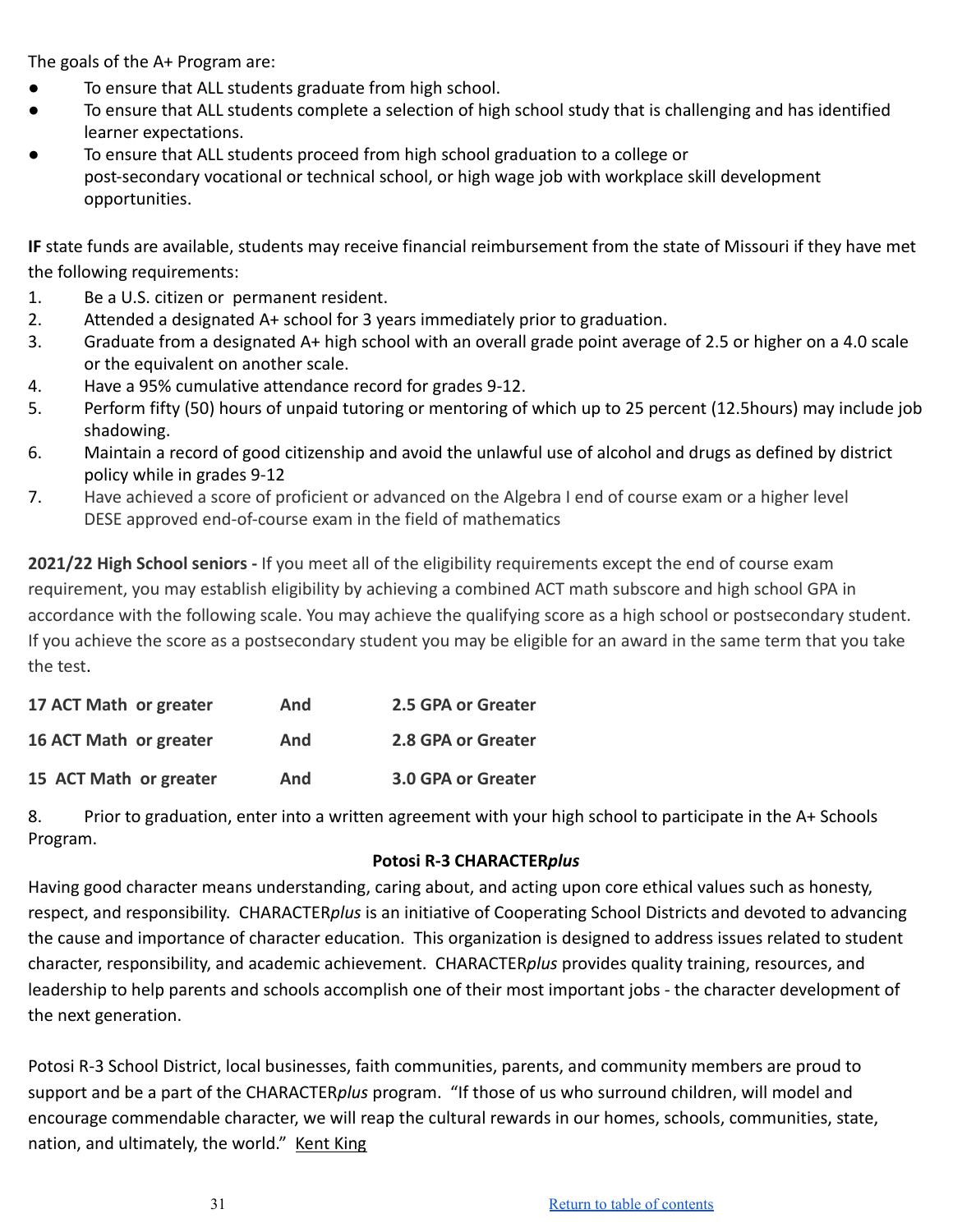The goals of the A+ Program are:

- To ensure that ALL students graduate from high school.
- To ensure that ALL students complete a selection of high school study that is challenging and has identified learner expectations.
- To ensure that ALL students proceed from high school graduation to a college or post-secondary vocational or technical school, or high wage job with workplace skill development opportunities.

**IF** state funds are available, students may receive financial reimbursement from the state of Missouri if they have met the following requirements:

1. Be a U.S. citizen or permanent resident.
2. Attended a designated A+ school for 3 years immediately prior to graduation.
3. Graduate from a designated A+ high school with an overall grade point average of 2.5 or higher on a 4.0 scale or the equivalent on another scale.
4. Have a 95% cumulative attendance record for grades 9-12.
5. Perform fifty (50) hours of unpaid tutoring or mentoring of which up to 25 percent (12.5hours) may include job shadowing.
6. Maintain a record of good citizenship and avoid the unlawful use of alcohol and drugs as defined by district policy while in grades 9-12
7. Have achieved a score of proficient or advanced on the Algebra I end of course exam or a higher level DESE approved end-of-course exam in the field of mathematics

**2021/22 High School seniors -** If you meet all of the eligibility requirements except the end of course exam requirement, you may establish eligibility by achieving a combined ACT math subscore and high school GPA in accordance with the following scale. You may achieve the qualifying score as a high school or postsecondary student. If you achieve the score as a postsecondary student you may be eligible for an award in the same term that you take the test.

| | | |
|---|---|---|
| **17 ACT Math or greater** | **And** | **2.5 GPA or Greater** |
| **16 ACT Math or greater** | **And** | **2.8 GPA or Greater** |
| **15 ACT Math or greater** | **And** | **3.0 GPA or Greater** |

8. Prior to graduation, enter into a written agreement with your high school to participate in the A+ Schools Program.

**Potosi R-3 CHARACTER*plus***

Having good character means understanding, caring about, and acting upon core ethical values such as honesty, respect, and responsibility. CHARACTER*plus* is an initiative of Cooperating School Districts and devoted to advancing the cause and importance of character education. This organization is designed to address issues related to student character, responsibility, and academic achievement. CHARACTER*plus* provides quality training, resources, and leadership to help parents and schools accomplish one of their most important jobs - the character development of the next generation.

Potosi R-3 School District, local businesses, faith communities, parents, and community members are proud to support and be a part of the CHARACTER*plus* program. "If those of us who surround children, will model and encourage commendable character, we will reap the cultural rewards in our homes, schools, communities, state, nation, and ultimately, the world." Kent King

Return to table of contents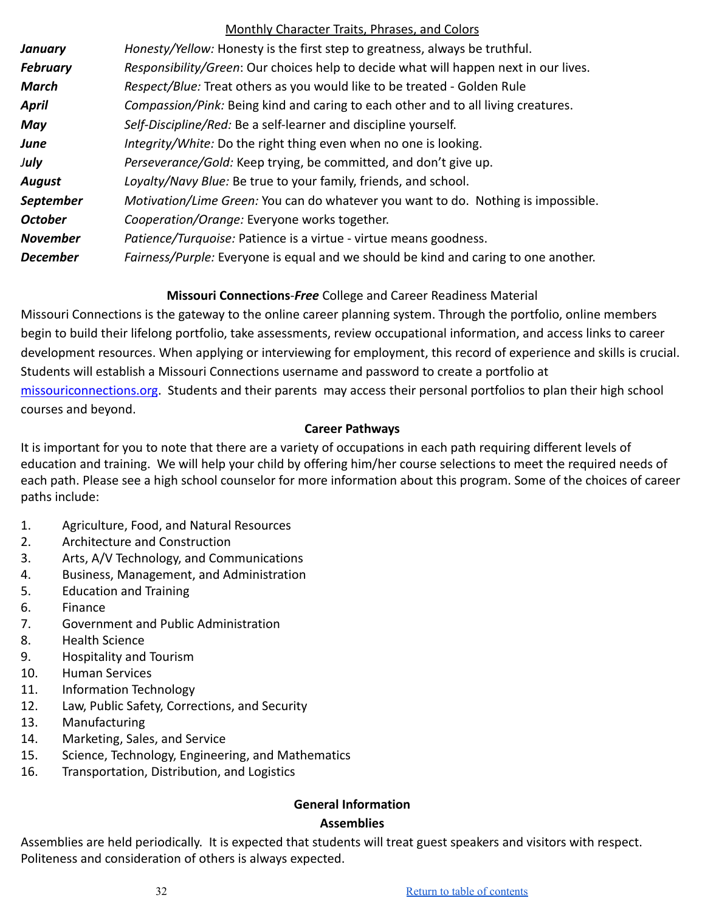## Monthly Character Traits, Phrases, and Colors

| | |
|---|---|
| ***January*** | *Honesty/Yellow:* Honesty is the first step to greatness, always be truthful. |
| ***February*** | *Responsibility/Green*: Our choices help to decide what will happen next in our lives. |
| ***March*** | *Respect/Blue:* Treat others as you would like to be treated - Golden Rule |
| ***April*** | *Compassion/Pink:* Being kind and caring to each other and to all living creatures. |
| ***May*** | *Self-Discipline/Red:* Be a self-learner and discipline yourself. |
| ***June*** | *Integrity/White:* Do the right thing even when no one is looking. |
| ***July*** | *Perseverance/Gold:* Keep trying, be committed, and don't give up. |
| ***August*** | *Loyalty/Navy Blue:* Be true to your family, friends, and school. |
| ***September*** | *Motivation/Lime Green:* You can do whatever you want to do. Nothing is impossible. |
| ***October*** | *Cooperation/Orange:* Everyone works together. |
| ***November*** | *Patience/Turquoise:* Patience is a virtue - virtue means goodness. |
| ***December*** | *Fairness/Purple:* Everyone is equal and we should be kind and caring to one another. |

## **Missouri Connections**-***Free*** College and Career Readiness Material

Missouri Connections is the gateway to the online career planning system. Through the portfolio, online members begin to build their lifelong portfolio, take assessments, review occupational information, and access links to career development resources. When applying or interviewing for employment, this record of experience and skills is crucial. Students will establish a Missouri Connections username and password to create a portfolio at missouriconnections.org. Students and their parents may access their personal portfolios to plan their high school courses and beyond.

## Career Pathways

It is important for you to note that there are a variety of occupations in each path requiring different levels of education and training. We will help your child by offering him/her course selections to meet the required needs of each path. Please see a high school counselor for more information about this program. Some of the choices of career paths include:

1. Agriculture, Food, and Natural Resources
2. Architecture and Construction
3. Arts, A/V Technology, and Communications
4. Business, Management, and Administration
5. Education and Training
6. Finance
7. Government and Public Administration
8. Health Science
9. Hospitality and Tourism
10. Human Services
11. Information Technology
12. Law, Public Safety, Corrections, and Security
13. Manufacturing
14. Marketing, Sales, and Service
15. Science, Technology, Engineering, and Mathematics
16. Transportation, Distribution, and Logistics

## General Information

### Assemblies

Assemblies are held periodically. It is expected that students will treat guest speakers and visitors with respect. Politeness and consideration of others is always expected.

Return to table of contents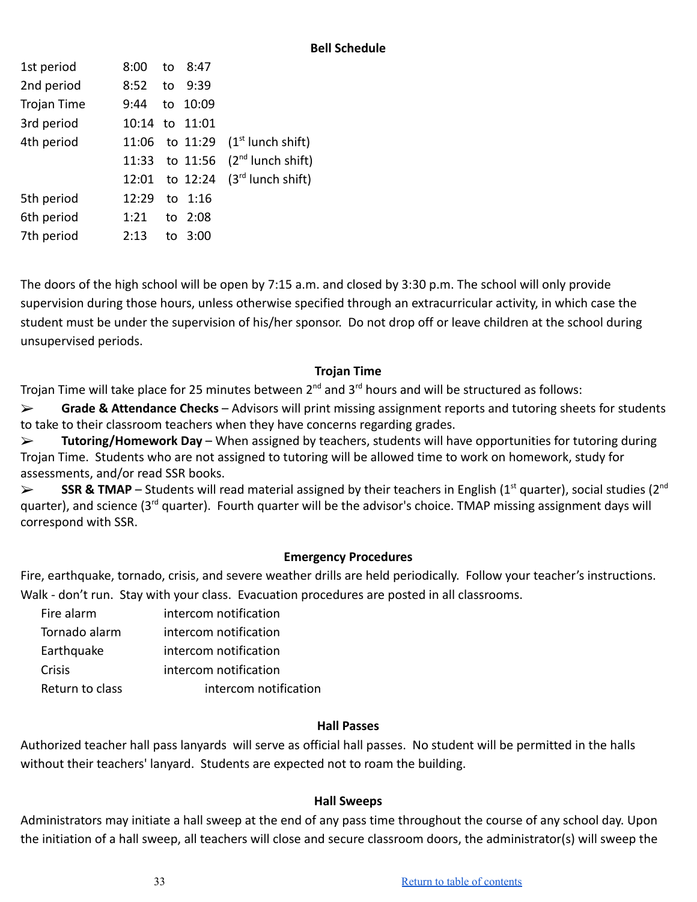## Bell Schedule

| | | | |
|---|---|---|---|
| 1st period | 8:00 | to 8:47 | |
| 2nd period | 8:52 | to 9:39 | |
| Trojan Time | 9:44 | to 10:09 | |
| 3rd period | 10:14 | to 11:01 | |
| 4th period | 11:06 | to 11:29 | (1st lunch shift) |
| | 11:33 | to 11:56 | (2nd lunch shift) |
| | 12:01 | to 12:24 | (3rd lunch shift) |
| 5th period | 12:29 | to 1:16 | |
| 6th period | 1:21 | to 2:08 | |
| 7th period | 2:13 | to 3:00 | |

The doors of the high school will be open by 7:15 a.m. and closed by 3:30 p.m. The school will only provide supervision during those hours, unless otherwise specified through an extracurricular activity, in which case the student must be under the supervision of his/her sponsor. Do not drop off or leave children at the school during unsupervised periods.

## Trojan Time

Trojan Time will take place for 25 minutes between 2nd and 3rd hours and will be structured as follows:

➢ **Grade & Attendance Checks** – Advisors will print missing assignment reports and tutoring sheets for students to take to their classroom teachers when they have concerns regarding grades.

➢ **Tutoring/Homework Day** – When assigned by teachers, students will have opportunities for tutoring during Trojan Time. Students who are not assigned to tutoring will be allowed time to work on homework, study for assessments, and/or read SSR books.

➢ **SSR & TMAP** – Students will read material assigned by their teachers in English (1st quarter), social studies (2nd quarter), and science (3rd quarter). Fourth quarter will be the advisor's choice. TMAP missing assignment days will correspond with SSR.

## Emergency Procedures

Fire, earthquake, tornado, crisis, and severe weather drills are held periodically. Follow your teacher's instructions. Walk - don't run. Stay with your class. Evacuation procedures are posted in all classrooms.

| | |
|---|---|
| Fire alarm | intercom notification |
| Tornado alarm | intercom notification |
| Earthquake | intercom notification |
| Crisis | intercom notification |
| Return to class | intercom notification |

## Hall Passes

Authorized teacher hall pass lanyards will serve as official hall passes. No student will be permitted in the halls without their teachers' lanyard. Students are expected not to roam the building.

## Hall Sweeps

Administrators may initiate a hall sweep at the end of any pass time throughout the course of any school day. Upon the initiation of a hall sweep, all teachers will close and secure classroom doors, the administrator(s) will sweep the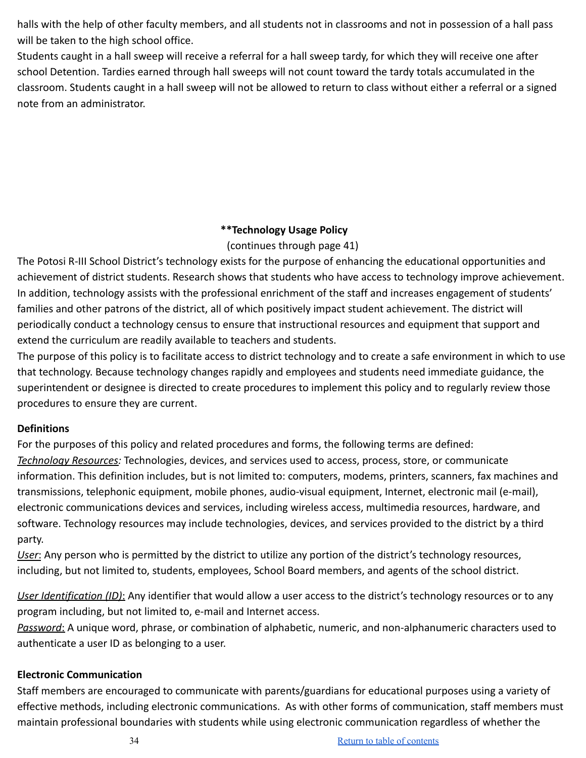halls with the help of other faculty members, and all students not in classrooms and not in possession of a hall pass will be taken to the high school office.

Students caught in a hall sweep will receive a referral for a hall sweep tardy, for which they will receive one after school Detention. Tardies earned through hall sweeps will not count toward the tardy totals accumulated in the classroom. Students caught in a hall sweep will not be allowed to return to class without either a referral or a signed note from an administrator.

**\*\*Technology Usage Policy**

(continues through page 41)

The Potosi R-III School District's technology exists for the purpose of enhancing the educational opportunities and achievement of district students. Research shows that students who have access to technology improve achievement. In addition, technology assists with the professional enrichment of the staff and increases engagement of students' families and other patrons of the district, all of which positively impact student achievement. The district will periodically conduct a technology census to ensure that instructional resources and equipment that support and extend the curriculum are readily available to teachers and students.

The purpose of this policy is to facilitate access to district technology and to create a safe environment in which to use that technology. Because technology changes rapidly and employees and students need immediate guidance, the superintendent or designee is directed to create procedures to implement this policy and to regularly review those procedures to ensure they are current.

**Definitions**

For the purposes of this policy and related procedures and forms, the following terms are defined:

*Technology Resources:* Technologies, devices, and services used to access, process, store, or communicate information. This definition includes, but is not limited to: computers, modems, printers, scanners, fax machines and transmissions, telephonic equipment, mobile phones, audio-visual equipment, Internet, electronic mail (e-mail), electronic communications devices and services, including wireless access, multimedia resources, hardware, and software. Technology resources may include technologies, devices, and services provided to the district by a third party.

*User*: Any person who is permitted by the district to utilize any portion of the district's technology resources, including, but not limited to, students, employees, School Board members, and agents of the school district.

*User Identification (ID)*: Any identifier that would allow a user access to the district's technology resources or to any program including, but not limited to, e-mail and Internet access.

*Password*: A unique word, phrase, or combination of alphabetic, numeric, and non-alphanumeric characters used to authenticate a user ID as belonging to a user.

**Electronic Communication**

Staff members are encouraged to communicate with parents/guardians for educational purposes using a variety of effective methods, including electronic communications. As with other forms of communication, staff members must maintain professional boundaries with students while using electronic communication regardless of whether the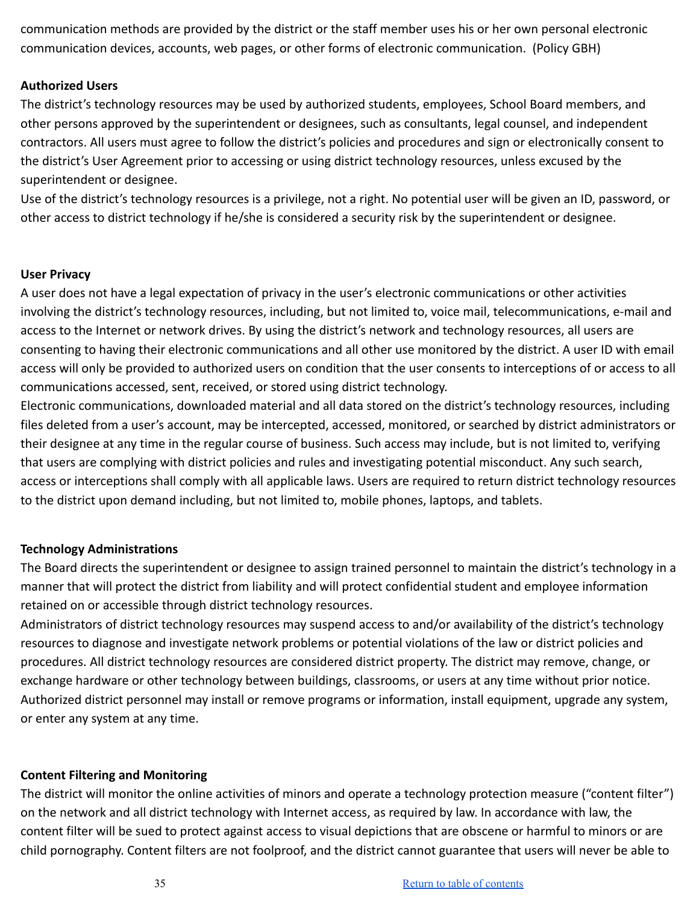communication methods are provided by the district or the staff member uses his or her own personal electronic communication devices, accounts, web pages, or other forms of electronic communication.  (Policy GBH)

**Authorized Users**

The district's technology resources may be used by authorized students, employees, School Board members, and other persons approved by the superintendent or designees, such as consultants, legal counsel, and independent contractors. All users must agree to follow the district's policies and procedures and sign or electronically consent to the district's User Agreement prior to accessing or using district technology resources, unless excused by the superintendent or designee.

Use of the district's technology resources is a privilege, not a right. No potential user will be given an ID, password, or other access to district technology if he/she is considered a security risk by the superintendent or designee.

**User Privacy**

A user does not have a legal expectation of privacy in the user's electronic communications or other activities involving the district's technology resources, including, but not limited to, voice mail, telecommunications, e-mail and access to the Internet or network drives. By using the district's network and technology resources, all users are consenting to having their electronic communications and all other use monitored by the district. A user ID with email access will only be provided to authorized users on condition that the user consents to interceptions of or access to all communications accessed, sent, received, or stored using district technology.

Electronic communications, downloaded material and all data stored on the district's technology resources, including files deleted from a user's account, may be intercepted, accessed, monitored, or searched by district administrators or their designee at any time in the regular course of business. Such access may include, but is not limited to, verifying that users are complying with district policies and rules and investigating potential misconduct. Any such search, access or interceptions shall comply with all applicable laws. Users are required to return district technology resources to the district upon demand including, but not limited to, mobile phones, laptops, and tablets.

**Technology Administrations**

The Board directs the superintendent or designee to assign trained personnel to maintain the district's technology in a manner that will protect the district from liability and will protect confidential student and employee information retained on or accessible through district technology resources.

Administrators of district technology resources may suspend access to and/or availability of the district's technology resources to diagnose and investigate network problems or potential violations of the law or district policies and procedures. All district technology resources are considered district property. The district may remove, change, or exchange hardware or other technology between buildings, classrooms, or users at any time without prior notice. Authorized district personnel may install or remove programs or information, install equipment, upgrade any system, or enter any system at any time.

**Content Filtering and Monitoring**

The district will monitor the online activities of minors and operate a technology protection measure ("content filter") on the network and all district technology with Internet access, as required by law. In accordance with law, the content filter will be sued to protect against access to visual depictions that are obscene or harmful to minors or are child pornography. Content filters are not foolproof, and the district cannot guarantee that users will never be able to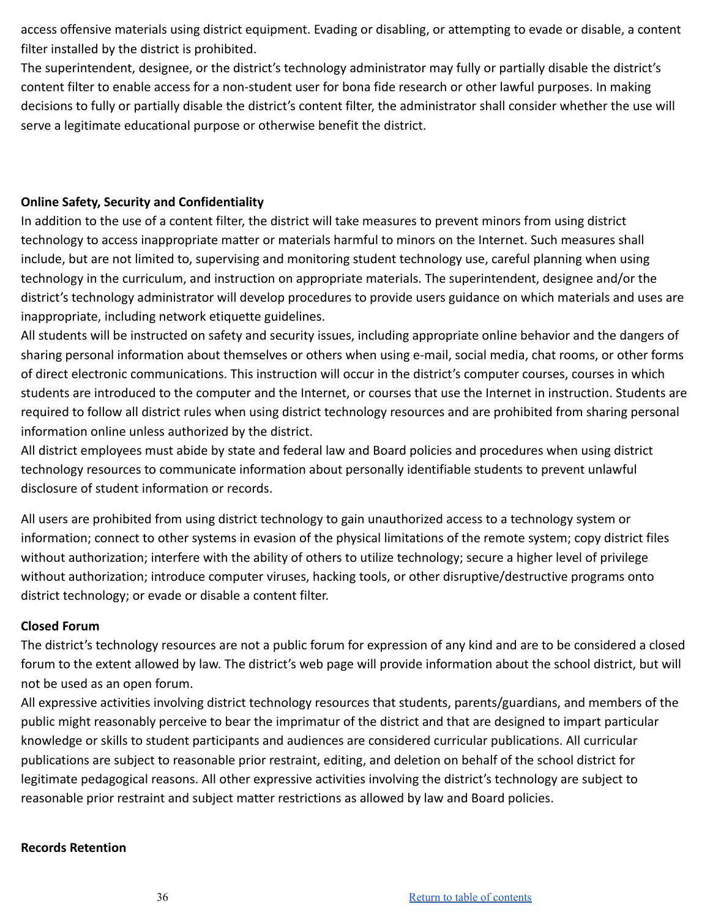access offensive materials using district equipment. Evading or disabling, or attempting to evade or disable, a content filter installed by the district is prohibited.

The superintendent, designee, or the district's technology administrator may fully or partially disable the district's content filter to enable access for a non-student user for bona fide research or other lawful purposes. In making decisions to fully or partially disable the district's content filter, the administrator shall consider whether the use will serve a legitimate educational purpose or otherwise benefit the district.

**Online Safety, Security and Confidentiality**

In addition to the use of a content filter, the district will take measures to prevent minors from using district technology to access inappropriate matter or materials harmful to minors on the Internet. Such measures shall include, but are not limited to, supervising and monitoring student technology use, careful planning when using technology in the curriculum, and instruction on appropriate materials. The superintendent, designee and/or the district's technology administrator will develop procedures to provide users guidance on which materials and uses are inappropriate, including network etiquette guidelines.

All students will be instructed on safety and security issues, including appropriate online behavior and the dangers of sharing personal information about themselves or others when using e-mail, social media, chat rooms, or other forms of direct electronic communications. This instruction will occur in the district's computer courses, courses in which students are introduced to the computer and the Internet, or courses that use the Internet in instruction. Students are required to follow all district rules when using district technology resources and are prohibited from sharing personal information online unless authorized by the district.

All district employees must abide by state and federal law and Board policies and procedures when using district technology resources to communicate information about personally identifiable students to prevent unlawful disclosure of student information or records.

All users are prohibited from using district technology to gain unauthorized access to a technology system or information; connect to other systems in evasion of the physical limitations of the remote system; copy district files without authorization; interfere with the ability of others to utilize technology; secure a higher level of privilege without authorization; introduce computer viruses, hacking tools, or other disruptive/destructive programs onto district technology; or evade or disable a content filter.

**Closed Forum**

The district's technology resources are not a public forum for expression of any kind and are to be considered a closed forum to the extent allowed by law. The district's web page will provide information about the school district, but will not be used as an open forum.

All expressive activities involving district technology resources that students, parents/guardians, and members of the public might reasonably perceive to bear the imprimatur of the district and that are designed to impart particular knowledge or skills to student participants and audiences are considered curricular publications. All curricular publications are subject to reasonable prior restraint, editing, and deletion on behalf of the school district for legitimate pedagogical reasons. All other expressive activities involving the district's technology are subject to reasonable prior restraint and subject matter restrictions as allowed by law and Board policies.

**Records Retention**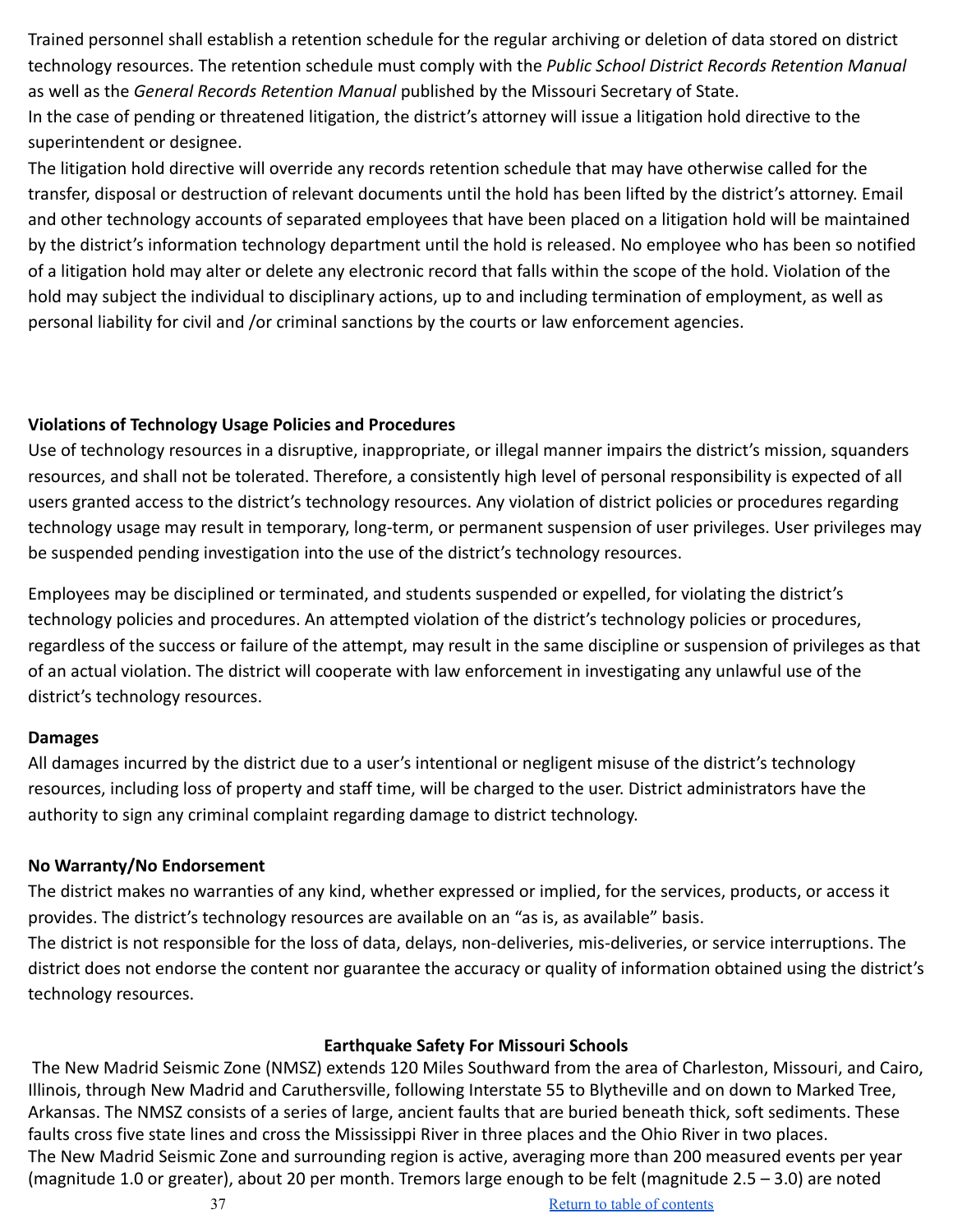Trained personnel shall establish a retention schedule for the regular archiving or deletion of data stored on district technology resources. The retention schedule must comply with the *Public School District Records Retention Manual* as well as the *General Records Retention Manual* published by the Missouri Secretary of State.

In the case of pending or threatened litigation, the district's attorney will issue a litigation hold directive to the superintendent or designee.

The litigation hold directive will override any records retention schedule that may have otherwise called for the transfer, disposal or destruction of relevant documents until the hold has been lifted by the district's attorney. Email and other technology accounts of separated employees that have been placed on a litigation hold will be maintained by the district's information technology department until the hold is released. No employee who has been so notified of a litigation hold may alter or delete any electronic record that falls within the scope of the hold. Violation of the hold may subject the individual to disciplinary actions, up to and including termination of employment, as well as personal liability for civil and /or criminal sanctions by the courts or law enforcement agencies.

**Violations of Technology Usage Policies and Procedures**

Use of technology resources in a disruptive, inappropriate, or illegal manner impairs the district's mission, squanders resources, and shall not be tolerated. Therefore, a consistently high level of personal responsibility is expected of all users granted access to the district's technology resources. Any violation of district policies or procedures regarding technology usage may result in temporary, long-term, or permanent suspension of user privileges. User privileges may be suspended pending investigation into the use of the district's technology resources.

Employees may be disciplined or terminated, and students suspended or expelled, for violating the district's technology policies and procedures. An attempted violation of the district's technology policies or procedures, regardless of the success or failure of the attempt, may result in the same discipline or suspension of privileges as that of an actual violation. The district will cooperate with law enforcement in investigating any unlawful use of the district's technology resources.

**Damages**

All damages incurred by the district due to a user's intentional or negligent misuse of the district's technology resources, including loss of property and staff time, will be charged to the user. District administrators have the authority to sign any criminal complaint regarding damage to district technology.

**No Warranty/No Endorsement**

The district makes no warranties of any kind, whether expressed or implied, for the services, products, or access it provides. The district's technology resources are available on an "as is, as available" basis.

The district is not responsible for the loss of data, delays, non-deliveries, mis-deliveries, or service interruptions. The district does not endorse the content nor guarantee the accuracy or quality of information obtained using the district's technology resources.

## Earthquake Safety For Missouri Schools

The New Madrid Seismic Zone (NMSZ) extends 120 Miles Southward from the area of Charleston, Missouri, and Cairo, Illinois, through New Madrid and Caruthersville, following Interstate 55 to Blytheville and on down to Marked Tree, Arkansas. The NMSZ consists of a series of large, ancient faults that are buried beneath thick, soft sediments. These faults cross five state lines and cross the Mississippi River in three places and the Ohio River in two places.

The New Madrid Seismic Zone and surrounding region is active, averaging more than 200 measured events per year (magnitude 1.0 or greater), about 20 per month. Tremors large enough to be felt (magnitude 2.5 – 3.0) are noted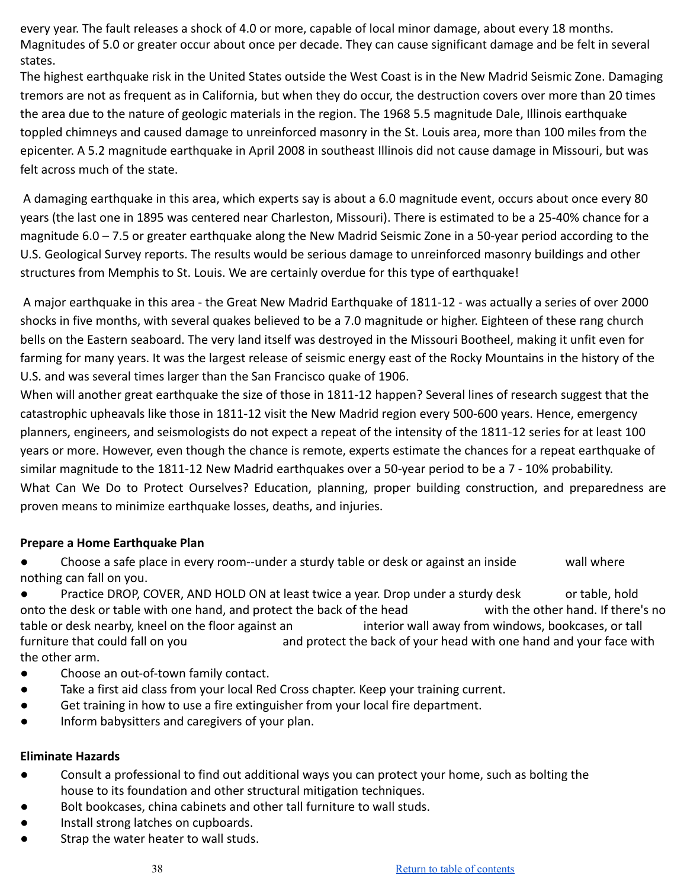every year. The fault releases a shock of 4.0 or more, capable of local minor damage, about every 18 months. Magnitudes of 5.0 or greater occur about once per decade. They can cause significant damage and be felt in several states.

The highest earthquake risk in the United States outside the West Coast is in the New Madrid Seismic Zone. Damaging tremors are not as frequent as in California, but when they do occur, the destruction covers over more than 20 times the area due to the nature of geologic materials in the region. The 1968 5.5 magnitude Dale, Illinois earthquake toppled chimneys and caused damage to unreinforced masonry in the St. Louis area, more than 100 miles from the epicenter. A 5.2 magnitude earthquake in April 2008 in southeast Illinois did not cause damage in Missouri, but was felt across much of the state.

A damaging earthquake in this area, which experts say is about a 6.0 magnitude event, occurs about once every 80 years (the last one in 1895 was centered near Charleston, Missouri). There is estimated to be a 25-40% chance for a magnitude 6.0 – 7.5 or greater earthquake along the New Madrid Seismic Zone in a 50-year period according to the U.S. Geological Survey reports. The results would be serious damage to unreinforced masonry buildings and other structures from Memphis to St. Louis. We are certainly overdue for this type of earthquake!

A major earthquake in this area - the Great New Madrid Earthquake of 1811-12 - was actually a series of over 2000 shocks in five months, with several quakes believed to be a 7.0 magnitude or higher. Eighteen of these rang church bells on the Eastern seaboard. The very land itself was destroyed in the Missouri Bootheel, making it unfit even for farming for many years. It was the largest release of seismic energy east of the Rocky Mountains in the history of the U.S. and was several times larger than the San Francisco quake of 1906.

When will another great earthquake the size of those in 1811-12 happen? Several lines of research suggest that the catastrophic upheavals like those in 1811-12 visit the New Madrid region every 500-600 years. Hence, emergency planners, engineers, and seismologists do not expect a repeat of the intensity of the 1811-12 series for at least 100 years or more. However, even though the chance is remote, experts estimate the chances for a repeat earthquake of similar magnitude to the 1811-12 New Madrid earthquakes over a 50-year period to be a 7 - 10% probability.

What Can We Do to Protect Ourselves? Education, planning, proper building construction, and preparedness are proven means to minimize earthquake losses, deaths, and injuries.

**Prepare a Home Earthquake Plan**

- Choose a safe place in every room--under a sturdy table or desk or against an inside wall where nothing can fall on you.
- Practice DROP, COVER, AND HOLD ON at least twice a year. Drop under a sturdy desk or table, hold onto the desk or table with one hand, and protect the back of the head with the other hand. If there's no table or desk nearby, kneel on the floor against an interior wall away from windows, bookcases, or tall furniture that could fall on you and protect the back of your head with one hand and your face with the other arm.
- Choose an out-of-town family contact.
- Take a first aid class from your local Red Cross chapter. Keep your training current.
- Get training in how to use a fire extinguisher from your local fire department.
- Inform babysitters and caregivers of your plan.

**Eliminate Hazards**

- Consult a professional to find out additional ways you can protect your home, such as bolting the house to its foundation and other structural mitigation techniques.
- Bolt bookcases, china cabinets and other tall furniture to wall studs.
- Install strong latches on cupboards.
- Strap the water heater to wall studs.

Return to table of contents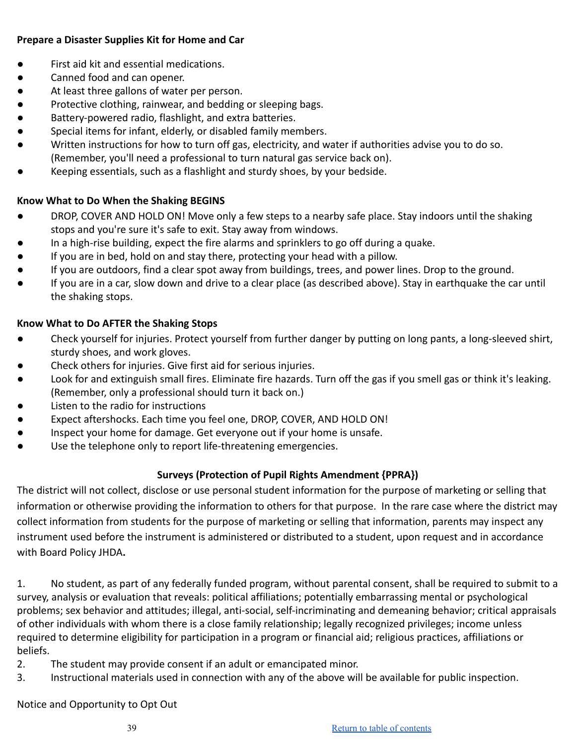**Prepare a Disaster Supplies Kit for Home and Car**

- First aid kit and essential medications.
- Canned food and can opener.
- At least three gallons of water per person.
- Protective clothing, rainwear, and bedding or sleeping bags.
- Battery-powered radio, flashlight, and extra batteries.
- Special items for infant, elderly, or disabled family members.
- Written instructions for how to turn off gas, electricity, and water if authorities advise you to do so. (Remember, you'll need a professional to turn natural gas service back on).
- Keeping essentials, such as a flashlight and sturdy shoes, by your bedside.

**Know What to Do When the Shaking BEGINS**

- DROP, COVER AND HOLD ON! Move only a few steps to a nearby safe place. Stay indoors until the shaking stops and you're sure it's safe to exit. Stay away from windows.
- In a high-rise building, expect the fire alarms and sprinklers to go off during a quake.
- If you are in bed, hold on and stay there, protecting your head with a pillow.
- If you are outdoors, find a clear spot away from buildings, trees, and power lines. Drop to the ground.
- If you are in a car, slow down and drive to a clear place (as described above). Stay in earthquake the car until the shaking stops.

**Know What to Do AFTER the Shaking Stops**

- Check yourself for injuries. Protect yourself from further danger by putting on long pants, a long-sleeved shirt, sturdy shoes, and work gloves.
- Check others for injuries. Give first aid for serious injuries.
- Look for and extinguish small fires. Eliminate fire hazards. Turn off the gas if you smell gas or think it's leaking. (Remember, only a professional should turn it back on.)
- Listen to the radio for instructions
- Expect aftershocks. Each time you feel one, DROP, COVER, AND HOLD ON!
- Inspect your home for damage. Get everyone out if your home is unsafe.
- Use the telephone only to report life-threatening emergencies.

## Surveys (Protection of Pupil Rights Amendment {PPRA})

The district will not collect, disclose or use personal student information for the purpose of marketing or selling that information or otherwise providing the information to others for that purpose. In the rare case where the district may collect information from students for the purpose of marketing or selling that information, parents may inspect any instrument used before the instrument is administered or distributed to a student, upon request and in accordance with Board Policy JHDA**.**

1. No student, as part of any federally funded program, without parental consent, shall be required to submit to a survey, analysis or evaluation that reveals: political affiliations; potentially embarrassing mental or psychological problems; sex behavior and attitudes; illegal, anti-social, self-incriminating and demeaning behavior; critical appraisals of other individuals with whom there is a close family relationship; legally recognized privileges; income unless required to determine eligibility for participation in a program or financial aid; religious practices, affiliations or beliefs.
2. The student may provide consent if an adult or emancipated minor.
3. Instructional materials used in connection with any of the above will be available for public inspection.

Notice and Opportunity to Opt Out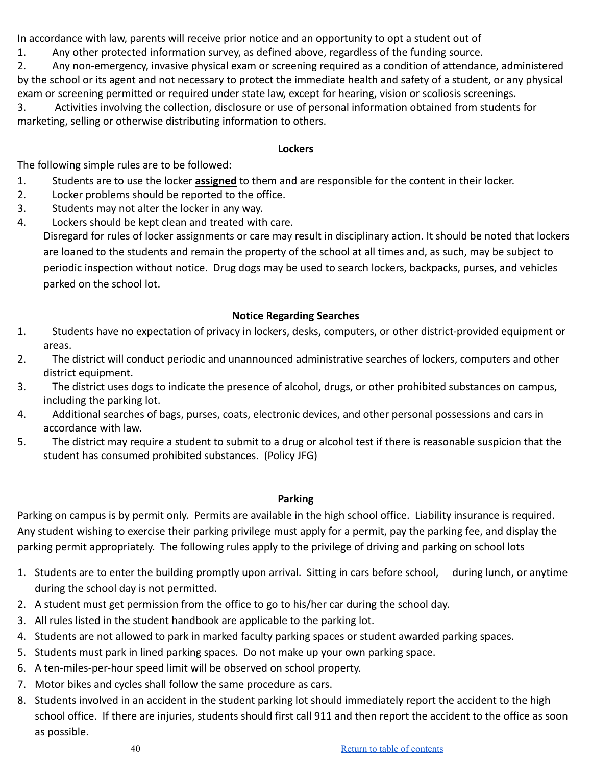In accordance with law, parents will receive prior notice and an opportunity to opt a student out of

1. Any other protected information survey, as defined above, regardless of the funding source.
2. Any non-emergency, invasive physical exam or screening required as a condition of attendance, administered by the school or its agent and not necessary to protect the immediate health and safety of a student, or any physical exam or screening permitted or required under state law, except for hearing, vision or scoliosis screenings.
3. Activities involving the collection, disclosure or use of personal information obtained from students for marketing, selling or otherwise distributing information to others.

## Lockers

The following simple rules are to be followed:

1. Students are to use the locker **assigned** to them and are responsible for the content in their locker.
2. Locker problems should be reported to the office.
3. Students may not alter the locker in any way.
4. Lockers should be kept clean and treated with care.

Disregard for rules of locker assignments or care may result in disciplinary action. It should be noted that lockers are loaned to the students and remain the property of the school at all times and, as such, may be subject to periodic inspection without notice. Drug dogs may be used to search lockers, backpacks, purses, and vehicles parked on the school lot.

## Notice Regarding Searches

1. Students have no expectation of privacy in lockers, desks, computers, or other district-provided equipment or areas.
2. The district will conduct periodic and unannounced administrative searches of lockers, computers and other district equipment.
3. The district uses dogs to indicate the presence of alcohol, drugs, or other prohibited substances on campus, including the parking lot.
4. Additional searches of bags, purses, coats, electronic devices, and other personal possessions and cars in accordance with law.
5. The district may require a student to submit to a drug or alcohol test if there is reasonable suspicion that the student has consumed prohibited substances. (Policy JFG)

## Parking

Parking on campus is by permit only. Permits are available in the high school office. Liability insurance is required. Any student wishing to exercise their parking privilege must apply for a permit, pay the parking fee, and display the parking permit appropriately. The following rules apply to the privilege of driving and parking on school lots

1. Students are to enter the building promptly upon arrival. Sitting in cars before school, during lunch, or anytime during the school day is not permitted.
2. A student must get permission from the office to go to his/her car during the school day.
3. All rules listed in the student handbook are applicable to the parking lot.
4. Students are not allowed to park in marked faculty parking spaces or student awarded parking spaces.
5. Students must park in lined parking spaces. Do not make up your own parking space.
6. A ten-miles-per-hour speed limit will be observed on school property.
7. Motor bikes and cycles shall follow the same procedure as cars.
8. Students involved in an accident in the student parking lot should immediately report the accident to the high school office. If there are injuries, students should first call 911 and then report the accident to the office as soon as possible.

[Return to table of contents](#)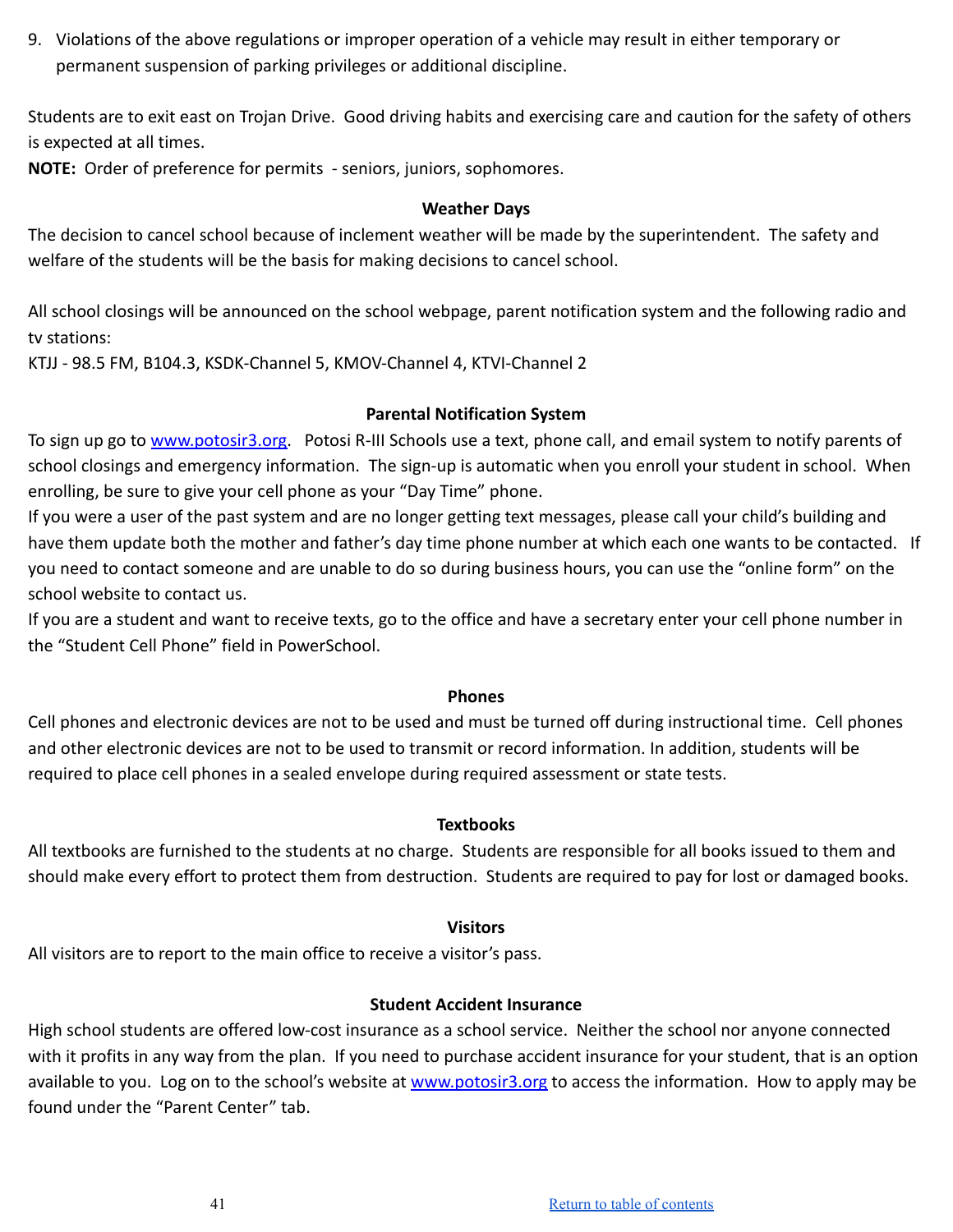9. Violations of the above regulations or improper operation of a vehicle may result in either temporary or permanent suspension of parking privileges or additional discipline.

Students are to exit east on Trojan Drive. Good driving habits and exercising care and caution for the safety of others is expected at all times.
**NOTE:** Order of preference for permits - seniors, juniors, sophomores.

### Weather Days

The decision to cancel school because of inclement weather will be made by the superintendent. The safety and welfare of the students will be the basis for making decisions to cancel school.

All school closings will be announced on the school webpage, parent notification system and the following radio and tv stations:
KTJJ - 98.5 FM, B104.3, KSDK-Channel 5, KMOV-Channel 4, KTVI-Channel 2

### Parental Notification System

To sign up go to [www.potosir3.org](http://www.potosir3.org). Potosi R-III Schools use a text, phone call, and email system to notify parents of school closings and emergency information. The sign-up is automatic when you enroll your student in school. When enrolling, be sure to give your cell phone as your "Day Time" phone.
If you were a user of the past system and are no longer getting text messages, please call your child's building and have them update both the mother and father's day time phone number at which each one wants to be contacted. If you need to contact someone and are unable to do so during business hours, you can use the "online form" on the school website to contact us.
If you are a student and want to receive texts, go to the office and have a secretary enter your cell phone number in the "Student Cell Phone" field in PowerSchool.

### Phones

Cell phones and electronic devices are not to be used and must be turned off during instructional time. Cell phones and other electronic devices are not to be used to transmit or record information. In addition, students will be required to place cell phones in a sealed envelope during required assessment or state tests.

### Textbooks

All textbooks are furnished to the students at no charge. Students are responsible for all books issued to them and should make every effort to protect them from destruction. Students are required to pay for lost or damaged books.

### Visitors

All visitors are to report to the main office to receive a visitor's pass.

### Student Accident Insurance

High school students are offered low-cost insurance as a school service. Neither the school nor anyone connected with it profits in any way from the plan. If you need to purchase accident insurance for your student, that is an option available to you. Log on to the school's website at [www.potosir3.org](http://www.potosir3.org) to access the information. How to apply may be found under the "Parent Center" tab.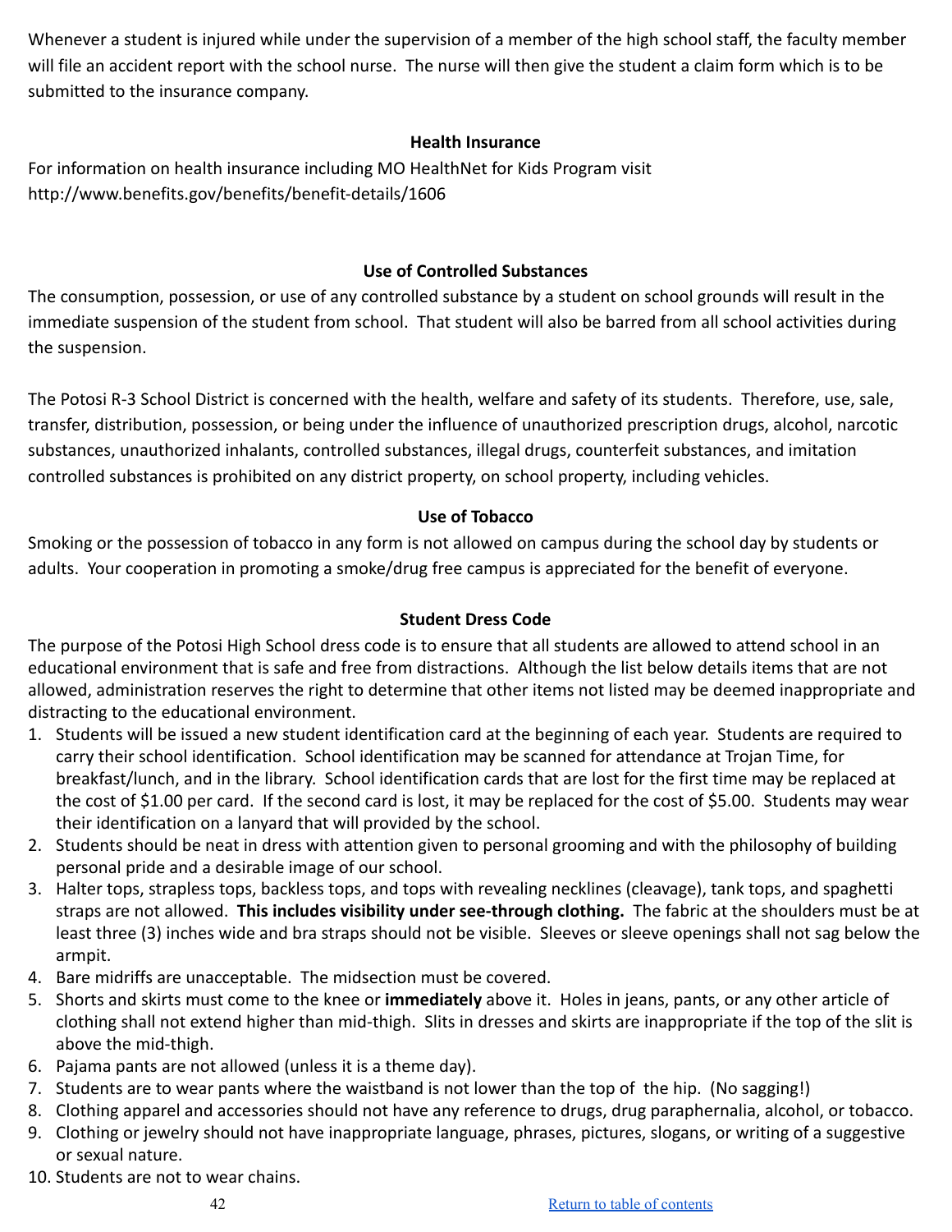Whenever a student is injured while under the supervision of a member of the high school staff, the faculty member will file an accident report with the school nurse. The nurse will then give the student a claim form which is to be submitted to the insurance company.

### Health Insurance

For information on health insurance including MO HealthNet for Kids Program visit http://www.benefits.gov/benefits/benefit-details/1606

### Use of Controlled Substances

The consumption, possession, or use of any controlled substance by a student on school grounds will result in the immediate suspension of the student from school. That student will also be barred from all school activities during the suspension.

The Potosi R-3 School District is concerned with the health, welfare and safety of its students. Therefore, use, sale, transfer, distribution, possession, or being under the influence of unauthorized prescription drugs, alcohol, narcotic substances, unauthorized inhalants, controlled substances, illegal drugs, counterfeit substances, and imitation controlled substances is prohibited on any district property, on school property, including vehicles.

### Use of Tobacco

Smoking or the possession of tobacco in any form is not allowed on campus during the school day by students or adults. Your cooperation in promoting a smoke/drug free campus is appreciated for the benefit of everyone.

### Student Dress Code

The purpose of the Potosi High School dress code is to ensure that all students are allowed to attend school in an educational environment that is safe and free from distractions. Although the list below details items that are not allowed, administration reserves the right to determine that other items not listed may be deemed inappropriate and distracting to the educational environment.

1. Students will be issued a new student identification card at the beginning of each year. Students are required to carry their school identification. School identification may be scanned for attendance at Trojan Time, for breakfast/lunch, and in the library. School identification cards that are lost for the first time may be replaced at the cost of $1.00 per card. If the second card is lost, it may be replaced for the cost of $5.00. Students may wear their identification on a lanyard that will provided by the school.
2. Students should be neat in dress with attention given to personal grooming and with the philosophy of building personal pride and a desirable image of our school.
3. Halter tops, strapless tops, backless tops, and tops with revealing necklines (cleavage), tank tops, and spaghetti straps are not allowed. **This includes visibility under see-through clothing.** The fabric at the shoulders must be at least three (3) inches wide and bra straps should not be visible. Sleeves or sleeve openings shall not sag below the armpit.
4. Bare midriffs are unacceptable. The midsection must be covered.
5. Shorts and skirts must come to the knee or **immediately** above it. Holes in jeans, pants, or any other article of clothing shall not extend higher than mid-thigh. Slits in dresses and skirts are inappropriate if the top of the slit is above the mid-thigh.
6. Pajama pants are not allowed (unless it is a theme day).
7. Students are to wear pants where the waistband is not lower than the top of the hip. (No sagging!)
8. Clothing apparel and accessories should not have any reference to drugs, drug paraphernalia, alcohol, or tobacco.
9. Clothing or jewelry should not have inappropriate language, phrases, pictures, slogans, or writing of a suggestive or sexual nature.
10. Students are not to wear chains.

Return to table of contents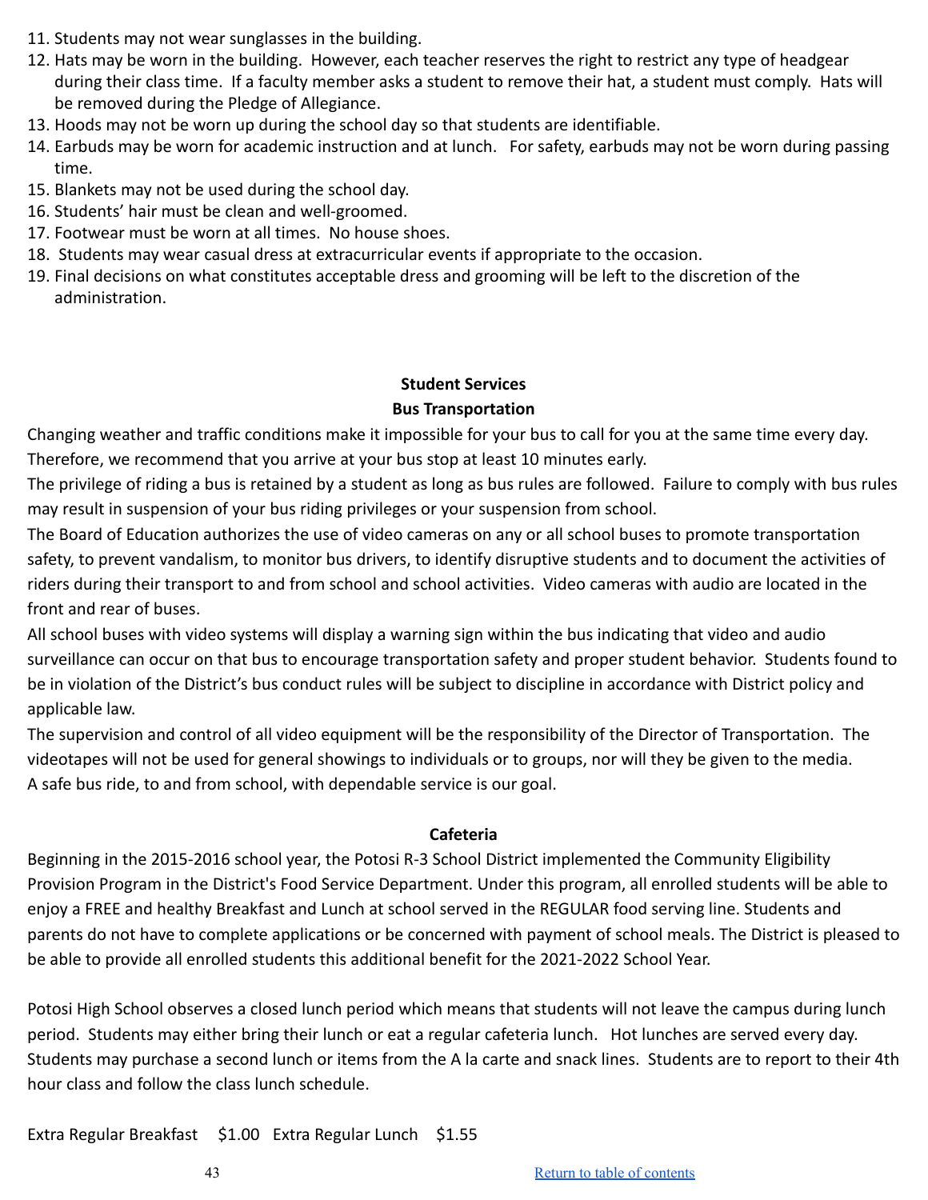11. Students may not wear sunglasses in the building.
12. Hats may be worn in the building. However, each teacher reserves the right to restrict any type of headgear during their class time. If a faculty member asks a student to remove their hat, a student must comply. Hats will be removed during the Pledge of Allegiance.
13. Hoods may not be worn up during the school day so that students are identifiable.
14. Earbuds may be worn for academic instruction and at lunch. For safety, earbuds may not be worn during passing time.
15. Blankets may not be used during the school day.
16. Students' hair must be clean and well-groomed.
17. Footwear must be worn at all times. No house shoes.
18. Students may wear casual dress at extracurricular events if appropriate to the occasion.
19. Final decisions on what constitutes acceptable dress and grooming will be left to the discretion of the administration.

## Student Services

### Bus Transportation

Changing weather and traffic conditions make it impossible for your bus to call for you at the same time every day. Therefore, we recommend that you arrive at your bus stop at least 10 minutes early.

The privilege of riding a bus is retained by a student as long as bus rules are followed. Failure to comply with bus rules may result in suspension of your bus riding privileges or your suspension from school.

The Board of Education authorizes the use of video cameras on any or all school buses to promote transportation safety, to prevent vandalism, to monitor bus drivers, to identify disruptive students and to document the activities of riders during their transport to and from school and school activities. Video cameras with audio are located in the front and rear of buses.

All school buses with video systems will display a warning sign within the bus indicating that video and audio surveillance can occur on that bus to encourage transportation safety and proper student behavior. Students found to be in violation of the District's bus conduct rules will be subject to discipline in accordance with District policy and applicable law.

The supervision and control of all video equipment will be the responsibility of the Director of Transportation. The videotapes will not be used for general showings to individuals or to groups, nor will they be given to the media.

A safe bus ride, to and from school, with dependable service is our goal.

### Cafeteria

Beginning in the 2015-2016 school year, the Potosi R-3 School District implemented the Community Eligibility Provision Program in the District's Food Service Department. Under this program, all enrolled students will be able to enjoy a FREE and healthy Breakfast and Lunch at school served in the REGULAR food serving line. Students and parents do not have to complete applications or be concerned with payment of school meals. The District is pleased to be able to provide all enrolled students this additional benefit for the 2021-2022 School Year.

Potosi High School observes a closed lunch period which means that students will not leave the campus during lunch period. Students may either bring their lunch or eat a regular cafeteria lunch. Hot lunches are served every day. Students may purchase a second lunch or items from the A la carte and snack lines. Students are to report to their 4th hour class and follow the class lunch schedule.

Extra Regular Breakfast $1.00 Extra Regular Lunch $1.55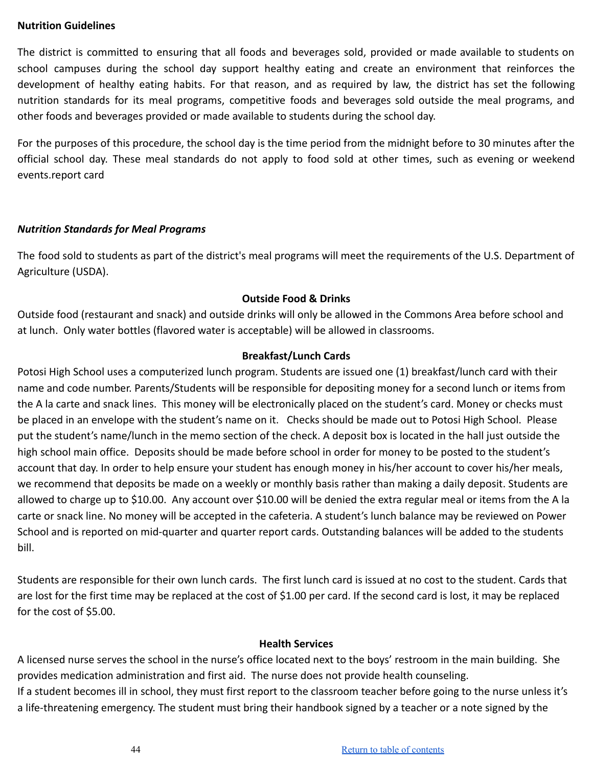**Nutrition Guidelines**

The district is committed to ensuring that all foods and beverages sold, provided or made available to students on school campuses during the school day support healthy eating and create an environment that reinforces the development of healthy eating habits. For that reason, and as required by law, the district has set the following nutrition standards for its meal programs, competitive foods and beverages sold outside the meal programs, and other foods and beverages provided or made available to students during the school day.

For the purposes of this procedure, the school day is the time period from the midnight before to 30 minutes after the official school day. These meal standards do not apply to food sold at other times, such as evening or weekend events.report card

***Nutrition Standards for Meal Programs***

The food sold to students as part of the district's meal programs will meet the requirements of the U.S. Department of Agriculture (USDA).

**Outside Food & Drinks**

Outside food (restaurant and snack) and outside drinks will only be allowed in the Commons Area before school and at lunch. Only water bottles (flavored water is acceptable) will be allowed in classrooms.

**Breakfast/Lunch Cards**

Potosi High School uses a computerized lunch program. Students are issued one (1) breakfast/lunch card with their name and code number. Parents/Students will be responsible for depositing money for a second lunch or items from the A la carte and snack lines. This money will be electronically placed on the student's card. Money or checks must be placed in an envelope with the student's name on it. Checks should be made out to Potosi High School. Please put the student's name/lunch in the memo section of the check. A deposit box is located in the hall just outside the high school main office. Deposits should be made before school in order for money to be posted to the student's account that day. In order to help ensure your student has enough money in his/her account to cover his/her meals, we recommend that deposits be made on a weekly or monthly basis rather than making a daily deposit. Students are allowed to charge up to $10.00. Any account over $10.00 will be denied the extra regular meal or items from the A la carte or snack line. No money will be accepted in the cafeteria. A student's lunch balance may be reviewed on Power School and is reported on mid-quarter and quarter report cards. Outstanding balances will be added to the students bill.

Students are responsible for their own lunch cards. The first lunch card is issued at no cost to the student. Cards that are lost for the first time may be replaced at the cost of $1.00 per card. If the second card is lost, it may be replaced for the cost of $5.00.

**Health Services**

A licensed nurse serves the school in the nurse's office located next to the boys' restroom in the main building. She provides medication administration and first aid. The nurse does not provide health counseling.
If a student becomes ill in school, they must first report to the classroom teacher before going to the nurse unless it's a life-threatening emergency. The student must bring their handbook signed by a teacher or a note signed by the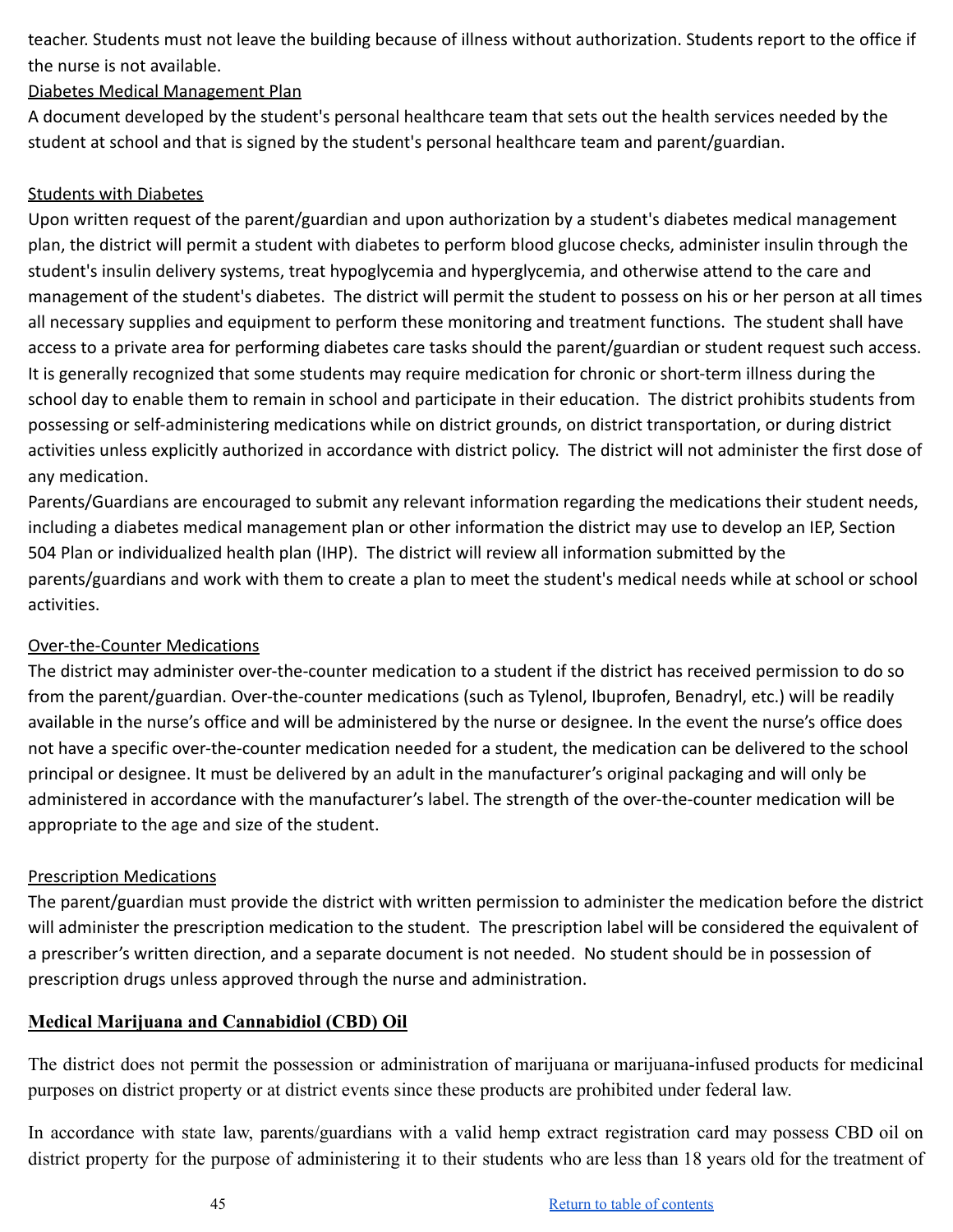teacher. Students must not leave the building because of illness without authorization. Students report to the office if the nurse is not available.

Diabetes Medical Management Plan

A document developed by the student's personal healthcare team that sets out the health services needed by the student at school and that is signed by the student's personal healthcare team and parent/guardian.

Students with Diabetes

Upon written request of the parent/guardian and upon authorization by a student's diabetes medical management plan, the district will permit a student with diabetes to perform blood glucose checks, administer insulin through the student's insulin delivery systems, treat hypoglycemia and hyperglycemia, and otherwise attend to the care and management of the student's diabetes. The district will permit the student to possess on his or her person at all times all necessary supplies and equipment to perform these monitoring and treatment functions. The student shall have access to a private area for performing diabetes care tasks should the parent/guardian or student request such access. It is generally recognized that some students may require medication for chronic or short-term illness during the school day to enable them to remain in school and participate in their education. The district prohibits students from possessing or self-administering medications while on district grounds, on district transportation, or during district activities unless explicitly authorized in accordance with district policy. The district will not administer the first dose of any medication.

Parents/Guardians are encouraged to submit any relevant information regarding the medications their student needs, including a diabetes medical management plan or other information the district may use to develop an IEP, Section 504 Plan or individualized health plan (IHP). The district will review all information submitted by the parents/guardians and work with them to create a plan to meet the student's medical needs while at school or school activities.

Over-the-Counter Medications

The district may administer over-the-counter medication to a student if the district has received permission to do so from the parent/guardian. Over-the-counter medications (such as Tylenol, Ibuprofen, Benadryl, etc.) will be readily available in the nurse's office and will be administered by the nurse or designee. In the event the nurse's office does not have a specific over-the-counter medication needed for a student, the medication can be delivered to the school principal or designee. It must be delivered by an adult in the manufacturer's original packaging and will only be administered in accordance with the manufacturer's label. The strength of the over-the-counter medication will be appropriate to the age and size of the student.

Prescription Medications

The parent/guardian must provide the district with written permission to administer the medication before the district will administer the prescription medication to the student. The prescription label will be considered the equivalent of a prescriber's written direction, and a separate document is not needed. No student should be in possession of prescription drugs unless approved through the nurse and administration.

**Medical Marijuana and Cannabidiol (CBD) Oil**

The district does not permit the possession or administration of marijuana or marijuana-infused products for medicinal purposes on district property or at district events since these products are prohibited under federal law.

In accordance with state law, parents/guardians with a valid hemp extract registration card may possess CBD oil on district property for the purpose of administering it to their students who are less than 18 years old for the treatment of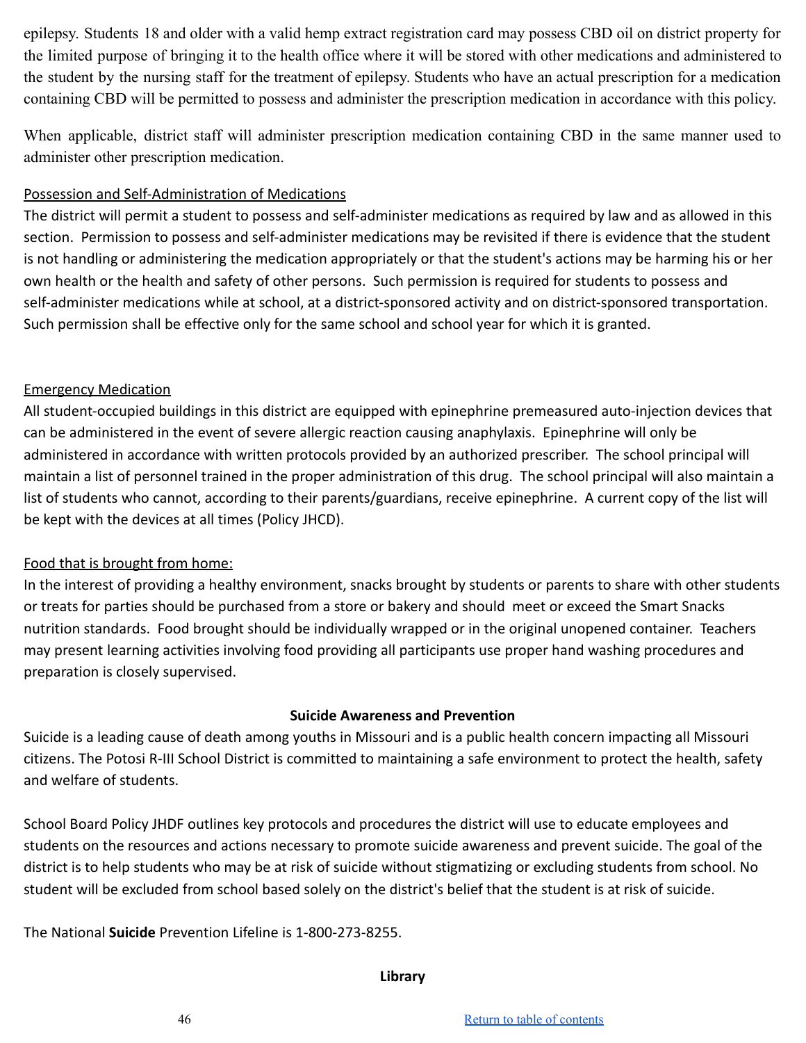epilepsy. Students 18 and older with a valid hemp extract registration card may possess CBD oil on district property for the limited purpose of bringing it to the health office where it will be stored with other medications and administered to the student by the nursing staff for the treatment of epilepsy. Students who have an actual prescription for a medication containing CBD will be permitted to possess and administer the prescription medication in accordance with this policy.

When applicable, district staff will administer prescription medication containing CBD in the same manner used to administer other prescription medication.

<u>Possession and Self-Administration of Medications</u>

The district will permit a student to possess and self-administer medications as required by law and as allowed in this section. Permission to possess and self-administer medications may be revisited if there is evidence that the student is not handling or administering the medication appropriately or that the student's actions may be harming his or her own health or the health and safety of other persons. Such permission is required for students to possess and self-administer medications while at school, at a district-sponsored activity and on district-sponsored transportation. Such permission shall be effective only for the same school and school year for which it is granted.

<u>Emergency Medication</u>

All student-occupied buildings in this district are equipped with epinephrine premeasured auto-injection devices that can be administered in the event of severe allergic reaction causing anaphylaxis. Epinephrine will only be administered in accordance with written protocols provided by an authorized prescriber. The school principal will maintain a list of personnel trained in the proper administration of this drug. The school principal will also maintain a list of students who cannot, according to their parents/guardians, receive epinephrine. A current copy of the list will be kept with the devices at all times (Policy JHCD).

<u>Food that is brought from home:</u>

In the interest of providing a healthy environment, snacks brought by students or parents to share with other students or treats for parties should be purchased from a store or bakery and should meet or exceed the Smart Snacks nutrition standards. Food brought should be individually wrapped or in the original unopened container. Teachers may present learning activities involving food providing all participants use proper hand washing procedures and preparation is closely supervised.

## Suicide Awareness and Prevention

Suicide is a leading cause of death among youths in Missouri and is a public health concern impacting all Missouri citizens. The Potosi R-III School District is committed to maintaining a safe environment to protect the health, safety and welfare of students.

School Board Policy JHDF outlines key protocols and procedures the district will use to educate employees and students on the resources and actions necessary to promote suicide awareness and prevent suicide. The goal of the district is to help students who may be at risk of suicide without stigmatizing or excluding students from school. No student will be excluded from school based solely on the district's belief that the student is at risk of suicide.

The National **Suicide** Prevention Lifeline is 1-800-273-8255.

## Library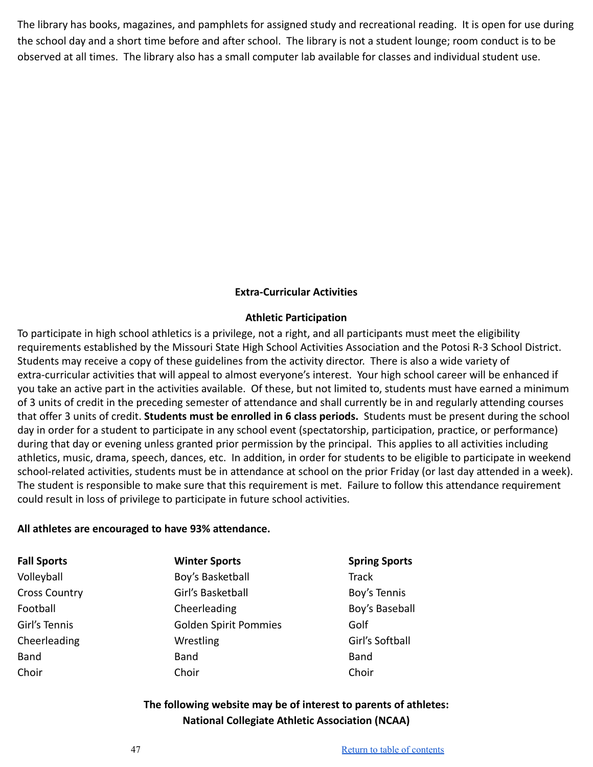The library has books, magazines, and pamphlets for assigned study and recreational reading. It is open for use during the school day and a short time before and after school. The library is not a student lounge; room conduct is to be observed at all times. The library also has a small computer lab available for classes and individual student use.

## Extra-Curricular Activities

### Athletic Participation

To participate in high school athletics is a privilege, not a right, and all participants must meet the eligibility requirements established by the Missouri State High School Activities Association and the Potosi R-3 School District. Students may receive a copy of these guidelines from the activity director. There is also a wide variety of extra-curricular activities that will appeal to almost everyone's interest. Your high school career will be enhanced if you take an active part in the activities available. Of these, but not limited to, students must have earned a minimum of 3 units of credit in the preceding semester of attendance and shall currently be in and regularly attending courses that offer 3 units of credit. **Students must be enrolled in 6 class periods.** Students must be present during the school day in order for a student to participate in any school event (spectatorship, participation, practice, or performance) during that day or evening unless granted prior permission by the principal. This applies to all activities including athletics, music, drama, speech, dances, etc. In addition, in order for students to be eligible to participate in weekend school-related activities, students must be in attendance at school on the prior Friday (or last day attended in a week). The student is responsible to make sure that this requirement is met. Failure to follow this attendance requirement could result in loss of privilege to participate in future school activities.

**All athletes are encouraged to have 93% attendance.**

| Fall Sports | Winter Sports | Spring Sports |
|---|---|---|
| Volleyball | Boy's Basketball | Track |
| Cross Country | Girl's Basketball | Boy's Tennis |
| Football | Cheerleading | Boy's Baseball |
| Girl's Tennis | Golden Spirit Pommies | Golf |
| Cheerleading | Wrestling | Girl's Softball |
| Band | Band | Band |
| Choir | Choir | Choir |

**The following website may be of interest to parents of athletes:**
**National Collegiate Athletic Association (NCAA)**

Return to table of contents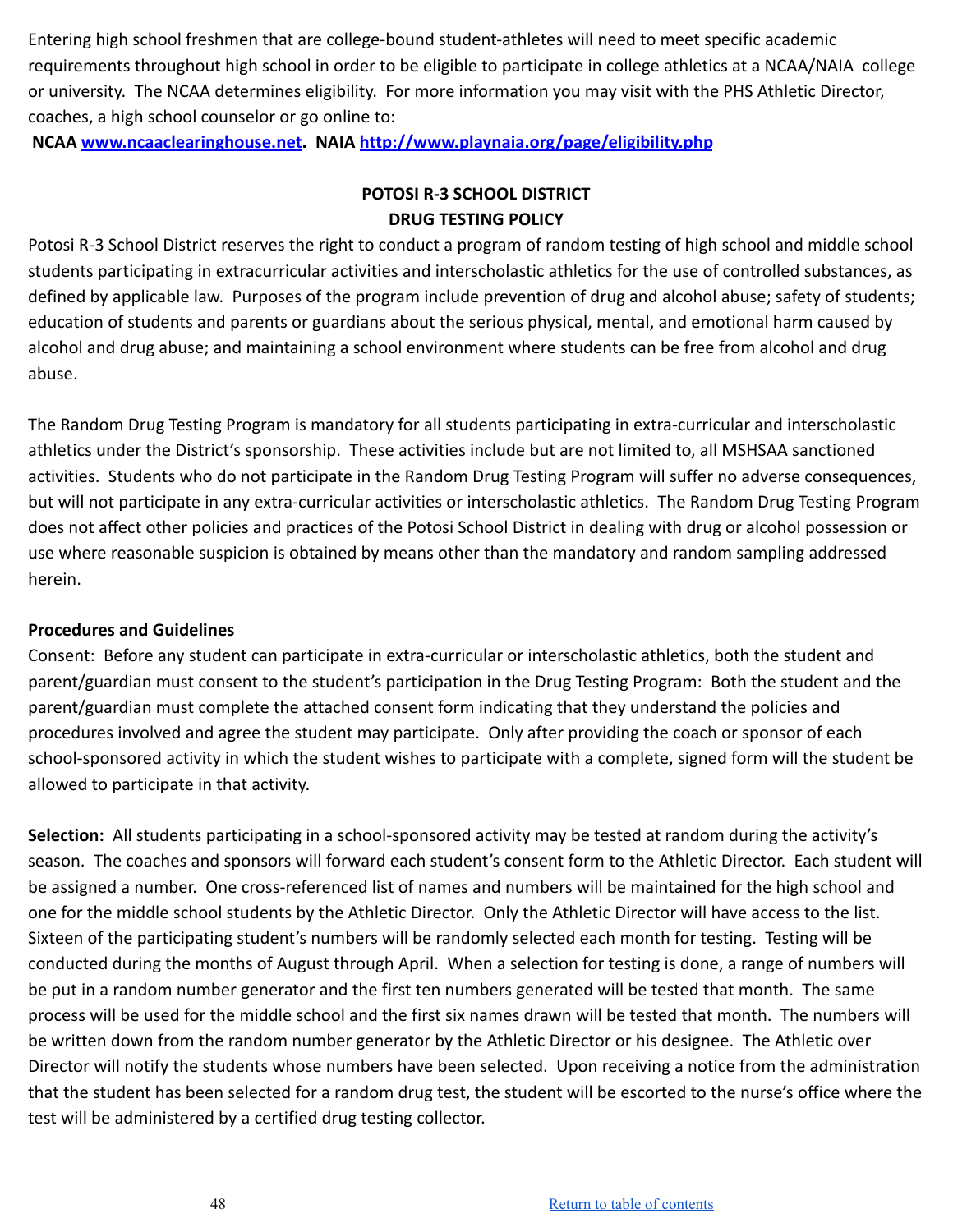Entering high school freshmen that are college-bound student-athletes will need to meet specific academic requirements throughout high school in order to be eligible to participate in college athletics at a NCAA/NAIA college or university. The NCAA determines eligibility. For more information you may visit with the PHS Athletic Director, coaches, a high school counselor or go online to:

**NCAA [www.ncaaclearinghouse.net](http://www.ncaaclearinghouse.net). NAIA [http://www.playnaia.org/page/eligibility.php](http://www.playnaia.org/page/eligibility.php)**

## POTOSI R-3 SCHOOL DISTRICT
## DRUG TESTING POLICY

Potosi R-3 School District reserves the right to conduct a program of random testing of high school and middle school students participating in extracurricular activities and interscholastic athletics for the use of controlled substances, as defined by applicable law. Purposes of the program include prevention of drug and alcohol abuse; safety of students; education of students and parents or guardians about the serious physical, mental, and emotional harm caused by alcohol and drug abuse; and maintaining a school environment where students can be free from alcohol and drug abuse.

The Random Drug Testing Program is mandatory for all students participating in extra-curricular and interscholastic athletics under the District's sponsorship. These activities include but are not limited to, all MSHSAA sanctioned activities. Students who do not participate in the Random Drug Testing Program will suffer no adverse consequences, but will not participate in any extra-curricular activities or interscholastic athletics. The Random Drug Testing Program does not affect other policies and practices of the Potosi School District in dealing with drug or alcohol possession or use where reasonable suspicion is obtained by means other than the mandatory and random sampling addressed herein.

### Procedures and Guidelines

Consent: Before any student can participate in extra-curricular or interscholastic athletics, both the student and parent/guardian must consent to the student's participation in the Drug Testing Program: Both the student and the parent/guardian must complete the attached consent form indicating that they understand the policies and procedures involved and agree the student may participate. Only after providing the coach or sponsor of each school-sponsored activity in which the student wishes to participate with a complete, signed form will the student be allowed to participate in that activity.

**Selection:** All students participating in a school-sponsored activity may be tested at random during the activity's season. The coaches and sponsors will forward each student's consent form to the Athletic Director. Each student will be assigned a number. One cross-referenced list of names and numbers will be maintained for the high school and one for the middle school students by the Athletic Director. Only the Athletic Director will have access to the list. Sixteen of the participating student's numbers will be randomly selected each month for testing. Testing will be conducted during the months of August through April. When a selection for testing is done, a range of numbers will be put in a random number generator and the first ten numbers generated will be tested that month. The same process will be used for the middle school and the first six names drawn will be tested that month. The numbers will be written down from the random number generator by the Athletic Director or his designee. The Athletic over Director will notify the students whose numbers have been selected. Upon receiving a notice from the administration that the student has been selected for a random drug test, the student will be escorted to the nurse's office where the test will be administered by a certified drug testing collector.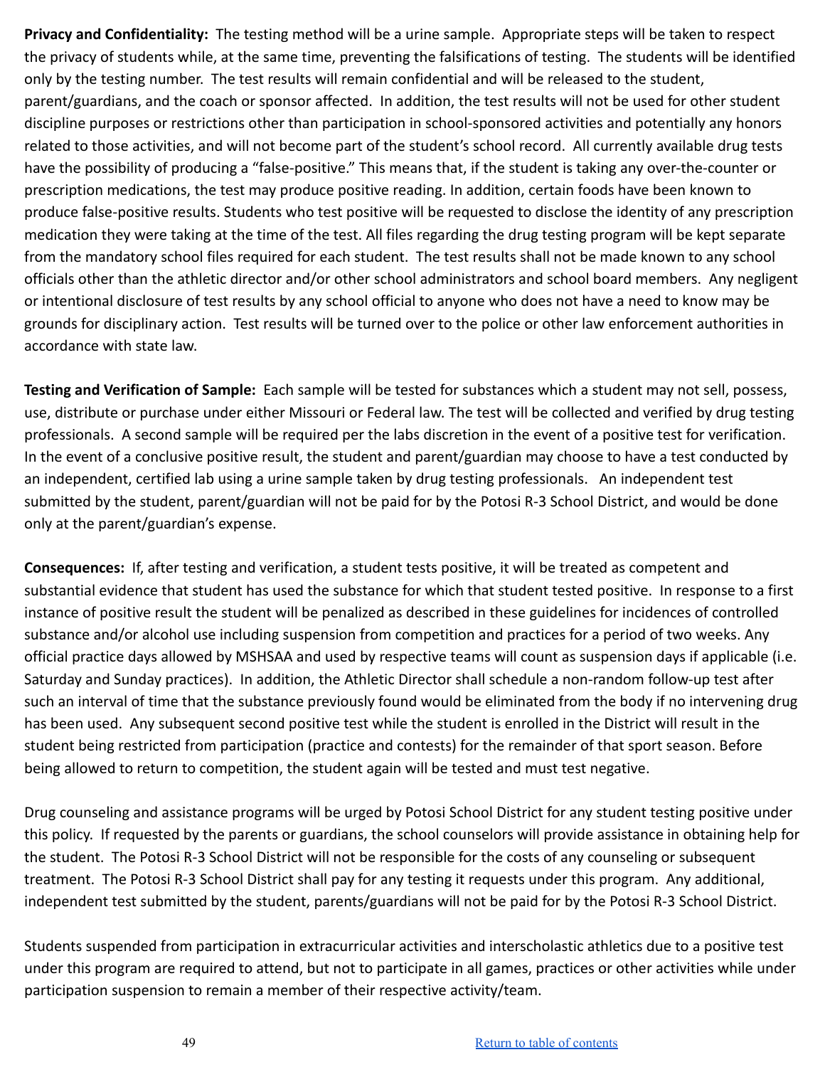**Privacy and Confidentiality:** The testing method will be a urine sample. Appropriate steps will be taken to respect the privacy of students while, at the same time, preventing the falsifications of testing. The students will be identified only by the testing number. The test results will remain confidential and will be released to the student, parent/guardians, and the coach or sponsor affected. In addition, the test results will not be used for other student discipline purposes or restrictions other than participation in school-sponsored activities and potentially any honors related to those activities, and will not become part of the student's school record. All currently available drug tests have the possibility of producing a "false-positive." This means that, if the student is taking any over-the-counter or prescription medications, the test may produce positive reading. In addition, certain foods have been known to produce false-positive results. Students who test positive will be requested to disclose the identity of any prescription medication they were taking at the time of the test. All files regarding the drug testing program will be kept separate from the mandatory school files required for each student. The test results shall not be made known to any school officials other than the athletic director and/or other school administrators and school board members. Any negligent or intentional disclosure of test results by any school official to anyone who does not have a need to know may be grounds for disciplinary action. Test results will be turned over to the police or other law enforcement authorities in accordance with state law.

**Testing and Verification of Sample:** Each sample will be tested for substances which a student may not sell, possess, use, distribute or purchase under either Missouri or Federal law. The test will be collected and verified by drug testing professionals. A second sample will be required per the labs discretion in the event of a positive test for verification. In the event of a conclusive positive result, the student and parent/guardian may choose to have a test conducted by an independent, certified lab using a urine sample taken by drug testing professionals. An independent test submitted by the student, parent/guardian will not be paid for by the Potosi R-3 School District, and would be done only at the parent/guardian's expense.

**Consequences:** If, after testing and verification, a student tests positive, it will be treated as competent and substantial evidence that student has used the substance for which that student tested positive. In response to a first instance of positive result the student will be penalized as described in these guidelines for incidences of controlled substance and/or alcohol use including suspension from competition and practices for a period of two weeks. Any official practice days allowed by MSHSAA and used by respective teams will count as suspension days if applicable (i.e. Saturday and Sunday practices). In addition, the Athletic Director shall schedule a non-random follow-up test after such an interval of time that the substance previously found would be eliminated from the body if no intervening drug has been used. Any subsequent second positive test while the student is enrolled in the District will result in the student being restricted from participation (practice and contests) for the remainder of that sport season. Before being allowed to return to competition, the student again will be tested and must test negative.

Drug counseling and assistance programs will be urged by Potosi School District for any student testing positive under this policy. If requested by the parents or guardians, the school counselors will provide assistance in obtaining help for the student. The Potosi R-3 School District will not be responsible for the costs of any counseling or subsequent treatment. The Potosi R-3 School District shall pay for any testing it requests under this program. Any additional, independent test submitted by the student, parents/guardians will not be paid for by the Potosi R-3 School District.

Students suspended from participation in extracurricular activities and interscholastic athletics due to a positive test under this program are required to attend, but not to participate in all games, practices or other activities while under participation suspension to remain a member of their respective activity/team.

[Return to table of contents]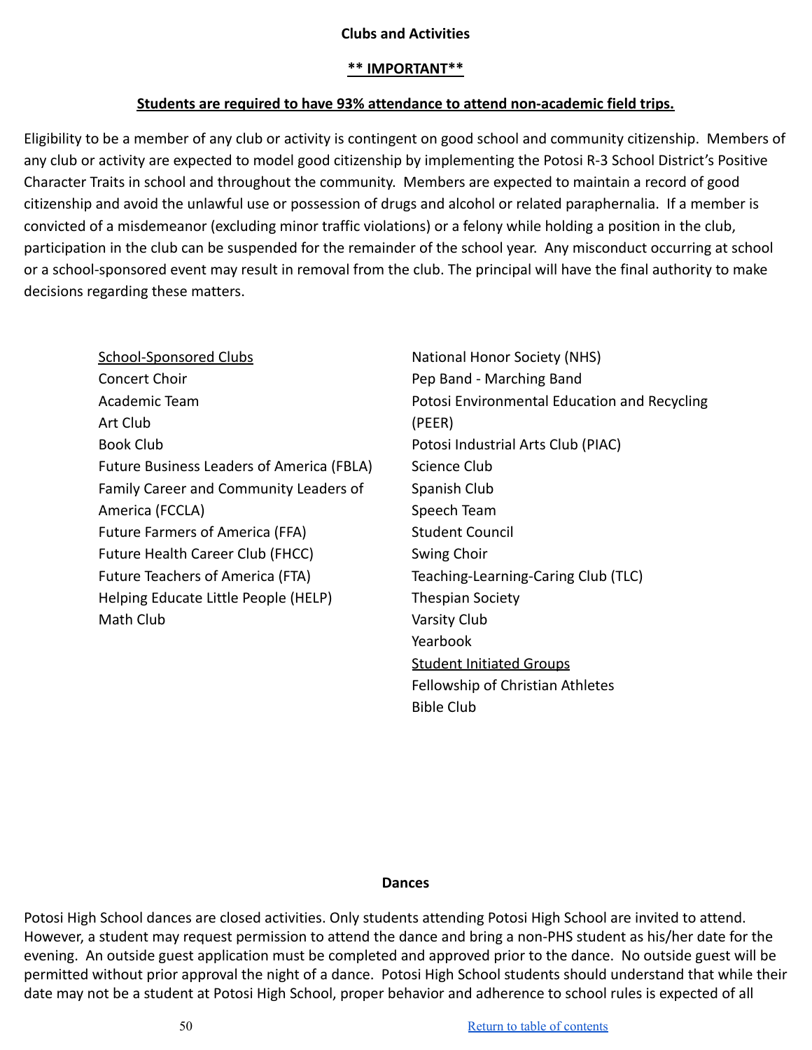## Clubs and Activities

**<u>** IMPORTANT**</u>**

**<u>Students are required to have 93% attendance to attend non-academic field trips.</u>**

Eligibility to be a member of any club or activity is contingent on good school and community citizenship. Members of any club or activity are expected to model good citizenship by implementing the Potosi R-3 School District's Positive Character Traits in school and throughout the community. Members are expected to maintain a record of good citizenship and avoid the unlawful use or possession of drugs and alcohol or related paraphernalia. If a member is convicted of a misdemeanor (excluding minor traffic violations) or a felony while holding a position in the club, participation in the club can be suspended for the remainder of the school year. Any misconduct occurring at school or a school-sponsored event may result in removal from the club. The principal will have the final authority to make decisions regarding these matters.

<u>School-Sponsored Clubs</u>

- Concert Choir
- Academic Team
- Art Club
- Book Club
- Future Business Leaders of America (FBLA)
- Family Career and Community Leaders of America (FCCLA)
- Future Farmers of America (FFA)
- Future Health Career Club (FHCC)
- Future Teachers of America (FTA)
- Helping Educate Little People (HELP)
- Math Club
- National Honor Society (NHS)
- Pep Band - Marching Band
- Potosi Environmental Education and Recycling (PEER)
- Potosi Industrial Arts Club (PIAC)
- Science Club
- Spanish Club
- Speech Team
- Student Council
- Swing Choir
- Teaching-Learning-Caring Club (TLC)
- Thespian Society
- Varsity Club
- Yearbook

<u>Student Initiated Groups</u>

- Fellowship of Christian Athletes
- Bible Club

## Dances

Potosi High School dances are closed activities. Only students attending Potosi High School are invited to attend. However, a student may request permission to attend the dance and bring a non-PHS student as his/her date for the evening. An outside guest application must be completed and approved prior to the dance. No outside guest will be permitted without prior approval the night of a dance. Potosi High School students should understand that while their date may not be a student at Potosi High School, proper behavior and adherence to school rules is expected of all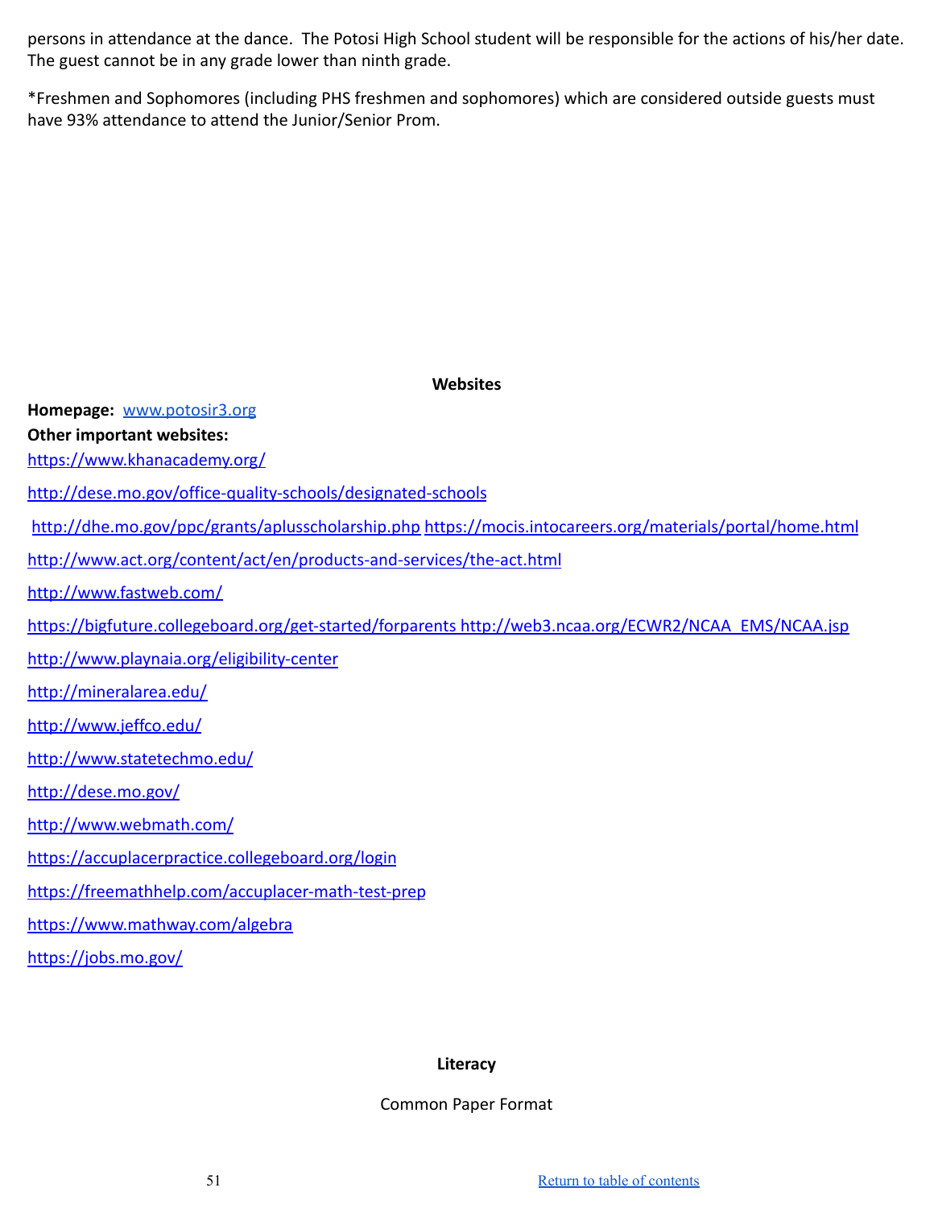persons in attendance at the dance. The Potosi High School student will be responsible for the actions of his/her date. The guest cannot be in any grade lower than ninth grade.

*Freshmen and Sophomores (including PHS freshmen and sophomores) which are considered outside guests must have 93% attendance to attend the Junior/Senior Prom.

## Websites

**Homepage:** [www.potosir3.org](www.potosir3.org)

**Other important websites:**

https://www.khanacademy.org/

http://dese.mo.gov/office-quality-schools/designated-schools

http://dhe.mo.gov/ppc/grants/aplusscholarship.php https://mocis.intocareers.org/materials/portal/home.html

http://www.act.org/content/act/en/products-and-services/the-act.html

http://www.fastweb.com/

https://bigfuture.collegeboard.org/get-started/forparents http://web3.ncaa.org/ECWR2/NCAA_EMS/NCAA.jsp

http://www.playnaia.org/eligibility-center

http://mineralarea.edu/

http://www.jeffco.edu/

http://www.statetechmo.edu/

http://dese.mo.gov/

http://www.webmath.com/

https://accuplacerpractice.collegeboard.org/login

https://freemathhelp.com/accuplacer-math-test-prep

https://www.mathway.com/algebra

https://jobs.mo.gov/

## Literacy

Common Paper Format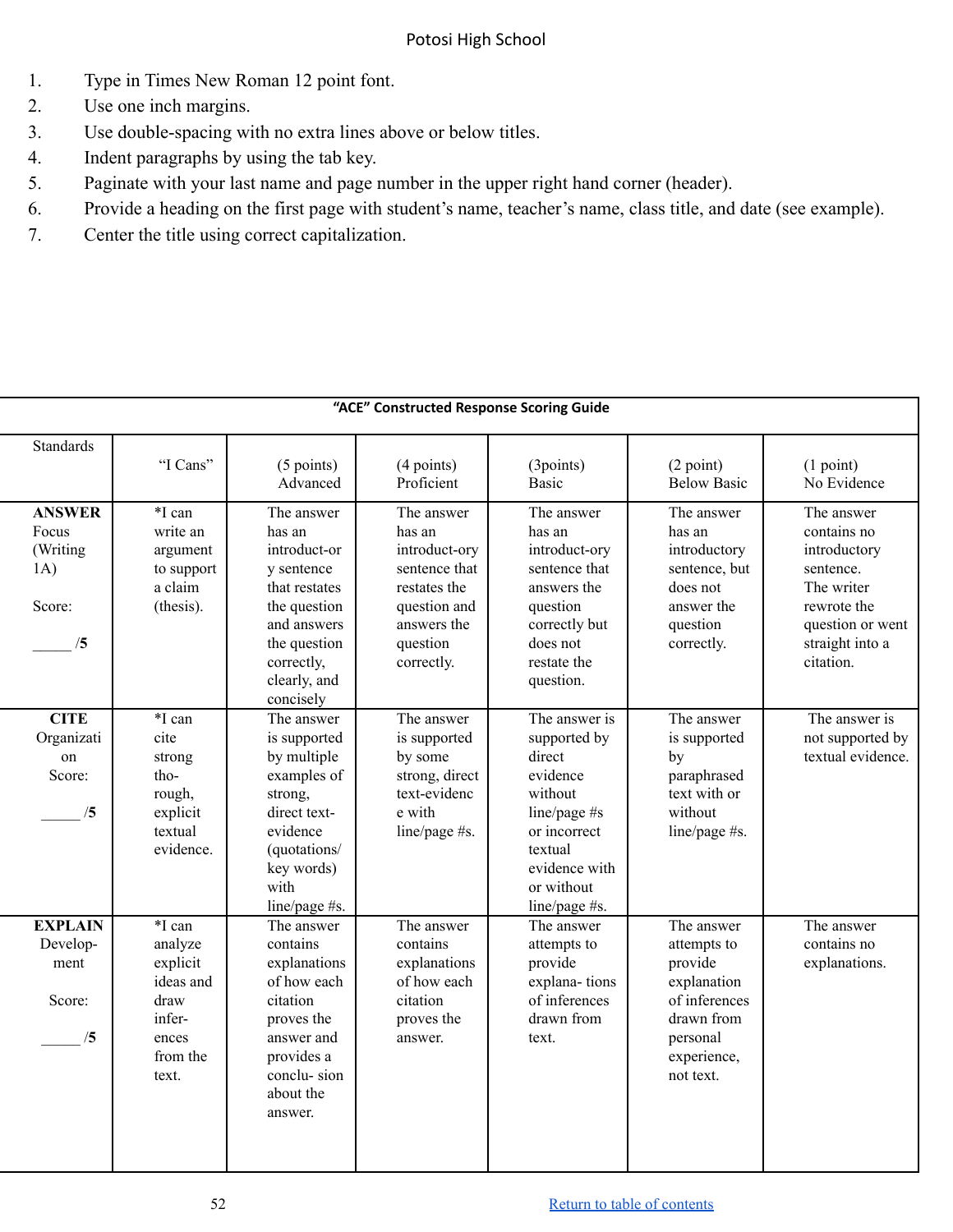1. Type in Times New Roman 12 point font.
2. Use one inch margins.
3. Use double-spacing with no extra lines above or below titles.
4. Indent paragraphs by using the tab key.
5. Paginate with your last name and page number in the upper right hand corner (header).
6. Provide a heading on the first page with student's name, teacher's name, class title, and date (see example).
7. Center the title using correct capitalization.

**"ACE" Constructed Response Scoring Guide**

| Standards | "I Cans" | (5 points) Advanced | (4 points) Proficient | (3points) Basic | (2 point) Below Basic | (1 point) No Evidence |
|---|---|---|---|---|---|---|
| **ANSWER** Focus (Writing 1A) Score: _____ /**5** | *I can write an argument to support a claim (thesis). | The answer has an introduct-ory sentence that restates the question and answers the question correctly, clearly, and concisely | The answer has an introduct-ory sentence that restates the question and answers the question correctly. | The answer has an introduct-ory sentence that answers the question correctly but does not restate the question. | The answer has an introductory sentence, but does not answer the question correctly. | The answer contains no introductory sentence. The writer rewrote the question or went straight into a citation. |
| **CITE** Organization Score: _____ /**5** | *I can cite strong tho-rough, explicit textual evidence. | The answer is supported by multiple examples of strong, direct text-evidence (quotations/ key words) with line/page #s. | The answer is supported by some strong, direct text-evidence with line/page #s. | The answer is supported by direct evidence without line/page #s or incorrect textual evidence with or without line/page #s. | The answer is supported by paraphrased text with or without line/page #s. | The answer is not supported by textual evidence. |
| **EXPLAIN** Develop-ment Score: _____ /**5** | *I can analyze explicit ideas and draw infer-ences from the text. | The answer contains explanations of how each citation proves the answer and provides a conclu- sion about the answer. | The answer contains explanations of how each citation proves the answer. | The answer attempts to provide explana- tions of inferences drawn from text. | The answer attempts to provide explanation of inferences drawn from personal experience, not text. | The answer contains no explanations. |

Return to table of contents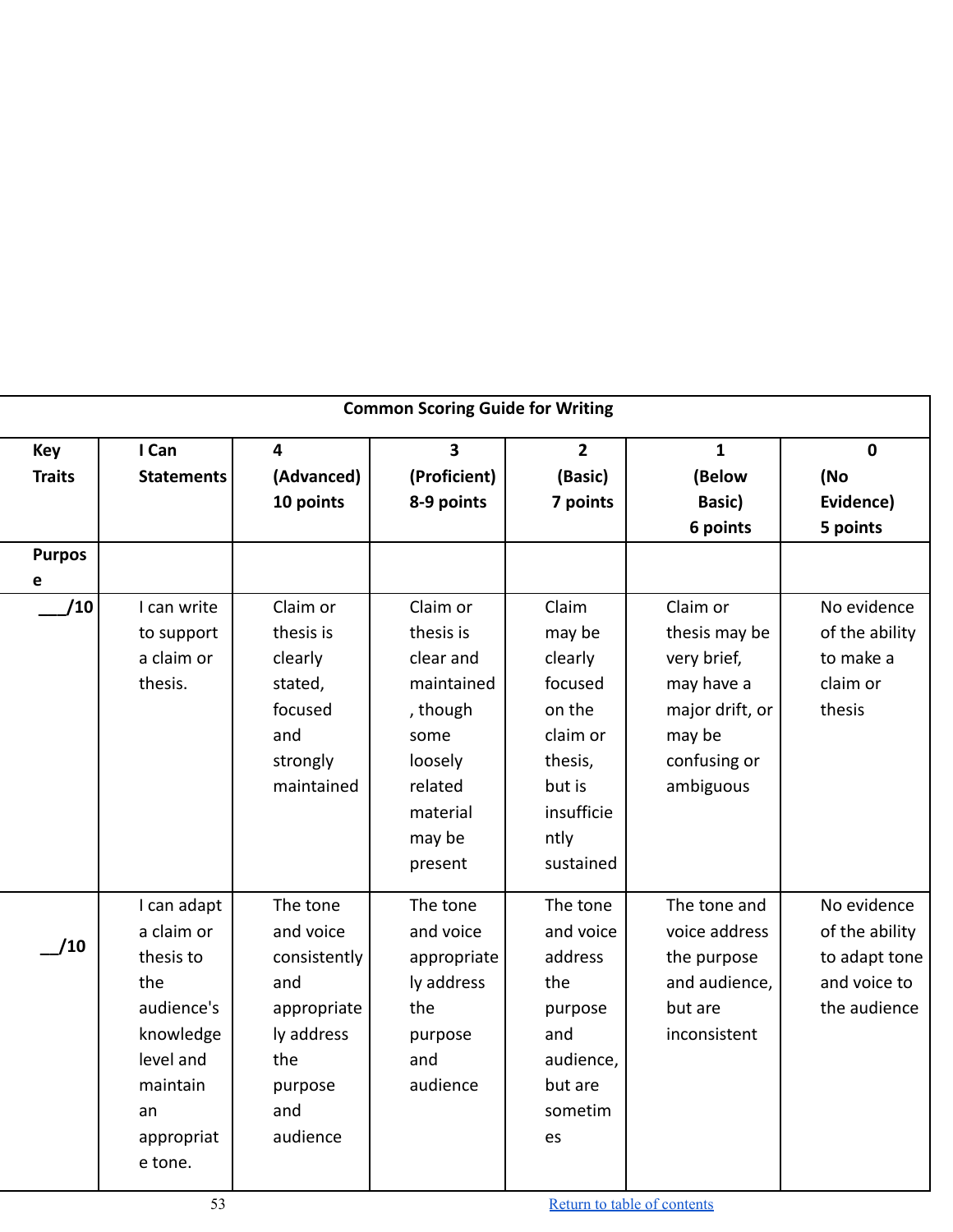| Common Scoring Guide for Writing | | | | | | |
|---|---|---|---|---|---|---|
| **Key Traits** | **I Can Statements** | **4 (Advanced) 10 points** | **3 (Proficient) 8-9 points** | **2 (Basic) 7 points** | **1 (Below Basic) 6 points** | **0 (No Evidence) 5 points** |
| **Purpose** | | | | | | |
| **___/10** | I can write to support a claim or thesis. | Claim or thesis is clearly stated, focused and strongly maintained | Claim or thesis is clear and maintained, though some loosely related material may be present | Claim may be clearly focused on the claim or thesis, but is insufficiently sustained | Claim or thesis may be very brief, may have a major drift, or may be confusing or ambiguous | No evidence of the ability to make a claim or thesis |
| **__/10** | I can adapt a claim or thesis to the audience's knowledge level and maintain an appropriate tone. | The tone and voice consistently and appropriately address the purpose and audience | The tone and voice appropriately address the purpose and audience | The tone and voice address the purpose and audience, but are sometimes | The tone and voice address the purpose and audience, but are inconsistent | No evidence of the ability to adapt tone and voice to the audience |

[Return to table of contents]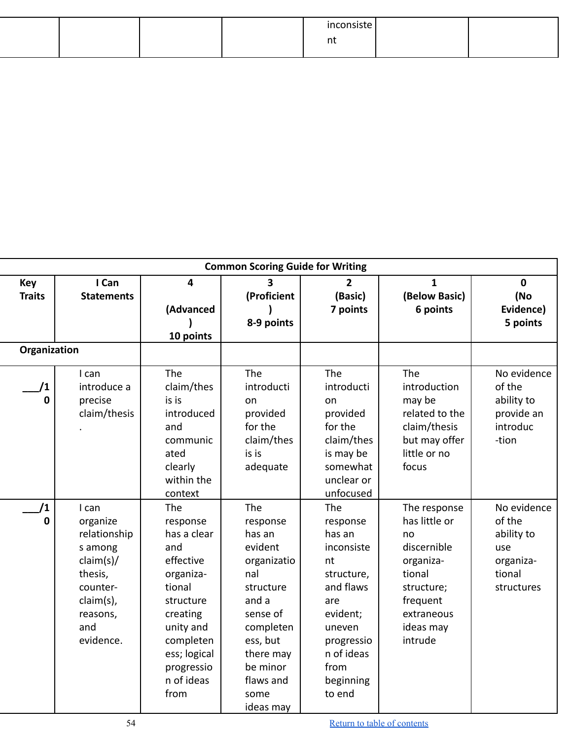| | | | | inconsistent | | |
|---|---|---|---|---|---|---|

| Common Scoring Guide for Writing | | | | | | |
|---|---|---|---|---|---|---|
| **Key Traits** | **I Can Statements** | **4 (Advanced) 10 points** | **3 (Proficient) 8-9 points** | **2 (Basic) 7 points** | **1 (Below Basic) 6 points** | **0 (No Evidence) 5 points** |
| **Organization** | | | | | | |
| ___/10 | I can introduce a precise claim/thesis. | The claim/thesis is introduced and communicated clearly within the context | The introduction provided for the claim/thesis is adequate | The introduction provided for the claim/thesis may be somewhat unclear or unfocused | The introduction may be related to the claim/thesis but may offer little or no focus | No evidence of the ability to provide an introduc-tion |
| ___/10 | I can organize relationships among claim(s)/ thesis, counter-claim(s), reasons, and evidence. | The response has a clear and effective organiza-tional structure creating unity and completeness; logical progression of ideas from | The response has an evident organizational structure and a sense of completeness, but there may be minor flaws and some ideas may | The response has an inconsistent structure, and flaws are evident; uneven progression of ideas from beginning to end | The response has little or no discernible organiza-tional structure; frequent extraneous ideas may intrude | No evidence of the ability to use organiza-tional structures |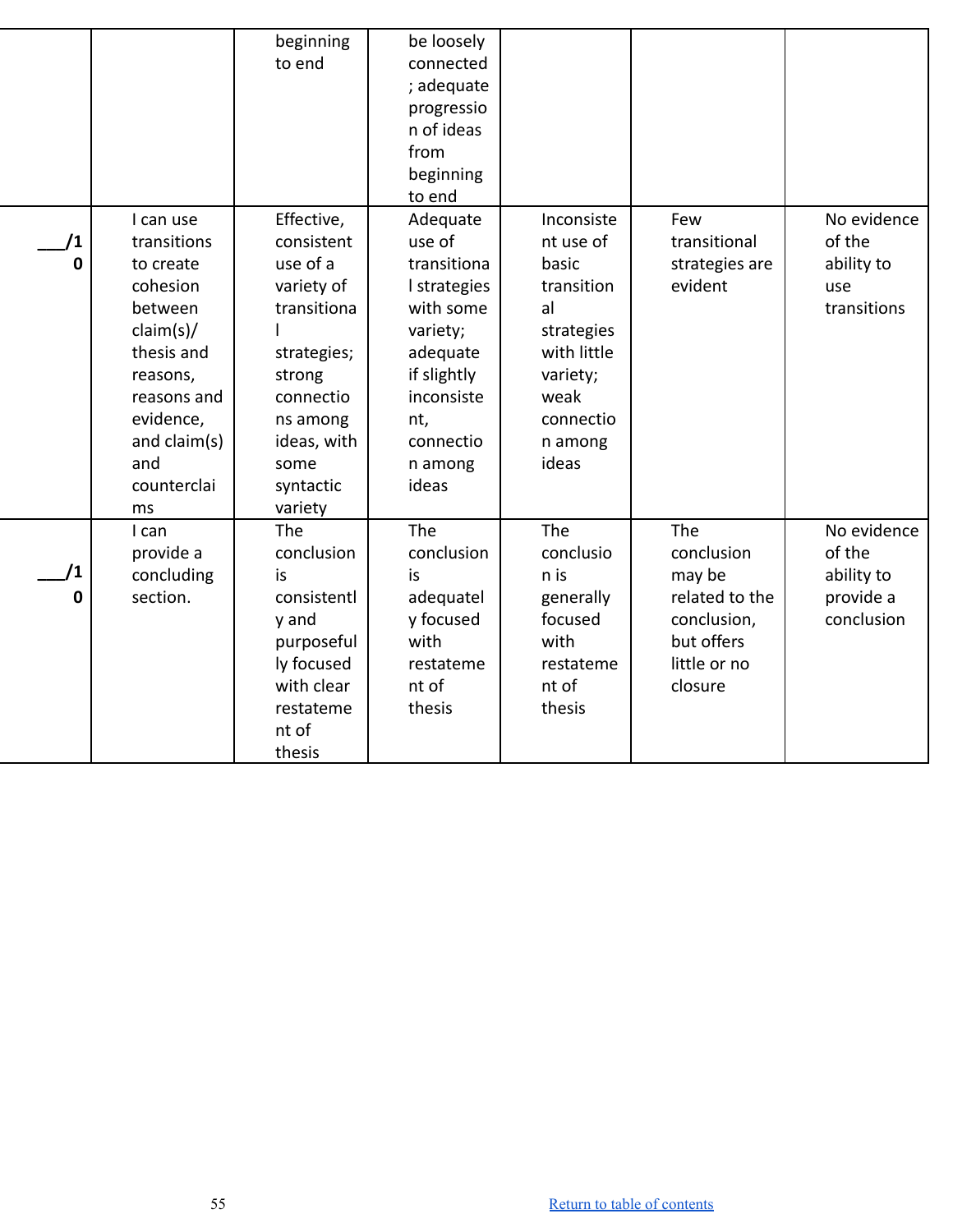|  |  |  |  |  |  |  |
|---|---|---|---|---|---|---|
|  |  | beginning to end | be loosely connected; adequate progression of ideas from beginning to end |  |  |  |
| ___/10 | I can use transitions to create cohesion between claim(s)/ thesis and reasons, reasons and evidence, and claim(s) and counterclaims | Effective, consistent use of a variety of transitional strategies; strong connections among ideas, with some syntactic variety | Adequate use of transitional strategies with some variety; adequate if slightly inconsistent, connection among ideas | Inconsistent use of basic transitional strategies with little variety; weak connection among ideas | Few transitional strategies are evident | No evidence of the ability to use transitions |
| ___/10 | I can provide a concluding section. | The conclusion is consistently and purposefully focused with clear restatement of thesis | The conclusion is adequately focused with restatement of thesis | The conclusion is generally focused with restatement of thesis | The conclusion may be related to the conclusion, but offers little or no closure | No evidence of the ability to provide a conclusion |

Return to table of contents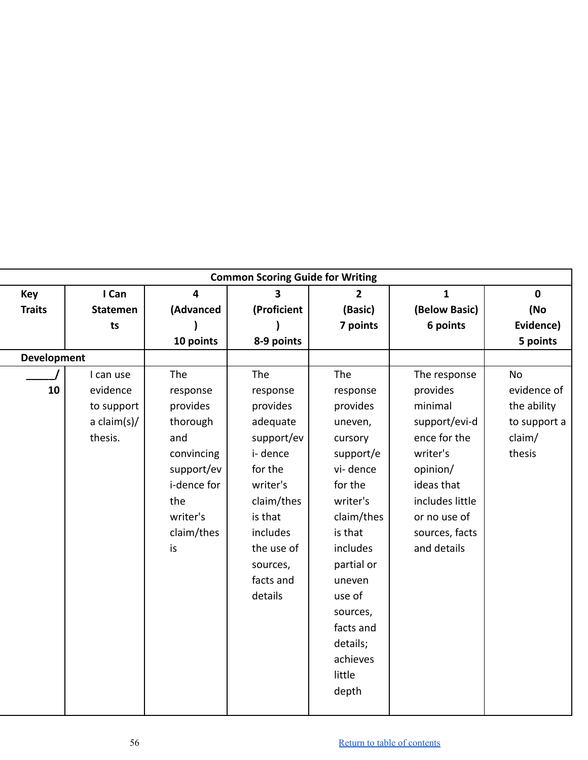| Common Scoring Guide for Writing | | | | | | |
|---|---|---|---|---|---|---|
| **Key Traits** | **I Can Statements** | **4 (Advanced) 10 points** | **3 (Proficient) 8-9 points** | **2 (Basic) 7 points** | **1 (Below Basic) 6 points** | **0 (No Evidence) 5 points** |
| **Development** | | | | | | |
| ____/ **10** | I can use evidence to support a claim(s)/ thesis. | The response provides thorough and convincing support/evi-dence for the writer's claim/thesis | The response provides adequate support/evi- dence for the writer's claim/thesis that includes the use of sources, facts and details | The response provides uneven, cursory support/evi- dence for the writer's claim/thesis that includes partial or uneven use of sources, facts and details; achieves little depth | The response provides minimal support/evi-dence for the writer's opinion/ ideas that includes little or no use of sources, facts and details | No evidence of the ability to support a claim/ thesis |

Return to table of contents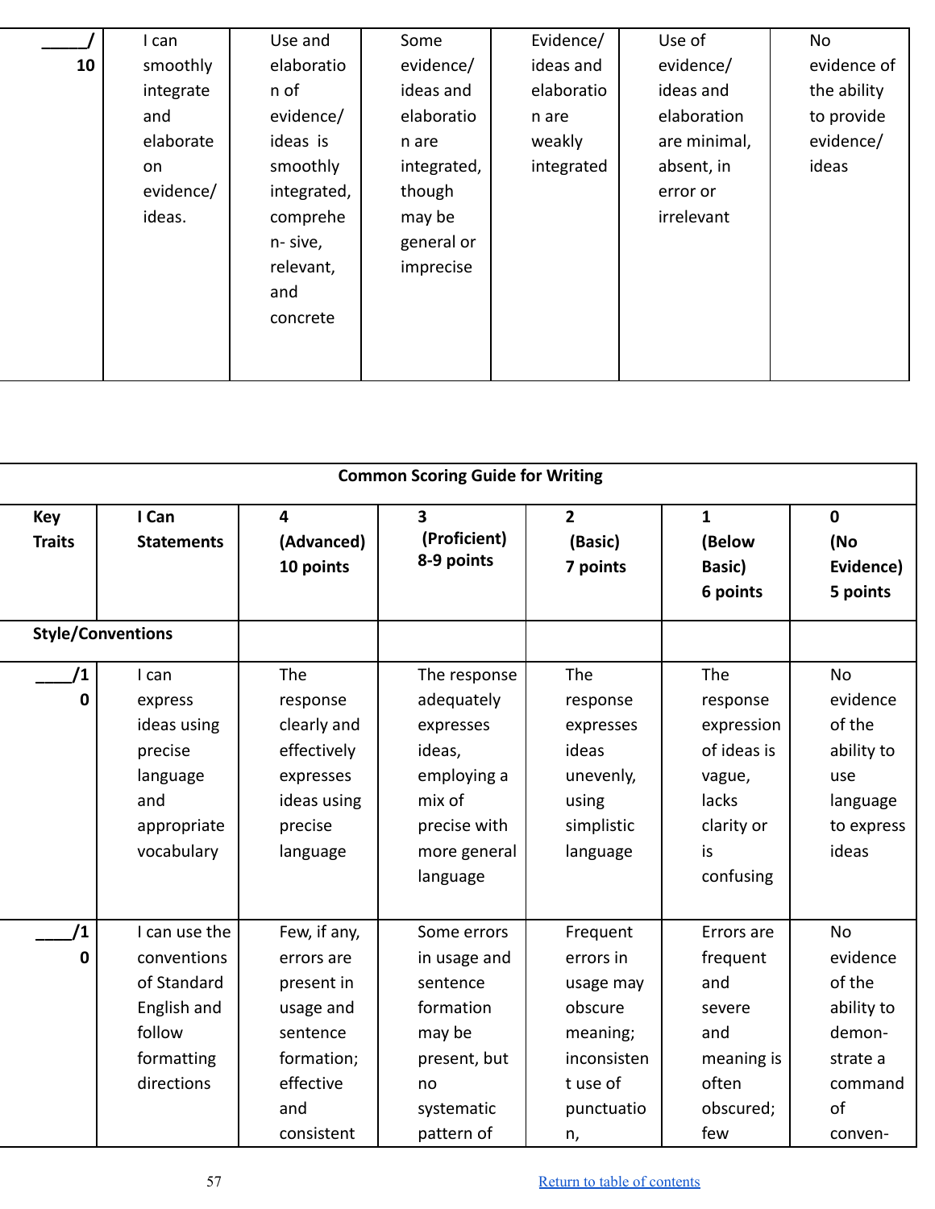| _____/ 10 | I can smoothly integrate and elaborate on evidence/ ideas. | Use and elaboration of evidence/ ideas is smoothly integrated, comprehen- sive, relevant, and concrete | Some evidence/ ideas and elaboration are integrated, though may be general or imprecise | Evidence/ ideas and elaboration are weakly integrated | Use of evidence/ ideas and elaboration are minimal, absent, in error or irrelevant | No evidence of the ability to provide evidence/ ideas |
|---|---|---|---|---|---|---|

| Common Scoring Guide for Writing | | | | | | |
|---|---|---|---|---|---|---|
| **Key Traits** | **I Can Statements** | **4 (Advanced) 10 points** | **3 (Proficient) 8-9 points** | **2 (Basic) 7 points** | **1 (Below Basic) 6 points** | **0 (No Evidence) 5 points** |
| **Style/Conventions** | | | | | | |
| ____/10 | I can express ideas using precise language and appropriate vocabulary | The response clearly and effectively expresses ideas using precise language | The response adequately expresses ideas, employing a mix of precise with more general language | The response expresses ideas unevenly, using simplistic language | The response expression of ideas is vague, lacks clarity or is confusing | No evidence of the ability to use language to express ideas |
| ____/10 | I can use the conventions of Standard English and follow formatting directions | Few, if any, errors are present in usage and sentence formation; effective and consistent | Some errors in usage and sentence formation may be present, but no systematic pattern of | Frequent errors in usage may obscure meaning; inconsistent use of punctuation, | Errors are frequent and severe and meaning is often obscured; few | No evidence of the ability to demon- strate a command of conven- |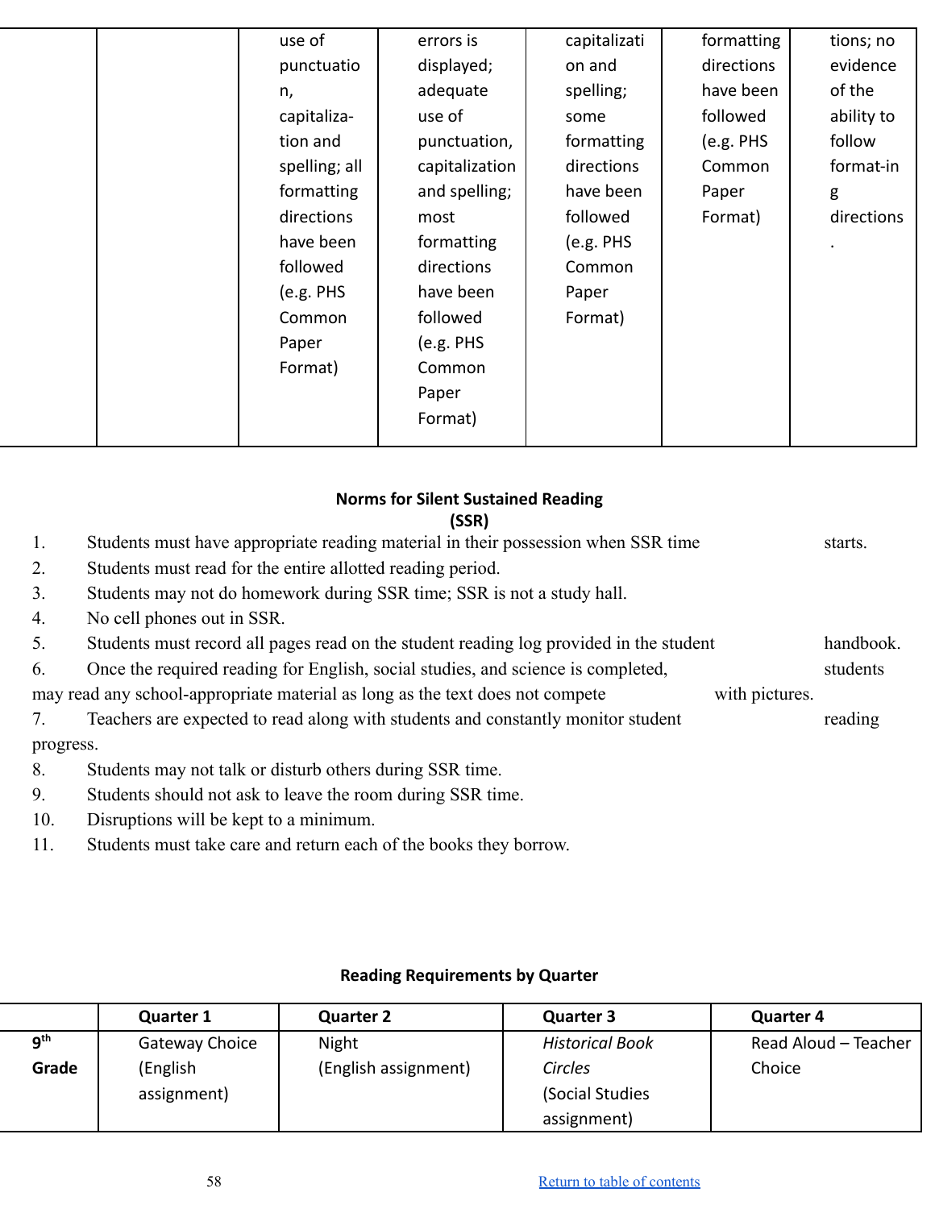| | | use of punctuation, capitaliza-tion and spelling; all formatting directions have been followed (e.g. PHS Common Paper Format) | errors is displayed; adequate use of punctuation, capitalization and spelling; most formatting directions have been followed (e.g. PHS Common Paper Format) | capitalization and spelling; some formatting directions have been followed (e.g. PHS Common Paper Format) | formatting directions have been followed (e.g. PHS Common Paper Format) | tions; no evidence of the ability to follow format-ing directions. |
|---|---|---|---|---|---|---|

**Norms for Silent Sustained Reading (SSR)**

1. Students must have appropriate reading material in their possession when SSR time starts.
2. Students must read for the entire allotted reading period.
3. Students may not do homework during SSR time; SSR is not a study hall.
4. No cell phones out in SSR.
5. Students must record all pages read on the student reading log provided in the student handbook.
6. Once the required reading for English, social studies, and science is completed, students may read any school-appropriate material as long as the text does not compete with pictures.
7. Teachers are expected to read along with students and constantly monitor student reading progress.
8. Students may not talk or disturb others during SSR time.
9. Students should not ask to leave the room during SSR time.
10. Disruptions will be kept to a minimum.
11. Students must take care and return each of the books they borrow.

**Reading Requirements by Quarter**

| | Quarter 1 | Quarter 2 | Quarter 3 | Quarter 4 |
|---|---|---|---|---|
| **9th Grade** | Gateway Choice (English assignment) | Night (English assignment) | *Historical Book Circles* (Social Studies assignment) | Read Aloud – Teacher Choice |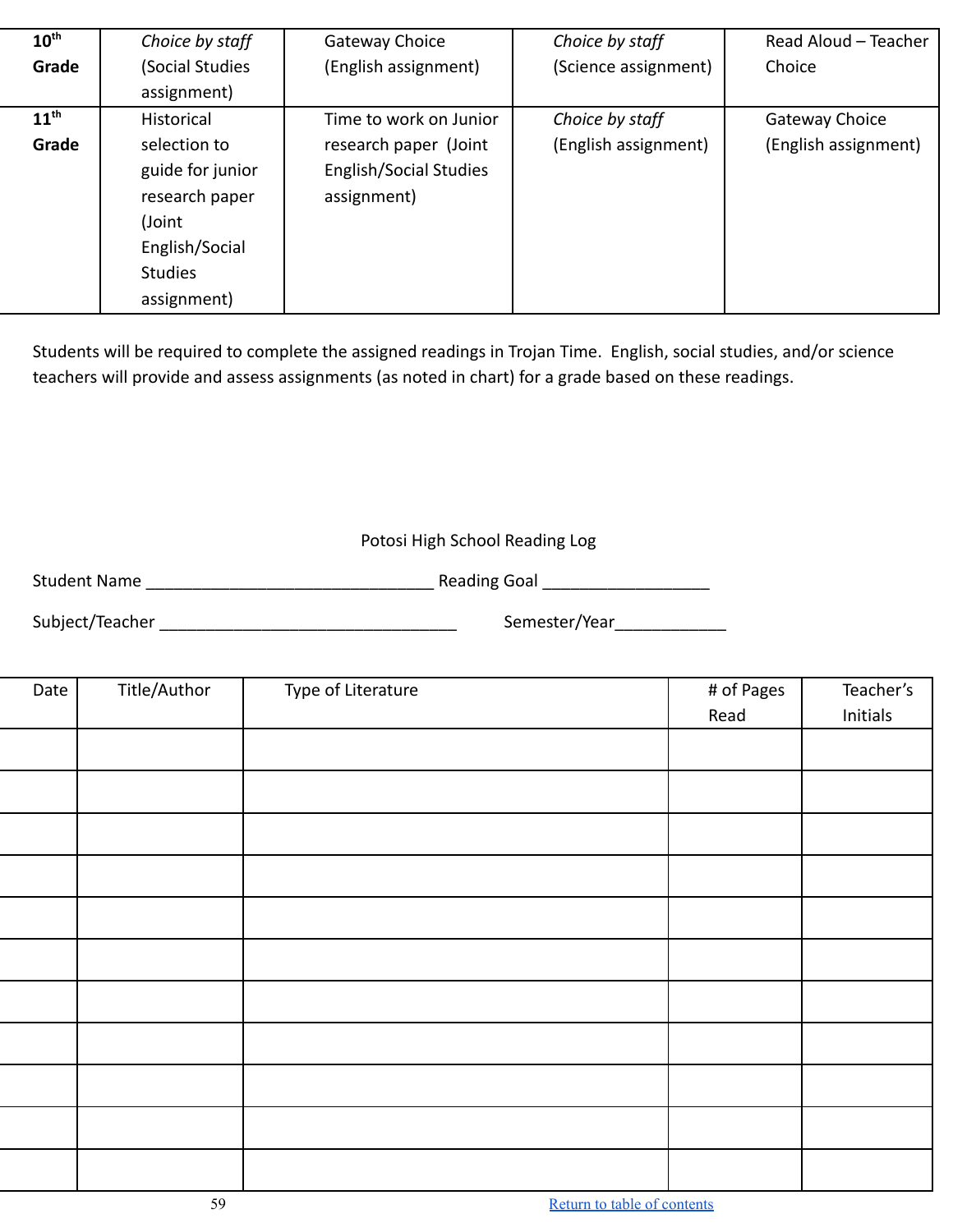| | | | | |
|---|---|---|---|---|
| **10th Grade** | *Choice by staff* (Social Studies assignment) | Gateway Choice (English assignment) | *Choice by staff* (Science assignment) | Read Aloud – Teacher Choice |
| **11th Grade** | Historical selection to guide for junior research paper (Joint English/Social Studies assignment) | Time to work on Junior research paper (Joint English/Social Studies assignment) | *Choice by staff* (English assignment) | Gateway Choice (English assignment) |

Students will be required to complete the assigned readings in Trojan Time. English, social studies, and/or science teachers will provide and assess assignments (as noted in chart) for a grade based on these readings.

Potosi High School Reading Log

Student Name _______________________________ Reading Goal __________________

Subject/Teacher ________________________________ Semester/Year____________

| Date | Title/Author | Type of Literature | # of Pages Read | Teacher's Initials |
|---|---|---|---|---|
| | | | | |
| | | | | |
| | | | | |
| | | | | |
| | | | | |
| | | | | |
| | | | | |
| | | | | |
| | | | | |
| | | | | |
| | | | | |

Return to table of contents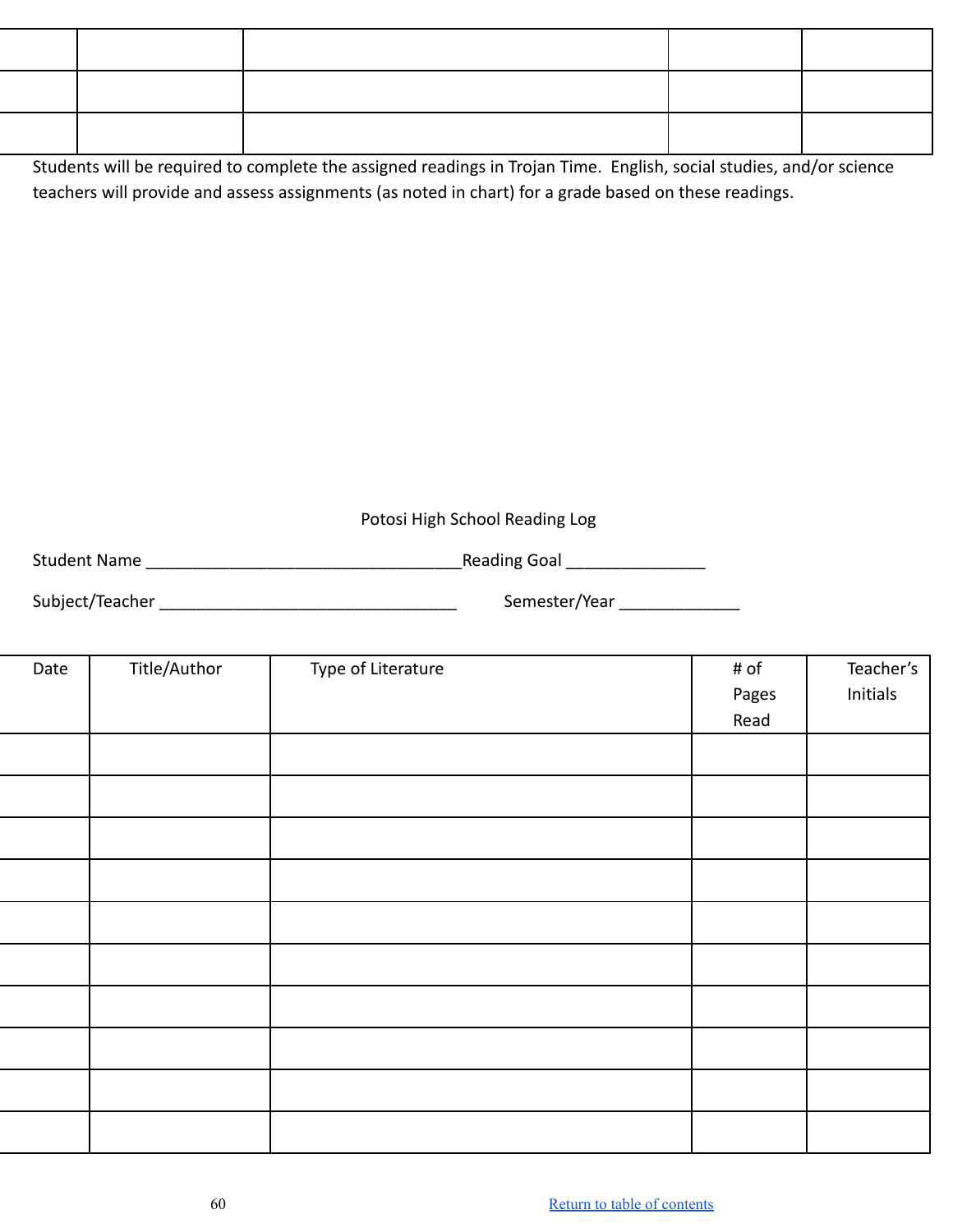| | | | | |
|---|---|---|---|---|
| | | | | |
| | | | | |
| | | | | |

Students will be required to complete the assigned readings in Trojan Time. English, social studies, and/or science teachers will provide and assess assignments (as noted in chart) for a grade based on these readings.

Potosi High School Reading Log

Student Name ___________________________________Reading Goal _______________

Subject/Teacher _________________________________ Semester/Year _____________

| Date | Title/Author | Type of Literature | # of Pages Read | Teacher's Initials |
|---|---|---|---|---|
| | | | | |
| | | | | |
| | | | | |
| | | | | |
| | | | | |
| | | | | |
| | | | | |
| | | | | |
| | | | | |
| | | | | |

Return to table of contents